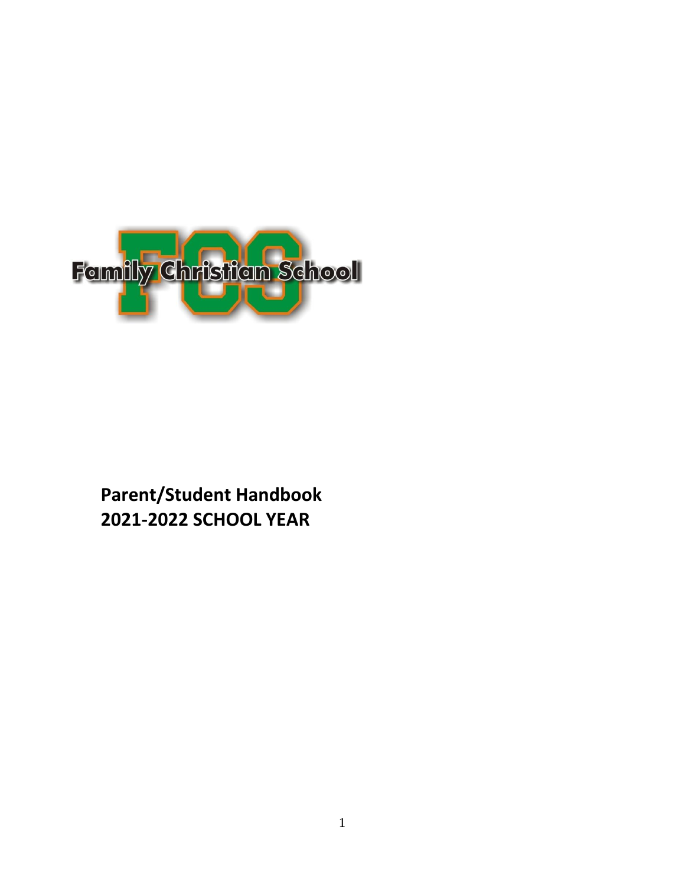Family Christian School

**Parent/Student Handbook**
**2021-2022 SCHOOL YEAR**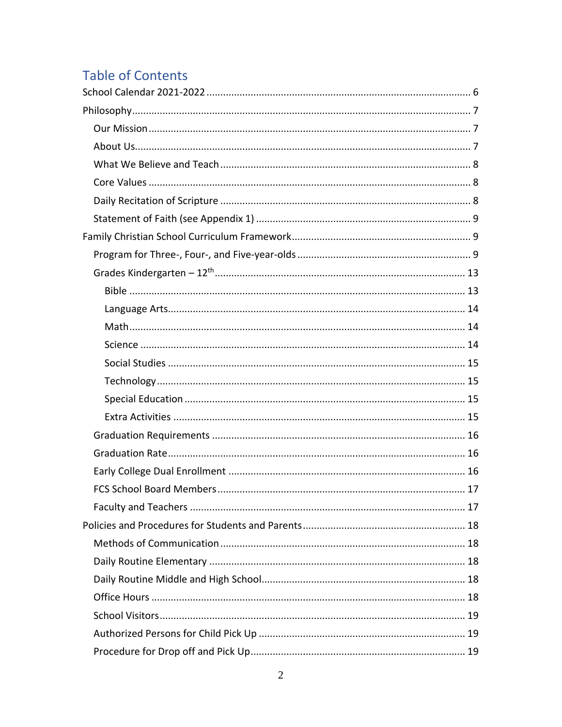# Table of Contents

- School Calendar 2021-2022 ... 6
- Philosophy ... 7
  - Our Mission ... 7
  - About Us ... 7
  - What We Believe and Teach ... 8
  - Core Values ... 8
  - Daily Recitation of Scripture ... 8
  - Statement of Faith (see Appendix 1) ... 9
- Family Christian School Curriculum Framework ... 9
  - Program for Three-, Four-, and Five-year-olds ... 9
  - Grades Kindergarten – 12th ... 13
    - Bible ... 13
    - Language Arts ... 14
    - Math ... 14
    - Science ... 14
    - Social Studies ... 15
    - Technology ... 15
    - Special Education ... 15
    - Extra Activities ... 15
  - Graduation Requirements ... 16
  - Graduation Rate ... 16
  - Early College Dual Enrollment ... 16
  - FCS School Board Members ... 17
  - Faculty and Teachers ... 17
- Policies and Procedures for Students and Parents ... 18
  - Methods of Communication ... 18
  - Daily Routine Elementary ... 18
  - Daily Routine Middle and High School ... 18
  - Office Hours ... 18
  - School Visitors ... 19
  - Authorized Persons for Child Pick Up ... 19
  - Procedure for Drop off and Pick Up ... 19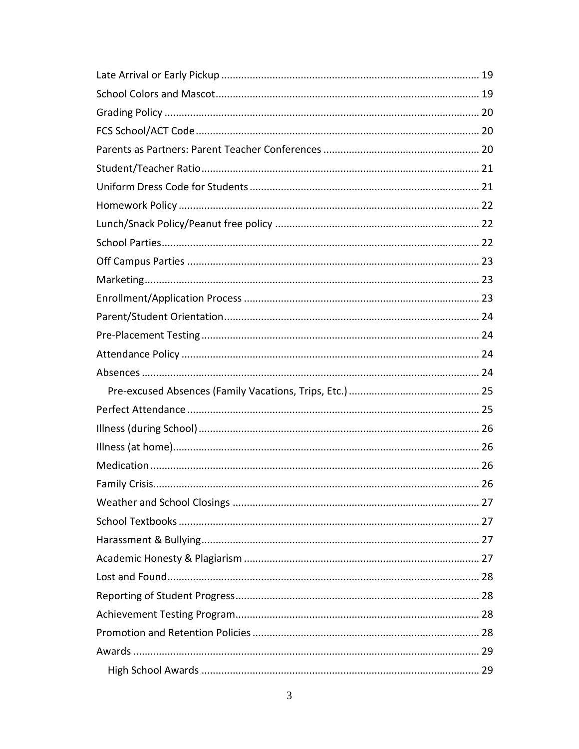Late Arrival or Early Pickup ........................................................................................ 19
School Colors and Mascot........................................................................................... 19
Grading Policy ............................................................................................................ 20
FCS School/ACT Code................................................................................................. 20
Parents as Partners: Parent Teacher Conferences ...................................................... 20
Student/Teacher Ratio................................................................................................. 21
Uniform Dress Code for Students ................................................................................ 21
Homework Policy ........................................................................................................ 22
Lunch/Snack Policy/Peanut free policy ....................................................................... 22
School Parties.............................................................................................................. 22
Off Campus Parties ..................................................................................................... 23
Marketing.................................................................................................................... 23
Enrollment/Application Process .................................................................................. 23
Parent/Student Orientation......................................................................................... 24
Pre-Placement Testing ................................................................................................ 24
Attendance Policy ....................................................................................................... 24
Absences ..................................................................................................................... 24
&nbsp;&nbsp;&nbsp;&nbsp;Pre-excused Absences (Family Vacations, Trips, Etc.) ............................................. 25
Perfect Attendance ..................................................................................................... 25
Illness (during School) ................................................................................................. 26
Illness (at home).......................................................................................................... 26
Medication .................................................................................................................. 26
Family Crisis................................................................................................................. 26
Weather and School Closings ...................................................................................... 27
School Textbooks ........................................................................................................ 27
Harassment & Bullying................................................................................................ 27
Academic Honesty & Plagiarism .................................................................................. 27
Lost and Found............................................................................................................ 28
Reporting of Student Progress..................................................................................... 28
Achievement Testing Program..................................................................................... 28
Promotion and Retention Policies ............................................................................... 28
Awards ........................................................................................................................ 29
&nbsp;&nbsp;&nbsp;&nbsp;High School Awards ................................................................................................ 29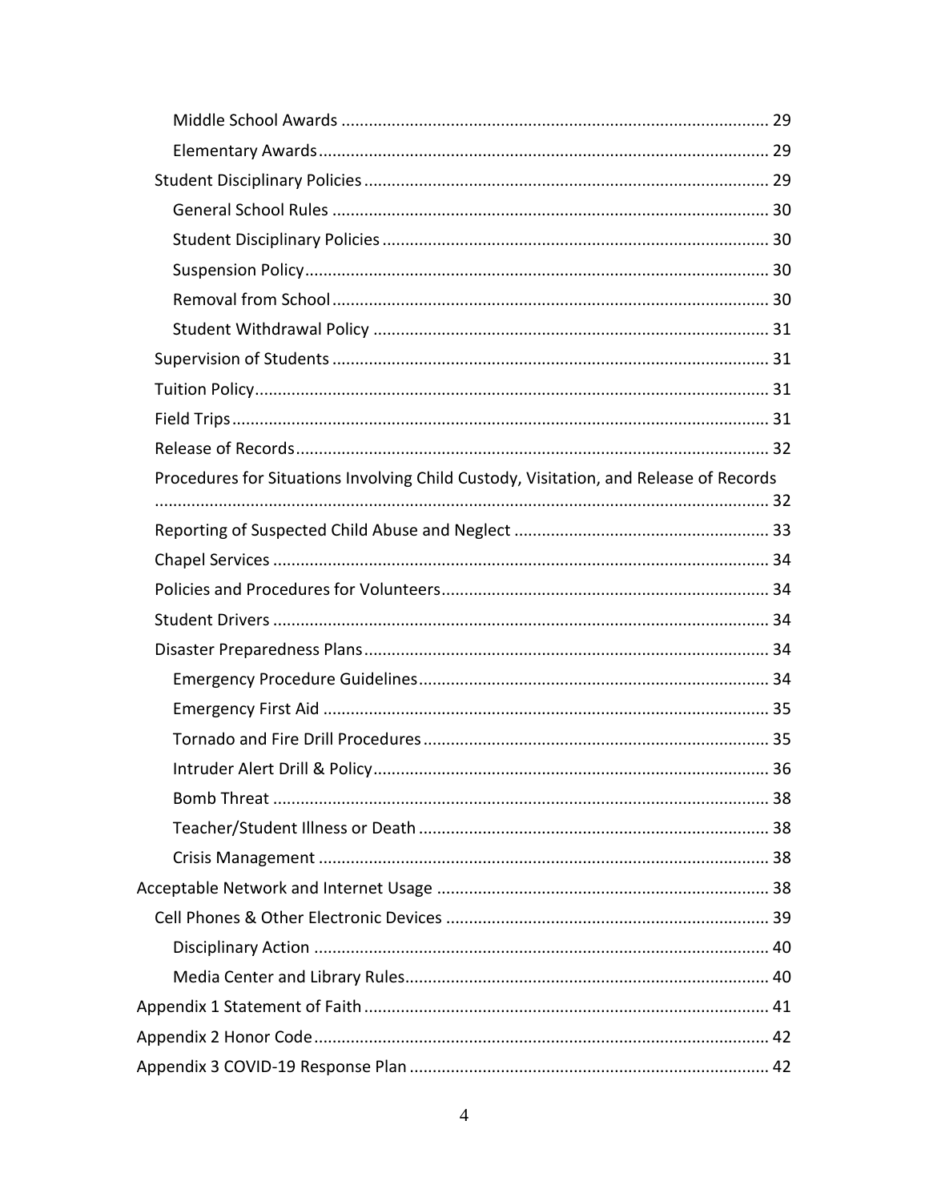- Middle School Awards ............................................................................................ 29
- Elementary Awards ................................................................................................ 29
- Student Disciplinary Policies ....................................................................................... 29
  - General School Rules .............................................................................................. 30
  - Student Disciplinary Policies .................................................................................... 30
  - Suspension Policy .................................................................................................... 30
  - Removal from School .............................................................................................. 30
  - Student Withdrawal Policy ...................................................................................... 31
- Supervision of Students .............................................................................................. 31
- Tuition Policy ............................................................................................................... 31
- Field Trips .................................................................................................................... 31
- Release of Records ...................................................................................................... 32
- Procedures for Situations Involving Child Custody, Visitation, and Release of Records ..................................................................................................................................... 32
- Reporting of Suspected Child Abuse and Neglect ....................................................... 33
- Chapel Services ........................................................................................................... 34
- Policies and Procedures for Volunteers ....................................................................... 34
- Student Drivers ........................................................................................................... 34
- Disaster Preparedness Plans ........................................................................................ 34
  - Emergency Procedure Guidelines ............................................................................ 34
  - Emergency First Aid ................................................................................................. 35
  - Tornado and Fire Drill Procedures ........................................................................... 35
  - Intruder Alert Drill & Policy ...................................................................................... 36
  - Bomb Threat ............................................................................................................ 38
  - Teacher/Student Illness or Death ............................................................................ 38
  - Crisis Management .................................................................................................. 38

Acceptable Network and Internet Usage ........................................................................ 38

- Cell Phones & Other Electronic Devices ...................................................................... 39
  - Disciplinary Action ................................................................................................... 40
  - Media Center and Library Rules ............................................................................... 40

Appendix 1 Statement of Faith ........................................................................................ 41

Appendix 2 Honor Code ................................................................................................... 42

Appendix 3 COVID-19 Response Plan .............................................................................. 42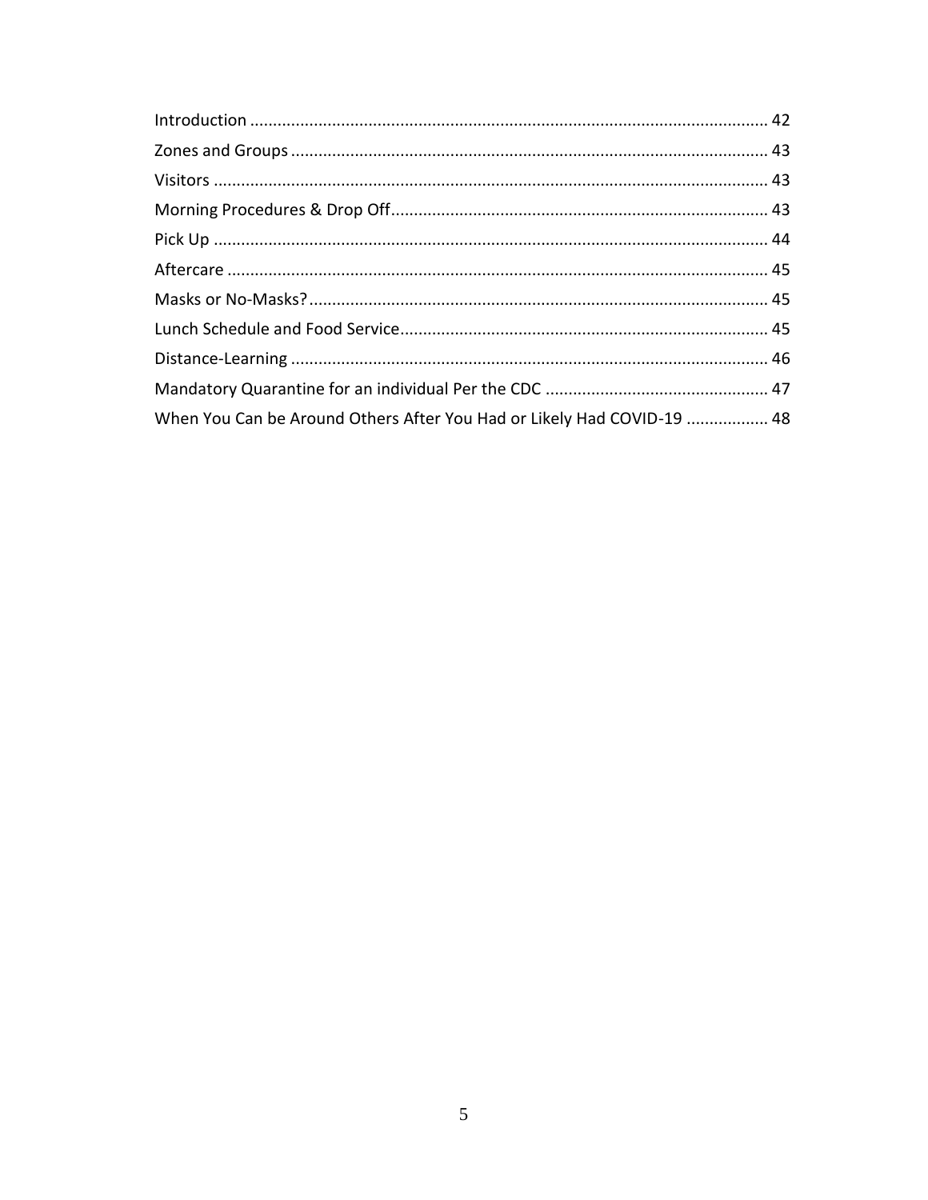Introduction ................................................................................................................ 42

Zones and Groups ....................................................................................................... 43

Visitors ........................................................................................................................ 43

Morning Procedures & Drop Off.................................................................................. 43

Pick Up ........................................................................................................................ 44

Aftercare ..................................................................................................................... 45

Masks or No-Masks?.................................................................................................... 45

Lunch Schedule and Food Service................................................................................ 45

Distance-Learning ........................................................................................................ 46

Mandatory Quarantine for an individual Per the CDC ................................................. 47

When You Can be Around Others After You Had or Likely Had COVID-19 .................. 48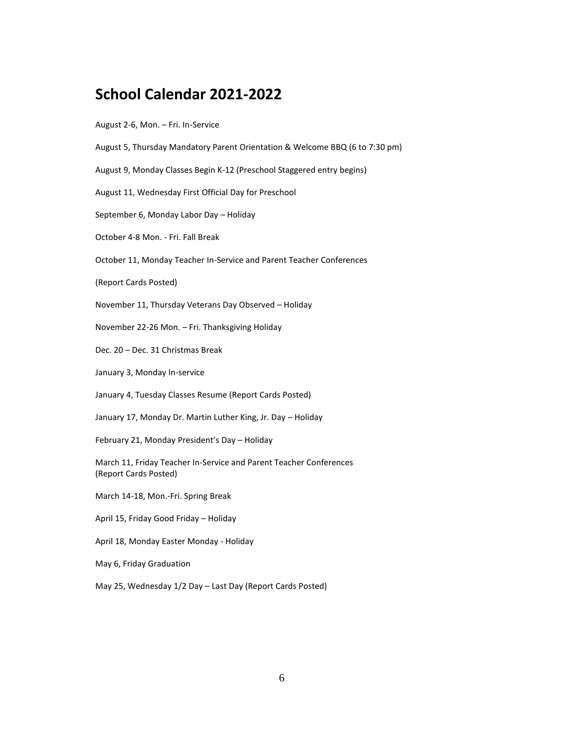# School Calendar 2021-2022

August 2-6, Mon. – Fri. In-Service

August 5, Thursday Mandatory Parent Orientation & Welcome BBQ (6 to 7:30 pm)

August 9, Monday Classes Begin K-12 (Preschool Staggered entry begins)

August 11, Wednesday First Official Day for Preschool

September 6, Monday Labor Day – Holiday

October 4-8 Mon. - Fri. Fall Break

October 11, Monday Teacher In-Service and Parent Teacher Conferences

(Report Cards Posted)

November 11, Thursday Veterans Day Observed – Holiday

November 22-26 Mon. – Fri. Thanksgiving Holiday

Dec. 20 – Dec. 31 Christmas Break

January 3, Monday In-service

January 4, Tuesday Classes Resume (Report Cards Posted)

January 17, Monday Dr. Martin Luther King, Jr. Day – Holiday

February 21, Monday President's Day – Holiday

March 11, Friday Teacher In-Service and Parent Teacher Conferences
(Report Cards Posted)

March 14-18, Mon.-Fri. Spring Break

April 15, Friday Good Friday – Holiday

April 18, Monday Easter Monday - Holiday

May 6, Friday Graduation

May 25, Wednesday 1/2 Day – Last Day (Report Cards Posted)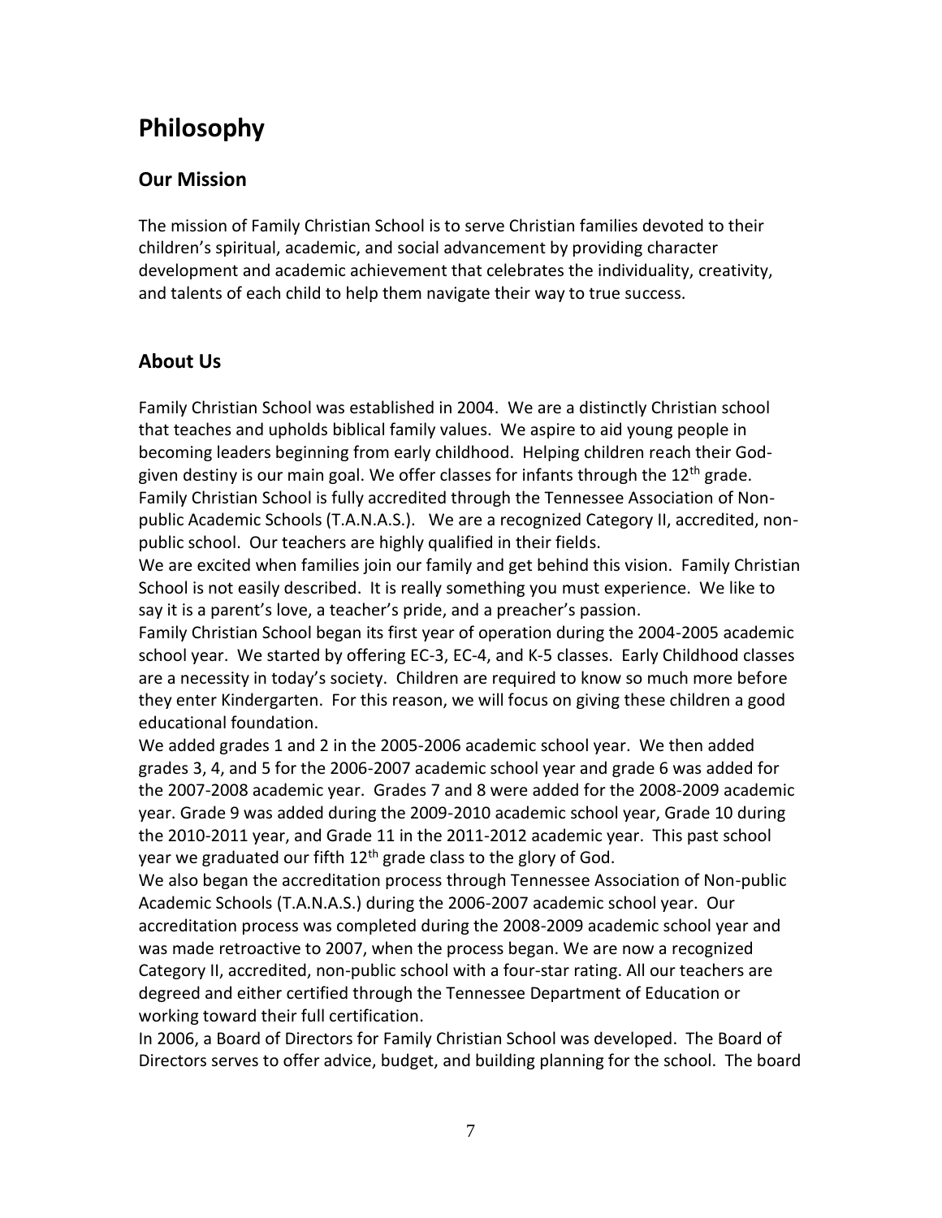# Philosophy

## Our Mission

The mission of Family Christian School is to serve Christian families devoted to their children's spiritual, academic, and social advancement by providing character development and academic achievement that celebrates the individuality, creativity, and talents of each child to help them navigate their way to true success.

## About Us

Family Christian School was established in 2004. We are a distinctly Christian school that teaches and upholds biblical family values. We aspire to aid young people in becoming leaders beginning from early childhood. Helping children reach their God-given destiny is our main goal. We offer classes for infants through the 12th grade. Family Christian School is fully accredited through the Tennessee Association of Non-public Academic Schools (T.A.N.A.S.). We are a recognized Category II, accredited, non-public school. Our teachers are highly qualified in their fields.

We are excited when families join our family and get behind this vision. Family Christian School is not easily described. It is really something you must experience. We like to say it is a parent's love, a teacher's pride, and a preacher's passion.

Family Christian School began its first year of operation during the 2004-2005 academic school year. We started by offering EC-3, EC-4, and K-5 classes. Early Childhood classes are a necessity in today's society. Children are required to know so much more before they enter Kindergarten. For this reason, we will focus on giving these children a good educational foundation.

We added grades 1 and 2 in the 2005-2006 academic school year. We then added grades 3, 4, and 5 for the 2006-2007 academic school year and grade 6 was added for the 2007-2008 academic year. Grades 7 and 8 were added for the 2008-2009 academic year. Grade 9 was added during the 2009-2010 academic school year, Grade 10 during the 2010-2011 year, and Grade 11 in the 2011-2012 academic year. This past school year we graduated our fifth 12th grade class to the glory of God.

We also began the accreditation process through Tennessee Association of Non-public Academic Schools (T.A.N.A.S.) during the 2006-2007 academic school year. Our accreditation process was completed during the 2008-2009 academic school year and was made retroactive to 2007, when the process began. We are now a recognized Category II, accredited, non-public school with a four-star rating. All our teachers are degreed and either certified through the Tennessee Department of Education or working toward their full certification.

In 2006, a Board of Directors for Family Christian School was developed. The Board of Directors serves to offer advice, budget, and building planning for the school. The board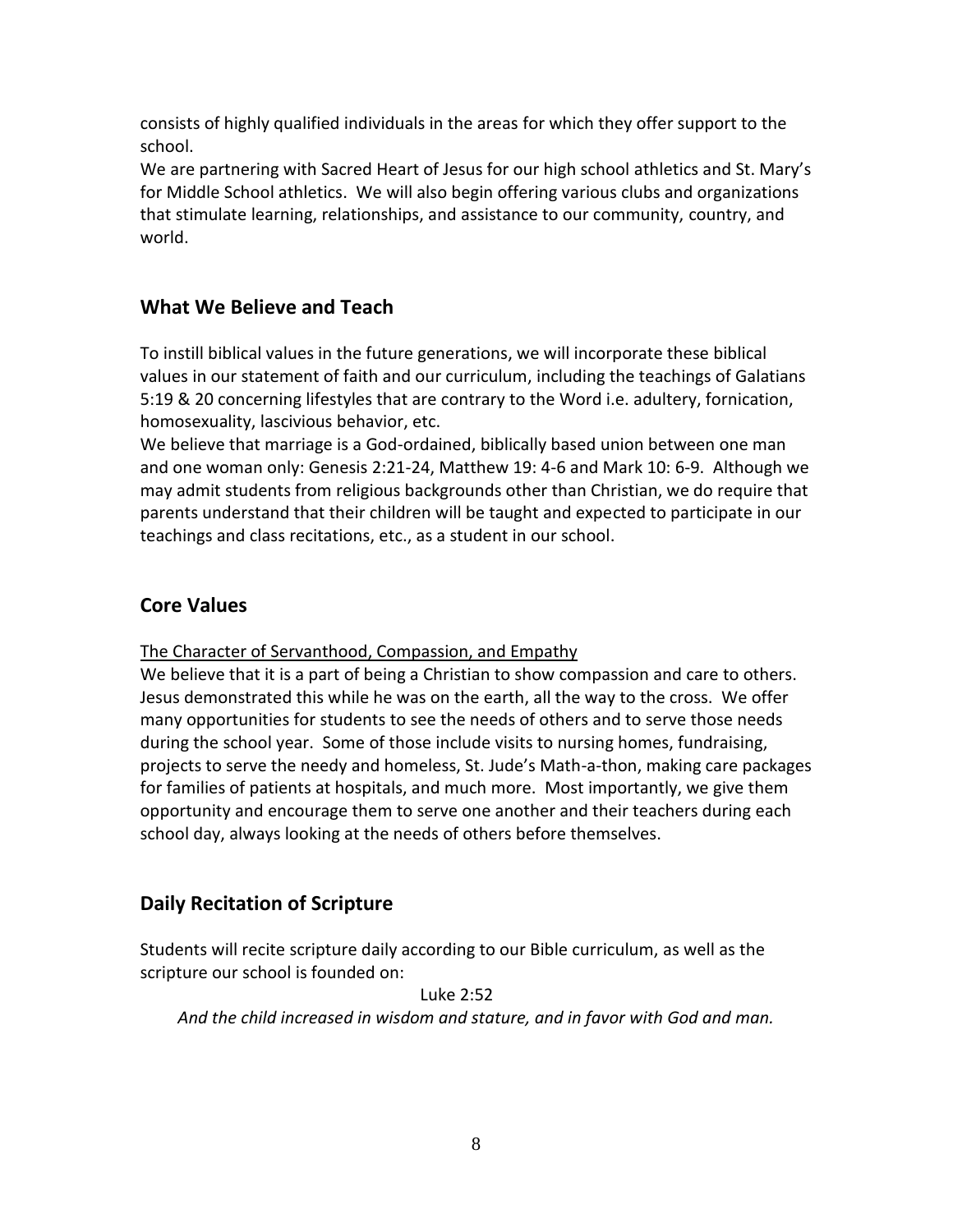consists of highly qualified individuals in the areas for which they offer support to the school.

We are partnering with Sacred Heart of Jesus for our high school athletics and St. Mary's for Middle School athletics. We will also begin offering various clubs and organizations that stimulate learning, relationships, and assistance to our community, country, and world.

## What We Believe and Teach

To instill biblical values in the future generations, we will incorporate these biblical values in our statement of faith and our curriculum, including the teachings of Galatians 5:19 & 20 concerning lifestyles that are contrary to the Word i.e. adultery, fornication, homosexuality, lascivious behavior, etc.

We believe that marriage is a God-ordained, biblically based union between one man and one woman only: Genesis 2:21-24, Matthew 19: 4-6 and Mark 10: 6-9. Although we may admit students from religious backgrounds other than Christian, we do require that parents understand that their children will be taught and expected to participate in our teachings and class recitations, etc., as a student in our school.

## Core Values

<u>The Character of Servanthood, Compassion, and Empathy</u>

We believe that it is a part of being a Christian to show compassion and care to others. Jesus demonstrated this while he was on the earth, all the way to the cross. We offer many opportunities for students to see the needs of others and to serve those needs during the school year. Some of those include visits to nursing homes, fundraising, projects to serve the needy and homeless, St. Jude's Math-a-thon, making care packages for families of patients at hospitals, and much more. Most importantly, we give them opportunity and encourage them to serve one another and their teachers during each school day, always looking at the needs of others before themselves.

## Daily Recitation of Scripture

Students will recite scripture daily according to our Bible curriculum, as well as the scripture our school is founded on:

Luke 2:52

*And the child increased in wisdom and stature, and in favor with God and man.*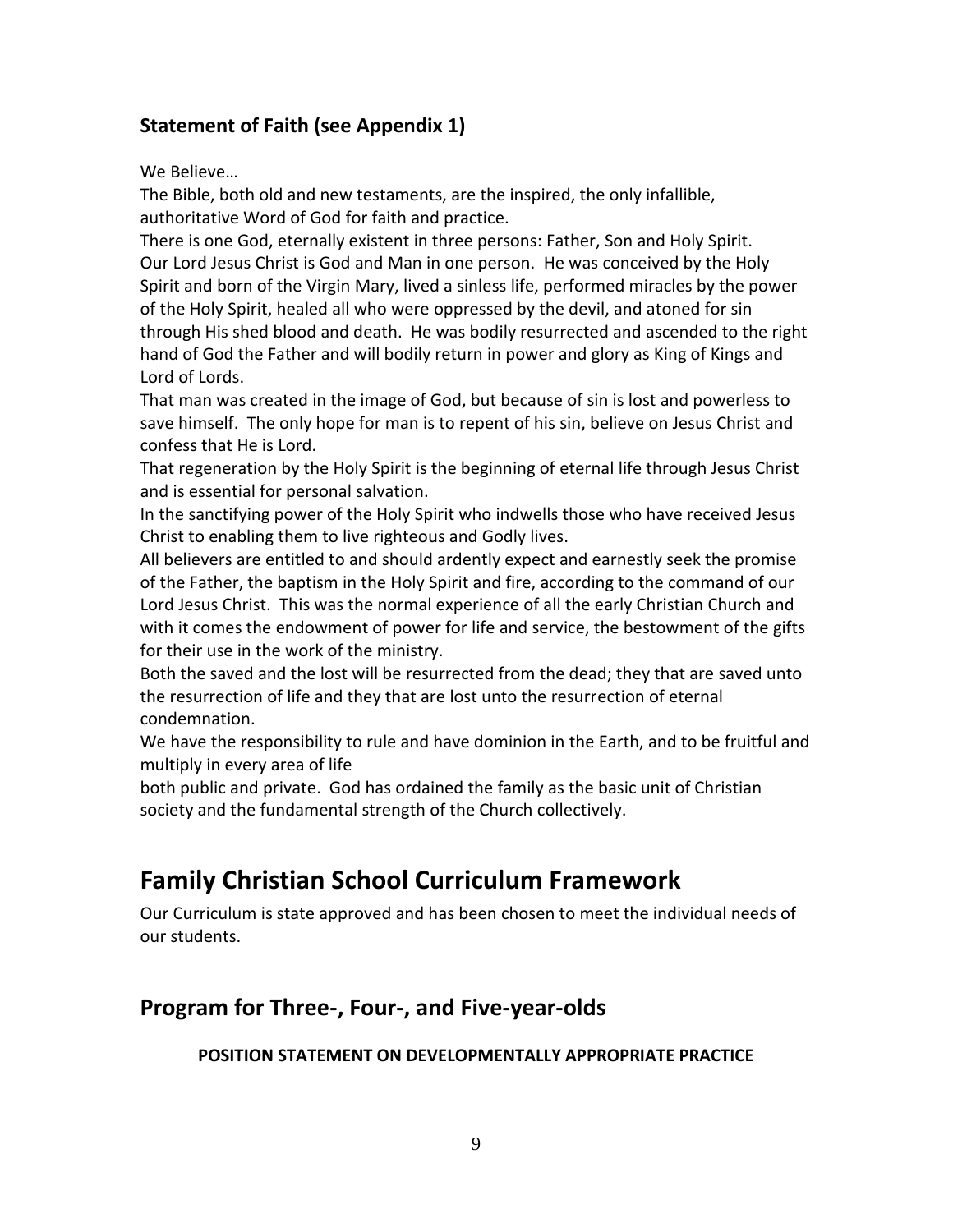### Statement of Faith (see Appendix 1)

We Believe…

The Bible, both old and new testaments, are the inspired, the only infallible, authoritative Word of God for faith and practice.

There is one God, eternally existent in three persons: Father, Son and Holy Spirit.

Our Lord Jesus Christ is God and Man in one person. He was conceived by the Holy Spirit and born of the Virgin Mary, lived a sinless life, performed miracles by the power of the Holy Spirit, healed all who were oppressed by the devil, and atoned for sin through His shed blood and death. He was bodily resurrected and ascended to the right hand of God the Father and will bodily return in power and glory as King of Kings and Lord of Lords.

That man was created in the image of God, but because of sin is lost and powerless to save himself. The only hope for man is to repent of his sin, believe on Jesus Christ and confess that He is Lord.

That regeneration by the Holy Spirit is the beginning of eternal life through Jesus Christ and is essential for personal salvation.

In the sanctifying power of the Holy Spirit who indwells those who have received Jesus Christ to enabling them to live righteous and Godly lives.

All believers are entitled to and should ardently expect and earnestly seek the promise of the Father, the baptism in the Holy Spirit and fire, according to the command of our Lord Jesus Christ. This was the normal experience of all the early Christian Church and with it comes the endowment of power for life and service, the bestowment of the gifts for their use in the work of the ministry.

Both the saved and the lost will be resurrected from the dead; they that are saved unto the resurrection of life and they that are lost unto the resurrection of eternal condemnation.

We have the responsibility to rule and have dominion in the Earth, and to be fruitful and multiply in every area of life both public and private. God has ordained the family as the basic unit of Christian society and the fundamental strength of the Church collectively.

# Family Christian School Curriculum Framework

Our Curriculum is state approved and has been chosen to meet the individual needs of our students.

## Program for Three-, Four-, and Five-year-olds

**POSITION STATEMENT ON DEVELOPMENTALLY APPROPRIATE PRACTICE**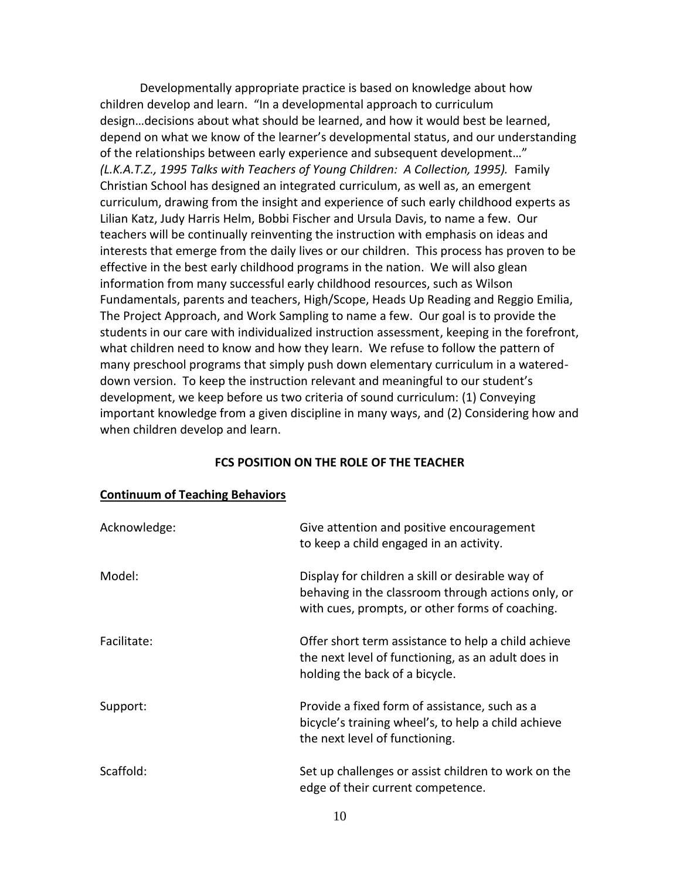Developmentally appropriate practice is based on knowledge about how children develop and learn. "In a developmental approach to curriculum design…decisions about what should be learned, and how it would best be learned, depend on what we know of the learner's developmental status, and our understanding of the relationships between early experience and subsequent development…" *(L.K.A.T.Z., 1995 Talks with Teachers of Young Children: A Collection, 1995).* Family Christian School has designed an integrated curriculum, as well as, an emergent curriculum, drawing from the insight and experience of such early childhood experts as Lilian Katz, Judy Harris Helm, Bobbi Fischer and Ursula Davis, to name a few. Our teachers will be continually reinventing the instruction with emphasis on ideas and interests that emerge from the daily lives or our children. This process has proven to be effective in the best early childhood programs in the nation. We will also glean information from many successful early childhood resources, such as Wilson Fundamentals, parents and teachers, High/Scope, Heads Up Reading and Reggio Emilia, The Project Approach, and Work Sampling to name a few. Our goal is to provide the students in our care with individualized instruction assessment, keeping in the forefront, what children need to know and how they learn. We refuse to follow the pattern of many preschool programs that simply push down elementary curriculum in a watered-down version. To keep the instruction relevant and meaningful to our student's development, we keep before us two criteria of sound curriculum: (1) Conveying important knowledge from a given discipline in many ways, and (2) Considering how and when children develop and learn.

**FCS POSITION ON THE ROLE OF THE TEACHER**

**Continuum of Teaching Behaviors**

| | |
|---|---|
| Acknowledge: | Give attention and positive encouragement to keep a child engaged in an activity. |
| Model: | Display for children a skill or desirable way of behaving in the classroom through actions only, or with cues, prompts, or other forms of coaching. |
| Facilitate: | Offer short term assistance to help a child achieve the next level of functioning, as an adult does in holding the back of a bicycle. |
| Support: | Provide a fixed form of assistance, such as a bicycle's training wheel's, to help a child achieve the next level of functioning. |
| Scaffold: | Set up challenges or assist children to work on the edge of their current competence. |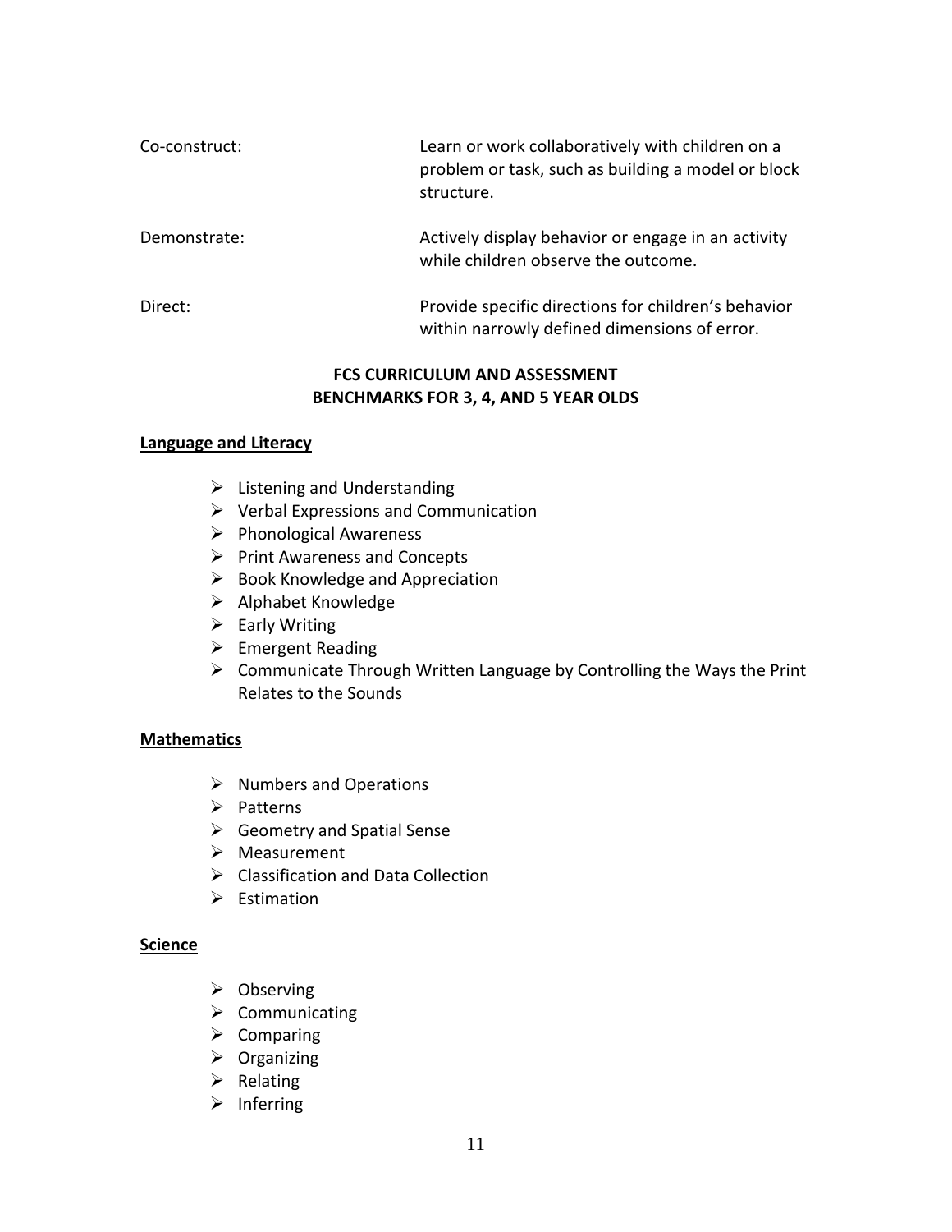Co-construct: Learn or work collaboratively with children on a problem or task, such as building a model or block structure.

Demonstrate: Actively display behavior or engage in an activity while children observe the outcome.

Direct: Provide specific directions for children's behavior within narrowly defined dimensions of error.

## FCS CURRICULUM AND ASSESSMENT
## BENCHMARKS FOR 3, 4, AND 5 YEAR OLDS

**Language and Literacy**

- Listening and Understanding
- Verbal Expressions and Communication
- Phonological Awareness
- Print Awareness and Concepts
- Book Knowledge and Appreciation
- Alphabet Knowledge
- Early Writing
- Emergent Reading
- Communicate Through Written Language by Controlling the Ways the Print Relates to the Sounds

**Mathematics**

- Numbers and Operations
- Patterns
- Geometry and Spatial Sense
- Measurement
- Classification and Data Collection
- Estimation

**Science**

- Observing
- Communicating
- Comparing
- Organizing
- Relating
- Inferring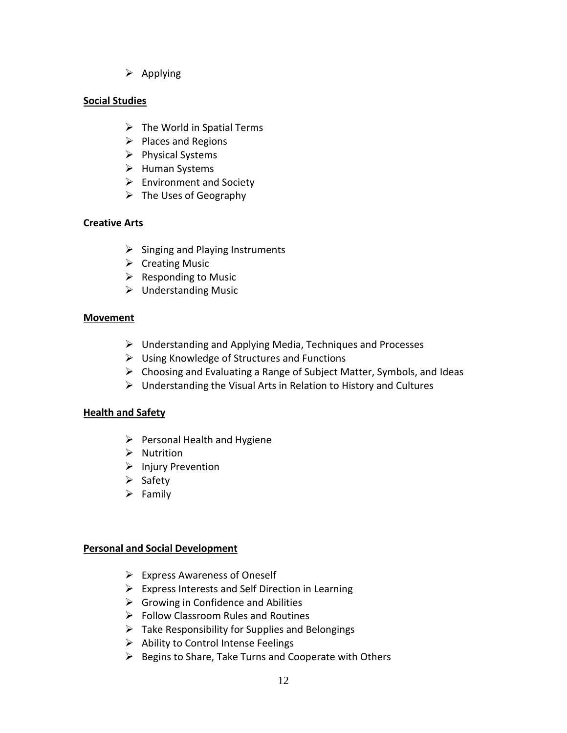- Applying

**Social Studies**

- The World in Spatial Terms
- Places and Regions
- Physical Systems
- Human Systems
- Environment and Society
- The Uses of Geography

**Creative Arts**

- Singing and Playing Instruments
- Creating Music
- Responding to Music
- Understanding Music

**Movement**

- Understanding and Applying Media, Techniques and Processes
- Using Knowledge of Structures and Functions
- Choosing and Evaluating a Range of Subject Matter, Symbols, and Ideas
- Understanding the Visual Arts in Relation to History and Cultures

**Health and Safety**

- Personal Health and Hygiene
- Nutrition
- Injury Prevention
- Safety
- Family

**Personal and Social Development**

- Express Awareness of Oneself
- Express Interests and Self Direction in Learning
- Growing in Confidence and Abilities
- Follow Classroom Rules and Routines
- Take Responsibility for Supplies and Belongings
- Ability to Control Intense Feelings
- Begins to Share, Take Turns and Cooperate with Others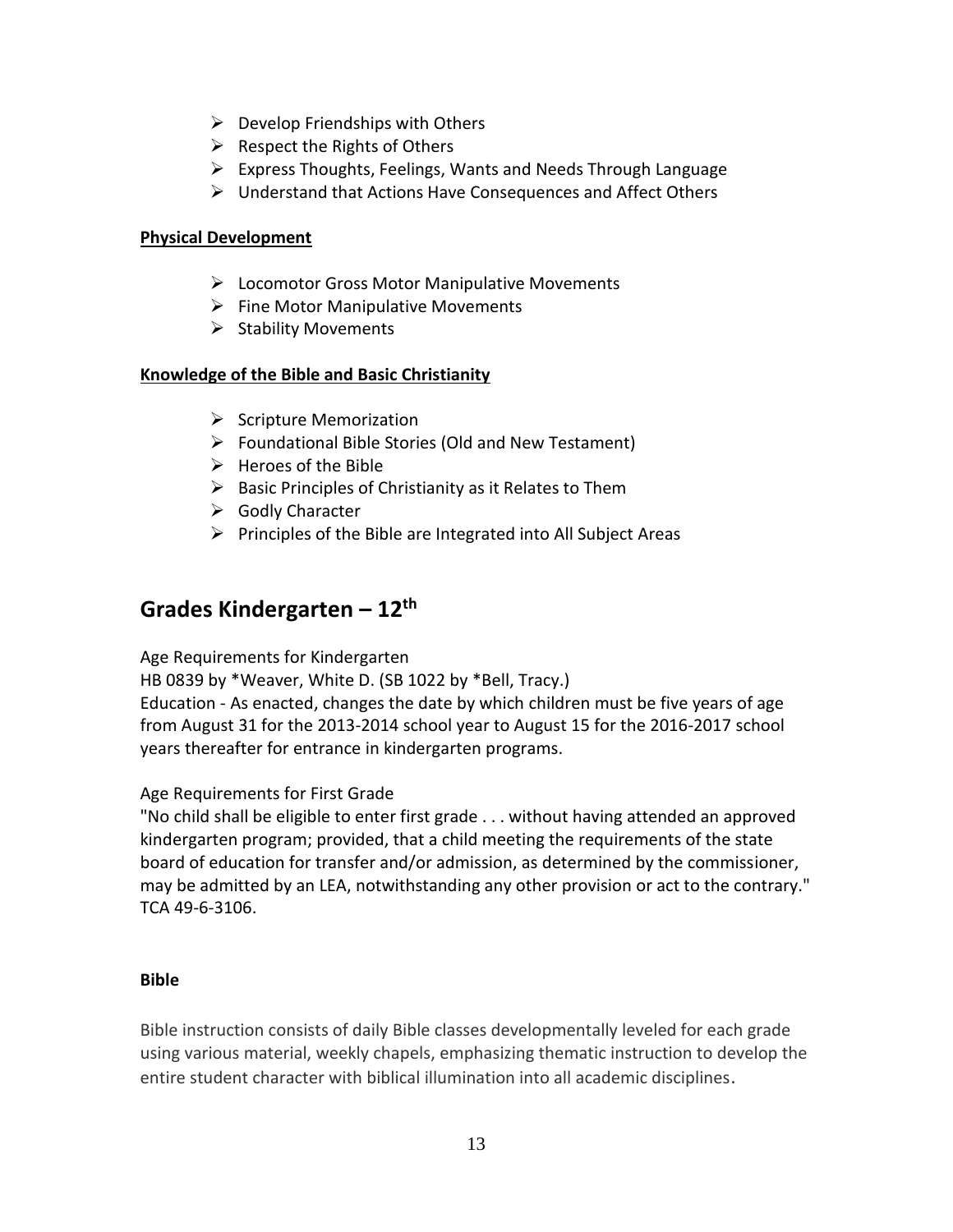- Develop Friendships with Others
- Respect the Rights of Others
- Express Thoughts, Feelings, Wants and Needs Through Language
- Understand that Actions Have Consequences and Affect Others

**Physical Development**

- Locomotor Gross Motor Manipulative Movements
- Fine Motor Manipulative Movements
- Stability Movements

**Knowledge of the Bible and Basic Christianity**

- Scripture Memorization
- Foundational Bible Stories (Old and New Testament)
- Heroes of the Bible
- Basic Principles of Christianity as it Relates to Them
- Godly Character
- Principles of the Bible are Integrated into All Subject Areas

## Grades Kindergarten – 12th

Age Requirements for Kindergarten
HB 0839 by *Weaver, White D. (SB 1022 by *Bell, Tracy.)
Education - As enacted, changes the date by which children must be five years of age from August 31 for the 2013-2014 school year to August 15 for the 2016-2017 school years thereafter for entrance in kindergarten programs.

Age Requirements for First Grade
"No child shall be eligible to enter first grade . . . without having attended an approved kindergarten program; provided, that a child meeting the requirements of the state board of education for transfer and/or admission, as determined by the commissioner, may be admitted by an LEA, notwithstanding any other provision or act to the contrary." TCA 49-6-3106.

**Bible**

Bible instruction consists of daily Bible classes developmentally leveled for each grade using various material, weekly chapels, emphasizing thematic instruction to develop the entire student character with biblical illumination into all academic disciplines.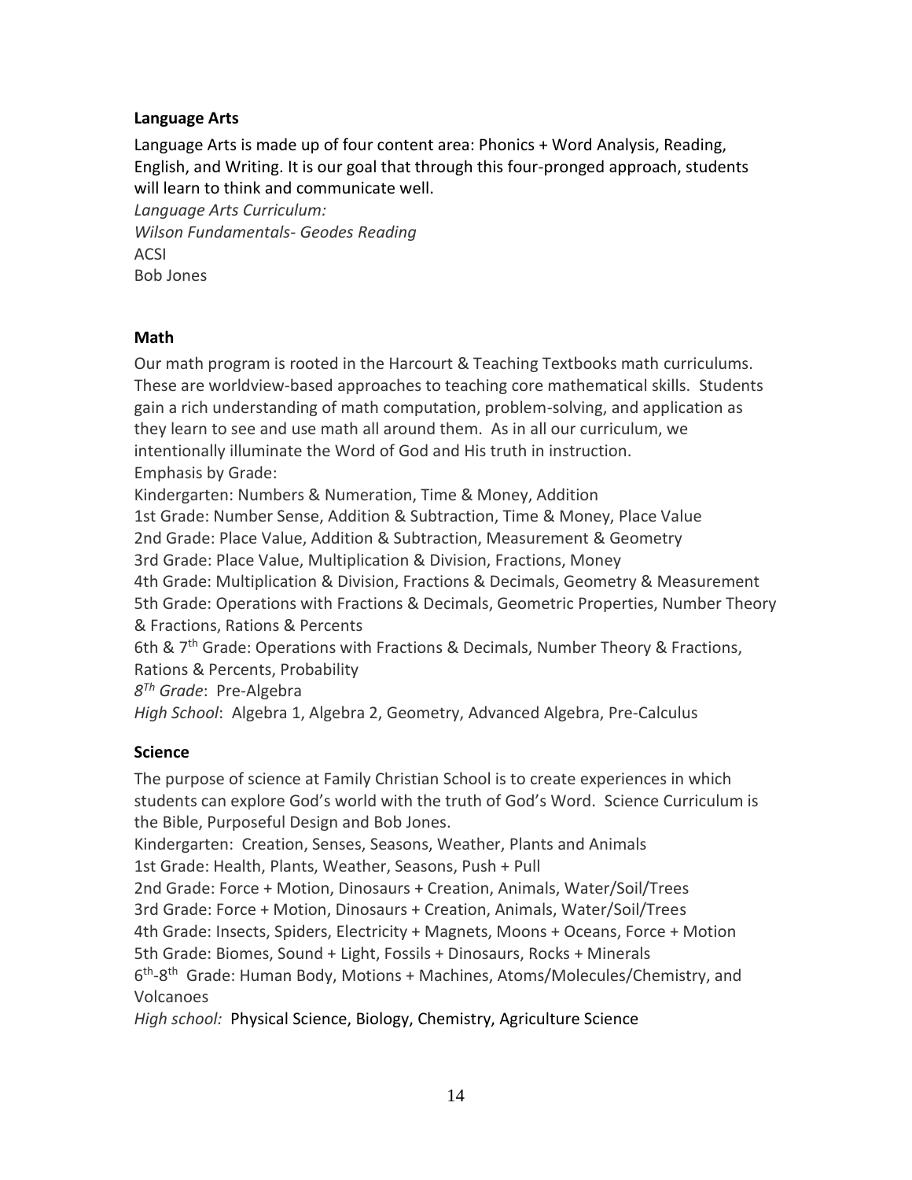**Language Arts**

Language Arts is made up of four content area: Phonics + Word Analysis, Reading, English, and Writing. It is our goal that through this four-pronged approach, students will learn to think and communicate well.

*Language Arts Curriculum:*
*Wilson Fundamentals- Geodes Reading*
ACSI
Bob Jones

**Math**

Our math program is rooted in the Harcourt & Teaching Textbooks math curriculums. These are worldview-based approaches to teaching core mathematical skills. Students gain a rich understanding of math computation, problem-solving, and application as they learn to see and use math all around them. As in all our curriculum, we intentionally illuminate the Word of God and His truth in instruction.

Emphasis by Grade:
Kindergarten: Numbers & Numeration, Time & Money, Addition
1st Grade: Number Sense, Addition & Subtraction, Time & Money, Place Value
2nd Grade: Place Value, Addition & Subtraction, Measurement & Geometry
3rd Grade: Place Value, Multiplication & Division, Fractions, Money
4th Grade: Multiplication & Division, Fractions & Decimals, Geometry & Measurement
5th Grade: Operations with Fractions & Decimals, Geometric Properties, Number Theory & Fractions, Rations & Percents
6th & 7th Grade: Operations with Fractions & Decimals, Number Theory & Fractions, Rations & Percents, Probability
*8Th Grade*: Pre-Algebra
*High School*: Algebra 1, Algebra 2, Geometry, Advanced Algebra, Pre-Calculus

**Science**

The purpose of science at Family Christian School is to create experiences in which students can explore God's world with the truth of God's Word. Science Curriculum is the Bible, Purposeful Design and Bob Jones.

Kindergarten: Creation, Senses, Seasons, Weather, Plants and Animals
1st Grade: Health, Plants, Weather, Seasons, Push + Pull
2nd Grade: Force + Motion, Dinosaurs + Creation, Animals, Water/Soil/Trees
3rd Grade: Force + Motion, Dinosaurs + Creation, Animals, Water/Soil/Trees
4th Grade: Insects, Spiders, Electricity + Magnets, Moons + Oceans, Force + Motion
5th Grade: Biomes, Sound + Light, Fossils + Dinosaurs, Rocks + Minerals
6th-8th Grade: Human Body, Motions + Machines, Atoms/Molecules/Chemistry, and Volcanoes
*High school:* Physical Science, Biology, Chemistry, Agriculture Science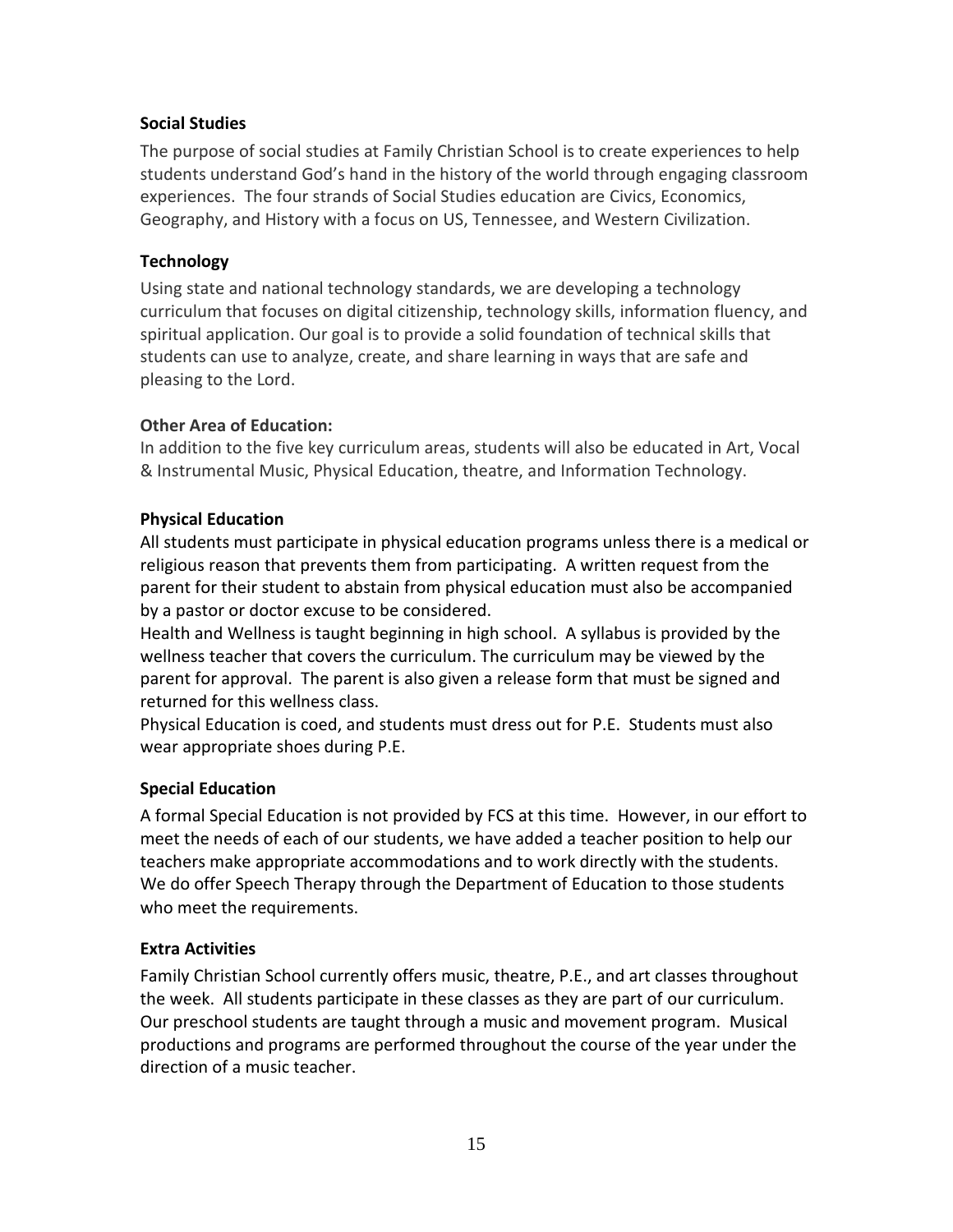**Social Studies**

The purpose of social studies at Family Christian School is to create experiences to help students understand God's hand in the history of the world through engaging classroom experiences. The four strands of Social Studies education are Civics, Economics, Geography, and History with a focus on US, Tennessee, and Western Civilization.

**Technology**

Using state and national technology standards, we are developing a technology curriculum that focuses on digital citizenship, technology skills, information fluency, and spiritual application. Our goal is to provide a solid foundation of technical skills that students can use to analyze, create, and share learning in ways that are safe and pleasing to the Lord.

**Other Area of Education:**

In addition to the five key curriculum areas, students will also be educated in Art, Vocal & Instrumental Music, Physical Education, theatre, and Information Technology.

**Physical Education**

All students must participate in physical education programs unless there is a medical or religious reason that prevents them from participating. A written request from the parent for their student to abstain from physical education must also be accompanied by a pastor or doctor excuse to be considered.

Health and Wellness is taught beginning in high school. A syllabus is provided by the wellness teacher that covers the curriculum. The curriculum may be viewed by the parent for approval. The parent is also given a release form that must be signed and returned for this wellness class.

Physical Education is coed, and students must dress out for P.E. Students must also wear appropriate shoes during P.E.

**Special Education**

A formal Special Education is not provided by FCS at this time. However, in our effort to meet the needs of each of our students, we have added a teacher position to help our teachers make appropriate accommodations and to work directly with the students. We do offer Speech Therapy through the Department of Education to those students who meet the requirements.

**Extra Activities**

Family Christian School currently offers music, theatre, P.E., and art classes throughout the week. All students participate in these classes as they are part of our curriculum. Our preschool students are taught through a music and movement program. Musical productions and programs are performed throughout the course of the year under the direction of a music teacher.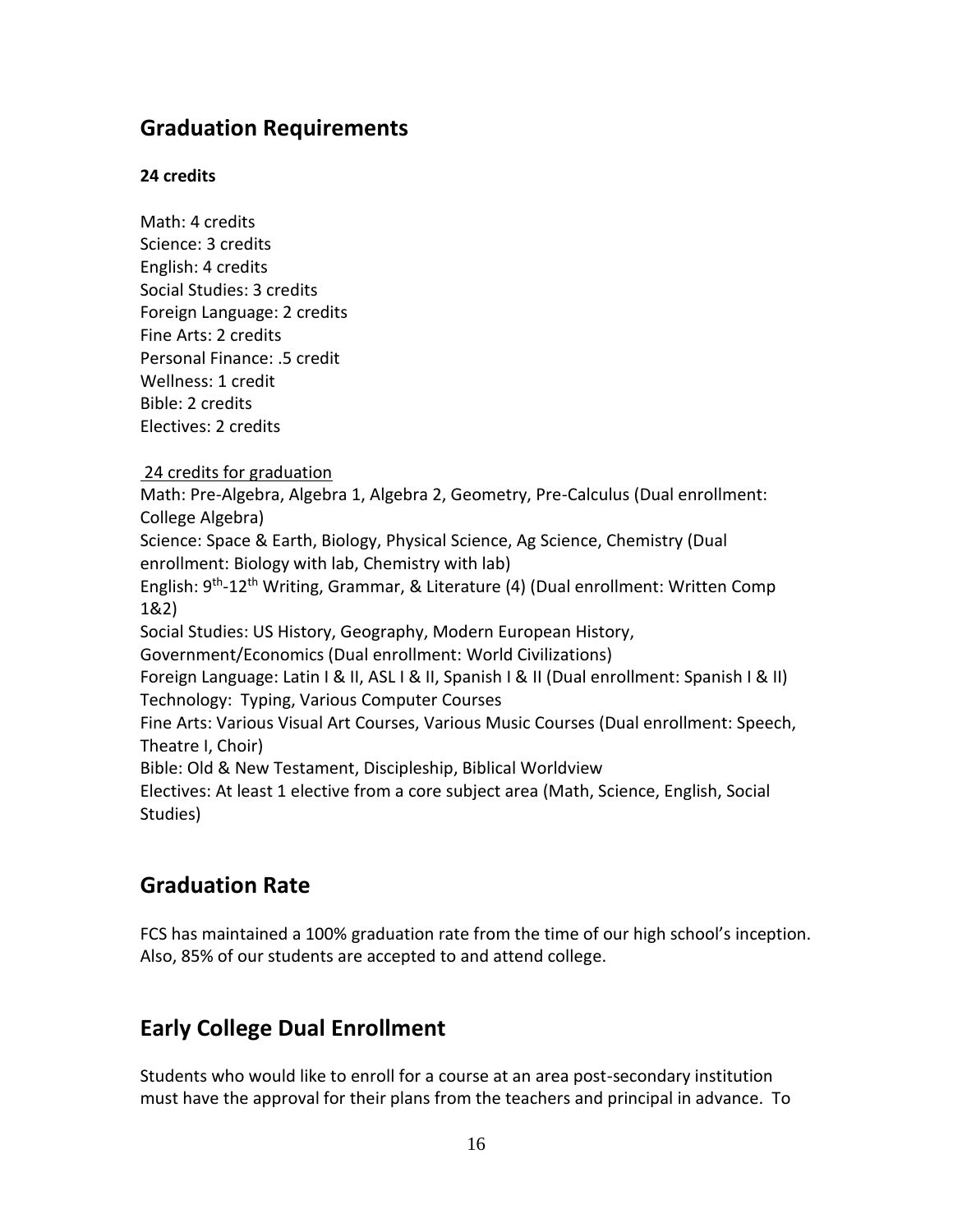## Graduation Requirements

**24 credits**

Math: 4 credits
Science: 3 credits
English: 4 credits
Social Studies: 3 credits
Foreign Language: 2 credits
Fine Arts: 2 credits
Personal Finance: .5 credit
Wellness: 1 credit
Bible: 2 credits
Electives: 2 credits

<u>24 credits for graduation</u>

Math: Pre-Algebra, Algebra 1, Algebra 2, Geometry, Pre-Calculus (Dual enrollment: College Algebra)
Science: Space & Earth, Biology, Physical Science, Ag Science, Chemistry (Dual enrollment: Biology with lab, Chemistry with lab)
English: 9th-12th Writing, Grammar, & Literature (4) (Dual enrollment: Written Comp 1&2)
Social Studies: US History, Geography, Modern European History, Government/Economics (Dual enrollment: World Civilizations)
Foreign Language: Latin I & II, ASL I & II, Spanish I & II (Dual enrollment: Spanish I & II)
Technology: Typing, Various Computer Courses
Fine Arts: Various Visual Art Courses, Various Music Courses (Dual enrollment: Speech, Theatre I, Choir)
Bible: Old & New Testament, Discipleship, Biblical Worldview
Electives: At least 1 elective from a core subject area (Math, Science, English, Social Studies)

## Graduation Rate

FCS has maintained a 100% graduation rate from the time of our high school's inception. Also, 85% of our students are accepted to and attend college.

## Early College Dual Enrollment

Students who would like to enroll for a course at an area post-secondary institution must have the approval for their plans from the teachers and principal in advance. To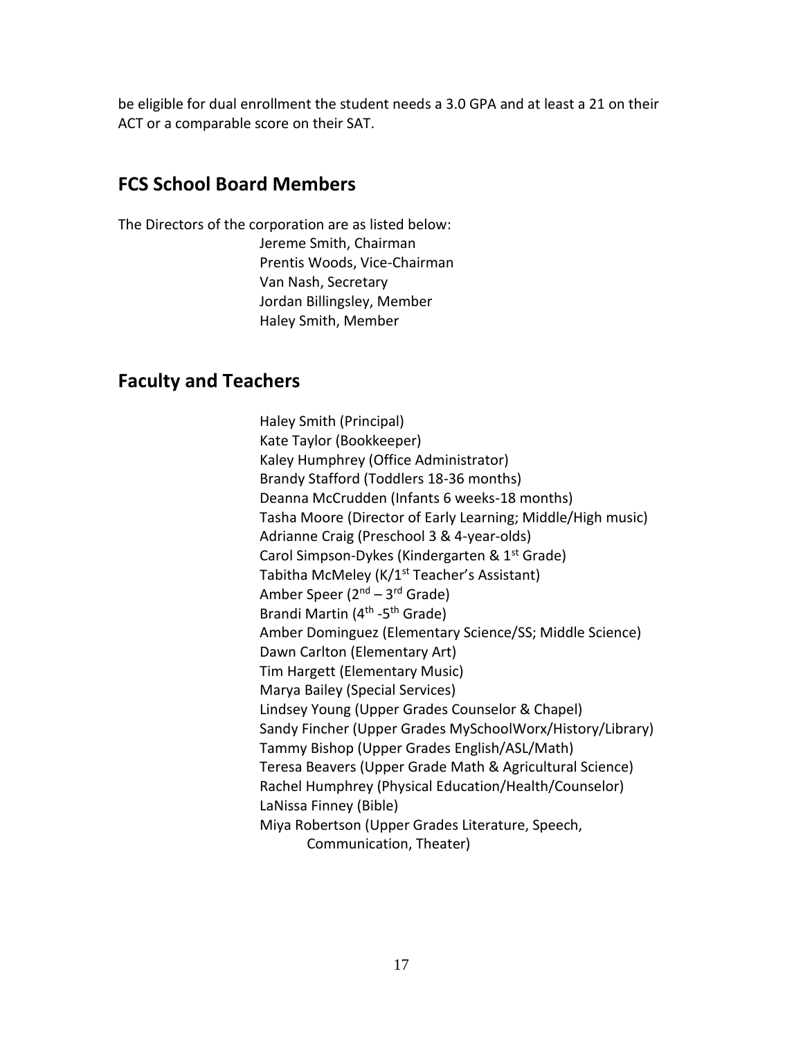be eligible for dual enrollment the student needs a 3.0 GPA and at least a 21 on their ACT or a comparable score on their SAT.

## FCS School Board Members

The Directors of the corporation are as listed below:

Jereme Smith, Chairman
Prentis Woods, Vice-Chairman
Van Nash, Secretary
Jordan Billingsley, Member
Haley Smith, Member

## Faculty and Teachers

Haley Smith (Principal)
Kate Taylor (Bookkeeper)
Kaley Humphrey (Office Administrator)
Brandy Stafford (Toddlers 18-36 months)
Deanna McCrudden (Infants 6 weeks-18 months)
Tasha Moore (Director of Early Learning; Middle/High music)
Adrianne Craig (Preschool 3 & 4-year-olds)
Carol Simpson-Dykes (Kindergarten & 1st Grade)
Tabitha McMeley (K/1st Teacher's Assistant)
Amber Speer (2nd – 3rd Grade)
Brandi Martin (4th -5th Grade)
Amber Dominguez (Elementary Science/SS; Middle Science)
Dawn Carlton (Elementary Art)
Tim Hargett (Elementary Music)
Marya Bailey (Special Services)
Lindsey Young (Upper Grades Counselor & Chapel)
Sandy Fincher (Upper Grades MySchoolWorx/History/Library)
Tammy Bishop (Upper Grades English/ASL/Math)
Teresa Beavers (Upper Grade Math & Agricultural Science)
Rachel Humphrey (Physical Education/Health/Counselor)
LaNissa Finney (Bible)
Miya Robertson (Upper Grades Literature, Speech, Communication, Theater)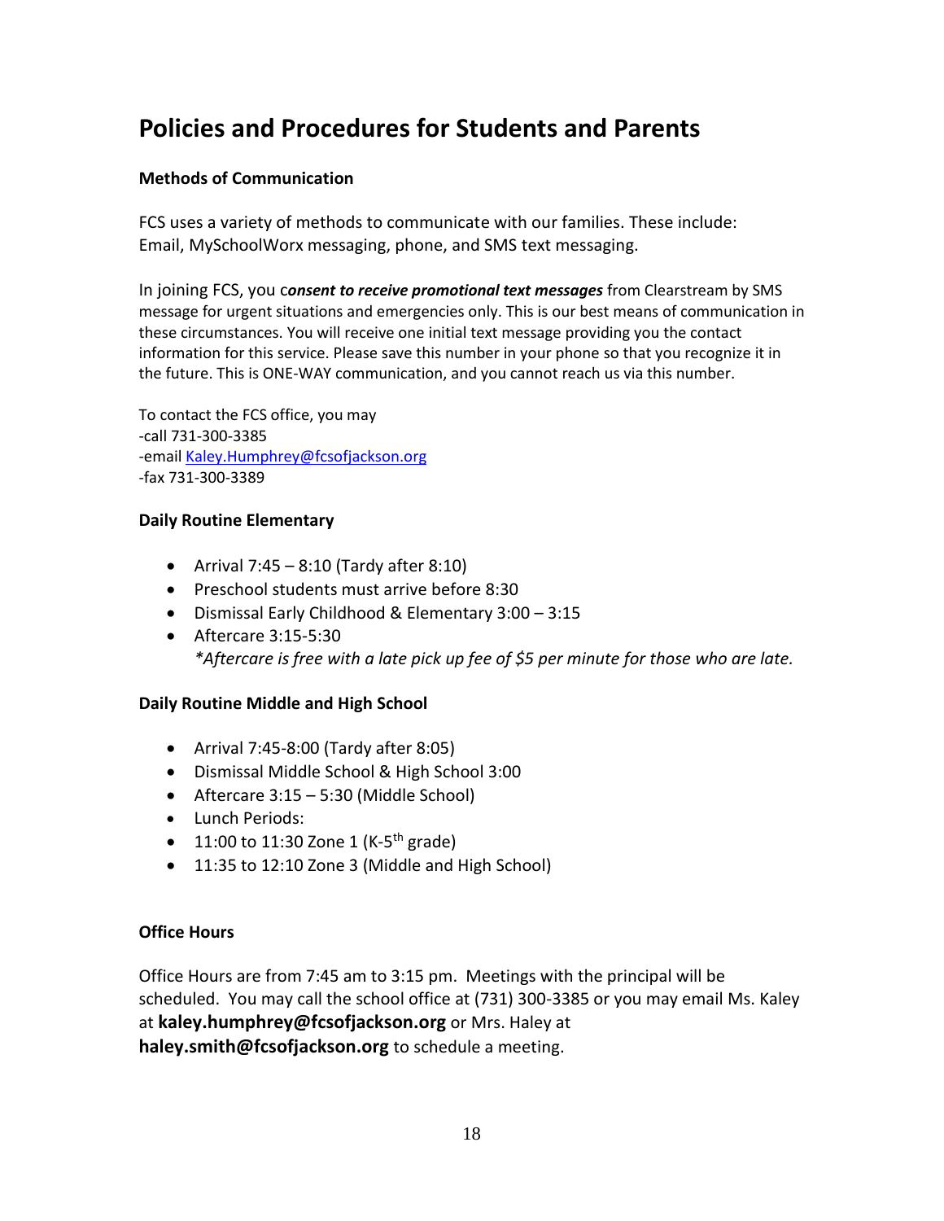# Policies and Procedures for Students and Parents

### Methods of Communication

FCS uses a variety of methods to communicate with our families. These include: Email, MySchoolWorx messaging, phone, and SMS text messaging.

In joining FCS, you c***onsent to receive promotional text messages*** from Clearstream by SMS message for urgent situations and emergencies only. This is our best means of communication in these circumstances. You will receive one initial text message providing you the contact information for this service. Please save this number in your phone so that you recognize it in the future. This is ONE-WAY communication, and you cannot reach us via this number.

To contact the FCS office, you may
-call 731-300-3385
-email Kaley.Humphrey@fcsofjackson.org
-fax 731-300-3389

### Daily Routine Elementary

- Arrival 7:45 – 8:10 (Tardy after 8:10)
- Preschool students must arrive before 8:30
- Dismissal Early Childhood & Elementary 3:00 – 3:15
- Aftercare 3:15-5:30
  *\*Aftercare is free with a late pick up fee of $5 per minute for those who are late.*

### Daily Routine Middle and High School

- Arrival 7:45-8:00 (Tardy after 8:05)
- Dismissal Middle School & High School 3:00
- Aftercare 3:15 – 5:30 (Middle School)
- Lunch Periods:
- 11:00 to 11:30 Zone 1 (K-5th grade)
- 11:35 to 12:10 Zone 3 (Middle and High School)

### Office Hours

Office Hours are from 7:45 am to 3:15 pm. Meetings with the principal will be scheduled. You may call the school office at (731) 300-3385 or you may email Ms. Kaley at **kaley.humphrey@fcsofjackson.org** or Mrs. Haley at **haley.smith@fcsofjackson.org** to schedule a meeting.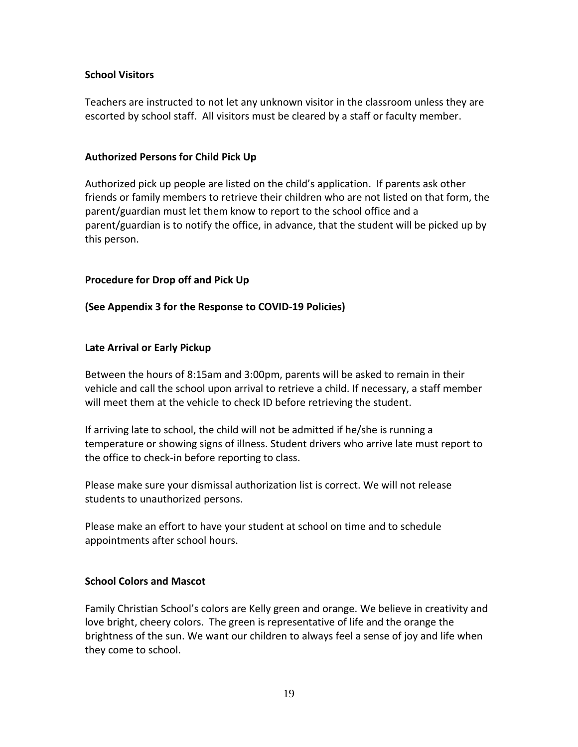**School Visitors**

Teachers are instructed to not let any unknown visitor in the classroom unless they are escorted by school staff. All visitors must be cleared by a staff or faculty member.

**Authorized Persons for Child Pick Up**

Authorized pick up people are listed on the child's application. If parents ask other friends or family members to retrieve their children who are not listed on that form, the parent/guardian must let them know to report to the school office and a parent/guardian is to notify the office, in advance, that the student will be picked up by this person.

**Procedure for Drop off and Pick Up**

**(See Appendix 3 for the Response to COVID-19 Policies)**

**Late Arrival or Early Pickup**

Between the hours of 8:15am and 3:00pm, parents will be asked to remain in their vehicle and call the school upon arrival to retrieve a child. If necessary, a staff member will meet them at the vehicle to check ID before retrieving the student.

If arriving late to school, the child will not be admitted if he/she is running a temperature or showing signs of illness. Student drivers who arrive late must report to the office to check-in before reporting to class.

Please make sure your dismissal authorization list is correct. We will not release students to unauthorized persons.

Please make an effort to have your student at school on time and to schedule appointments after school hours.

**School Colors and Mascot**

Family Christian School's colors are Kelly green and orange. We believe in creativity and love bright, cheery colors. The green is representative of life and the orange the brightness of the sun. We want our children to always feel a sense of joy and life when they come to school.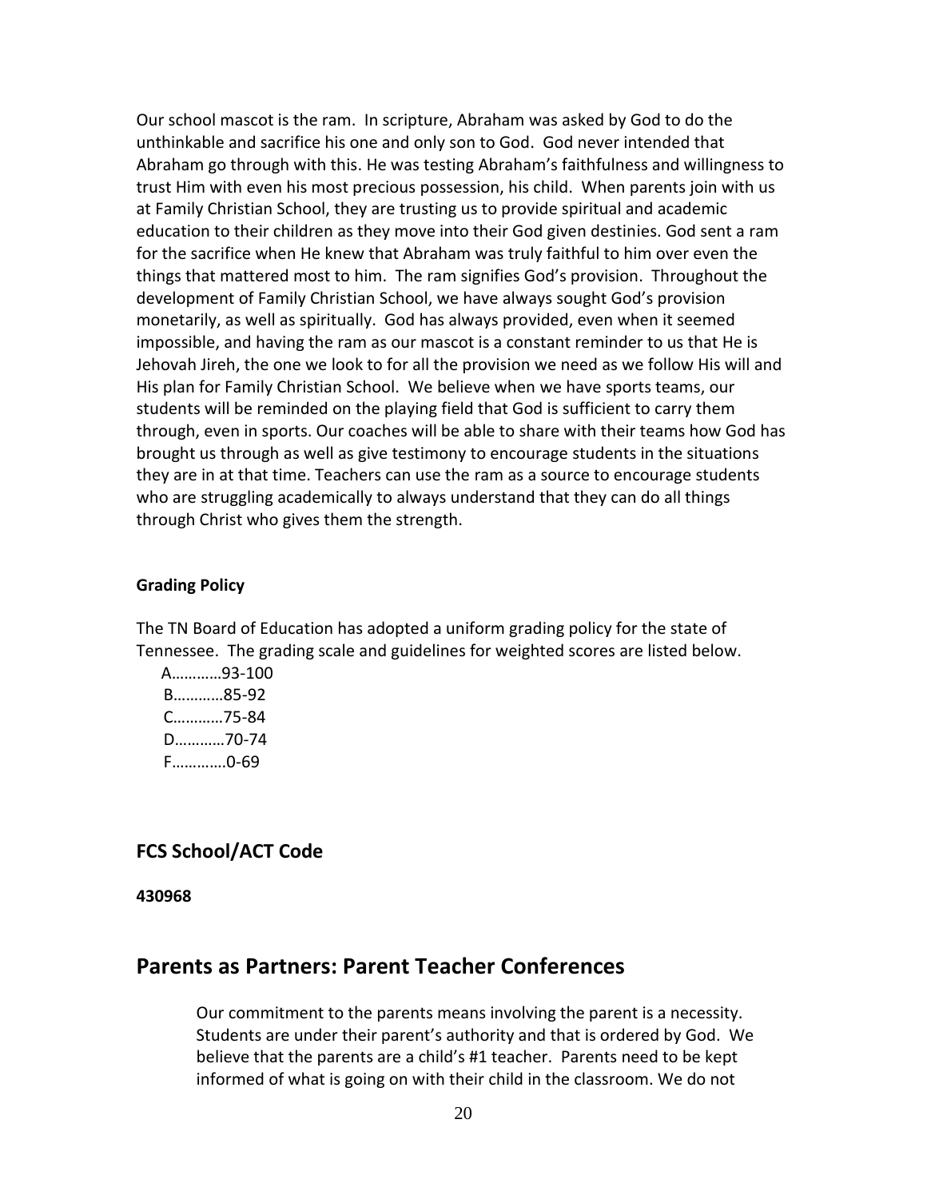Our school mascot is the ram. In scripture, Abraham was asked by God to do the unthinkable and sacrifice his one and only son to God. God never intended that Abraham go through with this. He was testing Abraham's faithfulness and willingness to trust Him with even his most precious possession, his child. When parents join with us at Family Christian School, they are trusting us to provide spiritual and academic education to their children as they move into their God given destinies. God sent a ram for the sacrifice when He knew that Abraham was truly faithful to him over even the things that mattered most to him. The ram signifies God's provision. Throughout the development of Family Christian School, we have always sought God's provision monetarily, as well as spiritually. God has always provided, even when it seemed impossible, and having the ram as our mascot is a constant reminder to us that He is Jehovah Jireh, the one we look to for all the provision we need as we follow His will and His plan for Family Christian School. We believe when we have sports teams, our students will be reminded on the playing field that God is sufficient to carry them through, even in sports. Our coaches will be able to share with their teams how God has brought us through as well as give testimony to encourage students in the situations they are in at that time. Teachers can use the ram as a source to encourage students who are struggling academically to always understand that they can do all things through Christ who gives them the strength.

**Grading Policy**

The TN Board of Education has adopted a uniform grading policy for the state of Tennessee. The grading scale and guidelines for weighted scores are listed below.

A…………93-100
B…………85-92
C…………75-84
D…………70-74
F………….0-69

## FCS School/ACT Code

**430968**

# Parents as Partners: Parent Teacher Conferences

Our commitment to the parents means involving the parent is a necessity. Students are under their parent's authority and that is ordered by God. We believe that the parents are a child's #1 teacher. Parents need to be kept informed of what is going on with their child in the classroom. We do not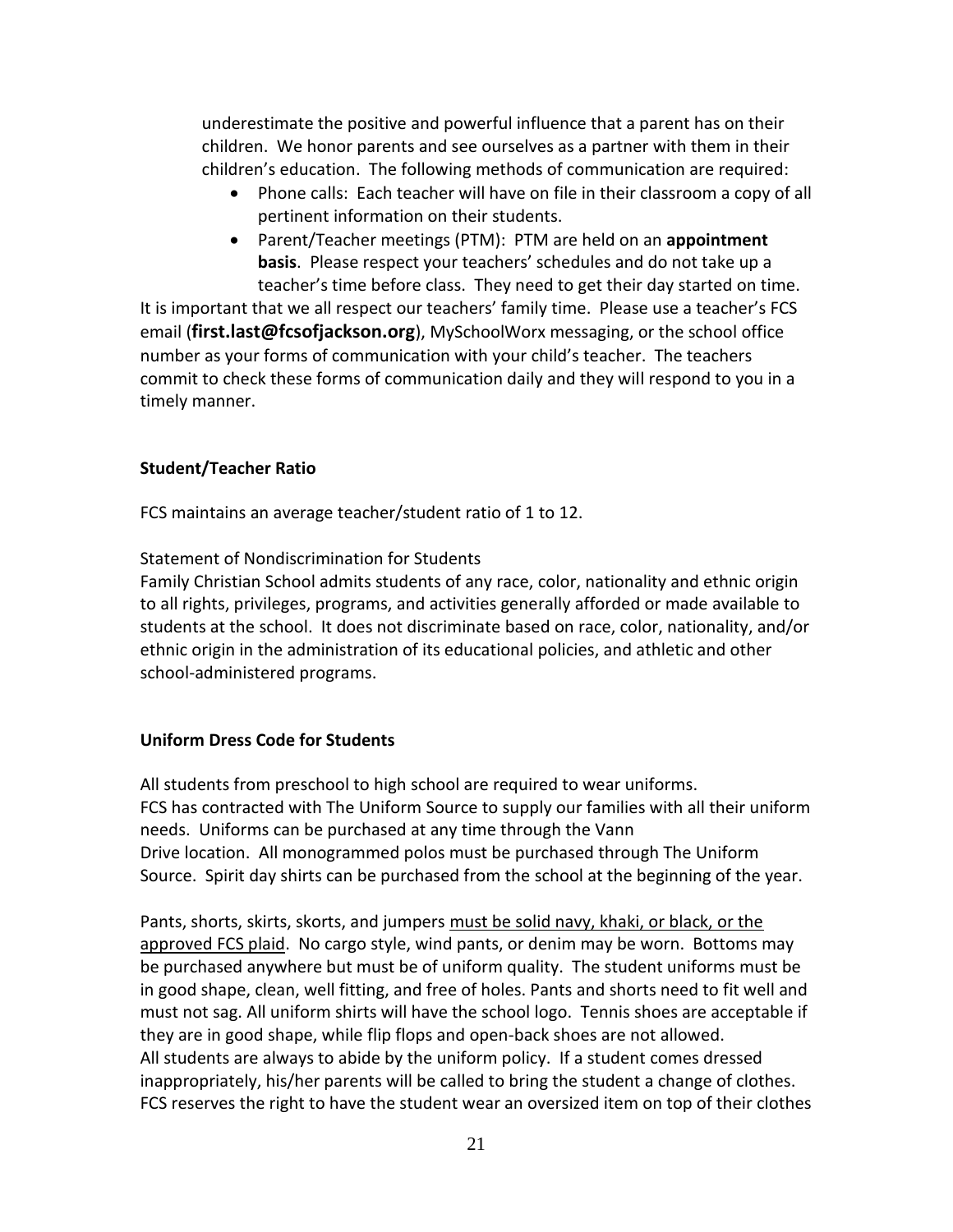underestimate the positive and powerful influence that a parent has on their children. We honor parents and see ourselves as a partner with them in their children's education. The following methods of communication are required:

- Phone calls: Each teacher will have on file in their classroom a copy of all pertinent information on their students.
- Parent/Teacher meetings (PTM): PTM are held on an **appointment basis**. Please respect your teachers' schedules and do not take up a teacher's time before class. They need to get their day started on time.

It is important that we all respect our teachers' family time. Please use a teacher's FCS email (**first.last@fcsofjackson.org**), MySchoolWorx messaging, or the school office number as your forms of communication with your child's teacher. The teachers commit to check these forms of communication daily and they will respond to you in a timely manner.

**Student/Teacher Ratio**

FCS maintains an average teacher/student ratio of 1 to 12.

Statement of Nondiscrimination for Students

Family Christian School admits students of any race, color, nationality and ethnic origin to all rights, privileges, programs, and activities generally afforded or made available to students at the school. It does not discriminate based on race, color, nationality, and/or ethnic origin in the administration of its educational policies, and athletic and other school-administered programs.

**Uniform Dress Code for Students**

All students from preschool to high school are required to wear uniforms. FCS has contracted with The Uniform Source to supply our families with all their uniform needs. Uniforms can be purchased at any time through the Vann Drive location. All monogrammed polos must be purchased through The Uniform Source. Spirit day shirts can be purchased from the school at the beginning of the year.

Pants, shorts, skirts, skorts, and jumpers must be solid navy, khaki, or black, or the approved FCS plaid. No cargo style, wind pants, or denim may be worn. Bottoms may be purchased anywhere but must be of uniform quality. The student uniforms must be in good shape, clean, well fitting, and free of holes. Pants and shorts need to fit well and must not sag. All uniform shirts will have the school logo. Tennis shoes are acceptable if they are in good shape, while flip flops and open-back shoes are not allowed. All students are always to abide by the uniform policy. If a student comes dressed inappropriately, his/her parents will be called to bring the student a change of clothes. FCS reserves the right to have the student wear an oversized item on top of their clothes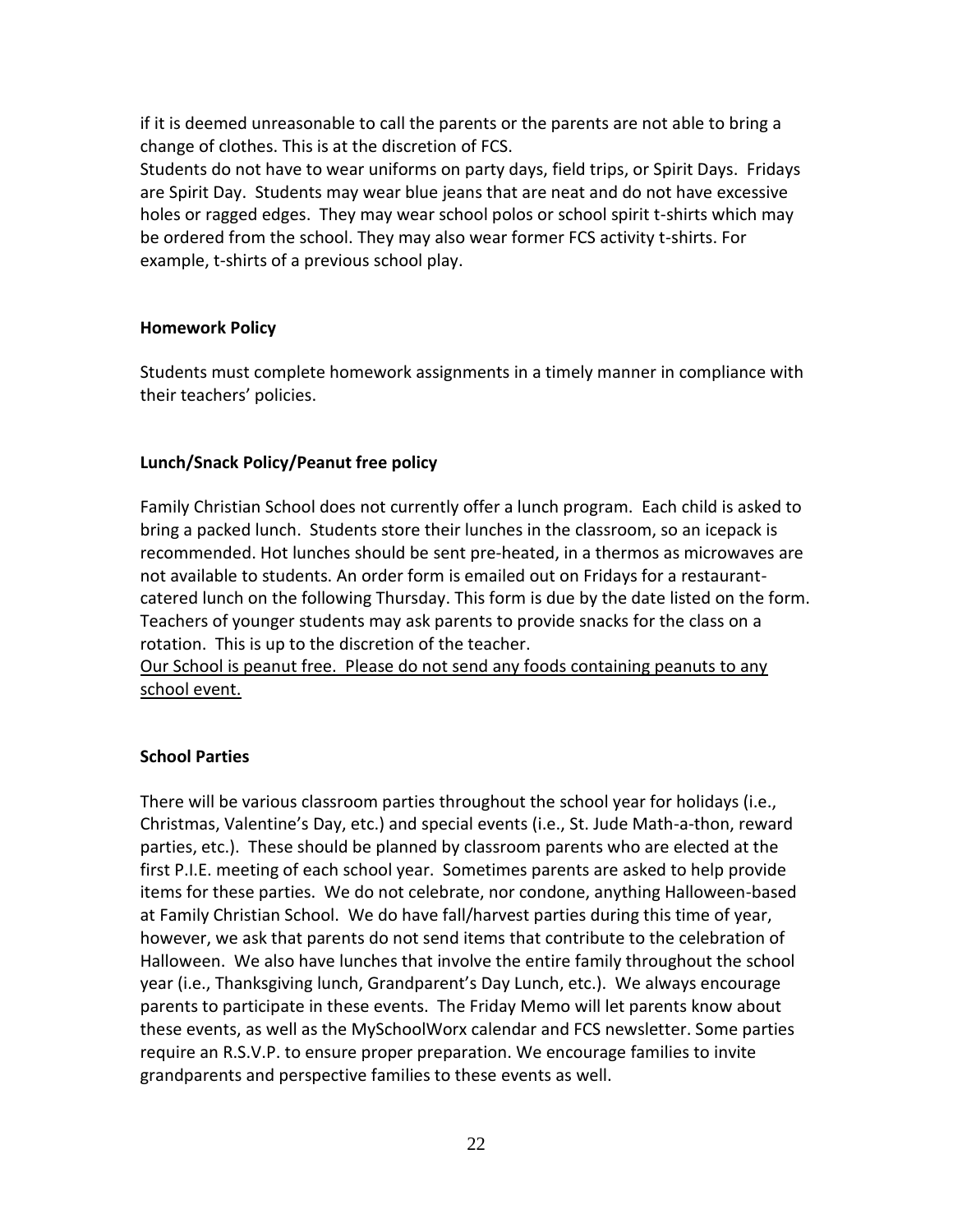if it is deemed unreasonable to call the parents or the parents are not able to bring a change of clothes. This is at the discretion of FCS.

Students do not have to wear uniforms on party days, field trips, or Spirit Days. Fridays are Spirit Day. Students may wear blue jeans that are neat and do not have excessive holes or ragged edges. They may wear school polos or school spirit t-shirts which may be ordered from the school. They may also wear former FCS activity t-shirts. For example, t-shirts of a previous school play.

**Homework Policy**

Students must complete homework assignments in a timely manner in compliance with their teachers' policies.

**Lunch/Snack Policy/Peanut free policy**

Family Christian School does not currently offer a lunch program. Each child is asked to bring a packed lunch. Students store their lunches in the classroom, so an icepack is recommended. Hot lunches should be sent pre-heated, in a thermos as microwaves are not available to students. An order form is emailed out on Fridays for a restaurant-catered lunch on the following Thursday. This form is due by the date listed on the form. Teachers of younger students may ask parents to provide snacks for the class on a rotation. This is up to the discretion of the teacher.

<u>Our School is peanut free. Please do not send any foods containing peanuts to any school event.</u>

**School Parties**

There will be various classroom parties throughout the school year for holidays (i.e., Christmas, Valentine's Day, etc.) and special events (i.e., St. Jude Math-a-thon, reward parties, etc.). These should be planned by classroom parents who are elected at the first P.I.E. meeting of each school year. Sometimes parents are asked to help provide items for these parties. We do not celebrate, nor condone, anything Halloween-based at Family Christian School. We do have fall/harvest parties during this time of year, however, we ask that parents do not send items that contribute to the celebration of Halloween. We also have lunches that involve the entire family throughout the school year (i.e., Thanksgiving lunch, Grandparent's Day Lunch, etc.). We always encourage parents to participate in these events. The Friday Memo will let parents know about these events, as well as the MySchoolWorx calendar and FCS newsletter. Some parties require an R.S.V.P. to ensure proper preparation. We encourage families to invite grandparents and perspective families to these events as well.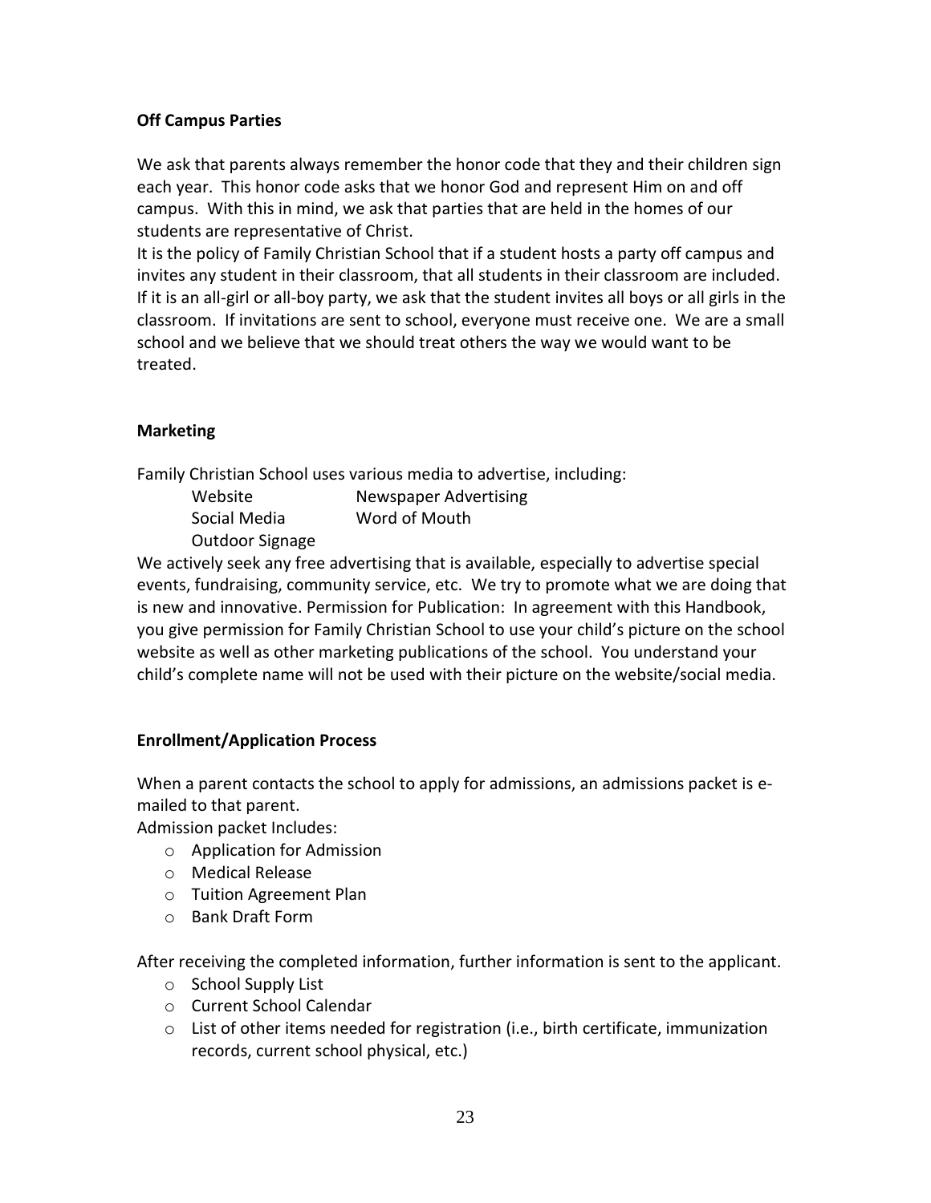### Off Campus Parties

We ask that parents always remember the honor code that they and their children sign each year. This honor code asks that we honor God and represent Him on and off campus. With this in mind, we ask that parties that are held in the homes of our students are representative of Christ.
It is the policy of Family Christian School that if a student hosts a party off campus and invites any student in their classroom, that all students in their classroom are included. If it is an all-girl or all-boy party, we ask that the student invites all boys or all girls in the classroom. If invitations are sent to school, everyone must receive one. We are a small school and we believe that we should treat others the way we would want to be treated.

### Marketing

Family Christian School uses various media to advertise, including:

| | |
|---|---|
| Website | Newspaper Advertising |
| Social Media | Word of Mouth |
| Outdoor Signage | |

We actively seek any free advertising that is available, especially to advertise special events, fundraising, community service, etc. We try to promote what we are doing that is new and innovative. Permission for Publication: In agreement with this Handbook, you give permission for Family Christian School to use your child's picture on the school website as well as other marketing publications of the school. You understand your child's complete name will not be used with their picture on the website/social media.

### Enrollment/Application Process

When a parent contacts the school to apply for admissions, an admissions packet is e-mailed to that parent.
Admission packet Includes:

- Application for Admission
- Medical Release
- Tuition Agreement Plan
- Bank Draft Form

After receiving the completed information, further information is sent to the applicant.

- School Supply List
- Current School Calendar
- List of other items needed for registration (i.e., birth certificate, immunization records, current school physical, etc.)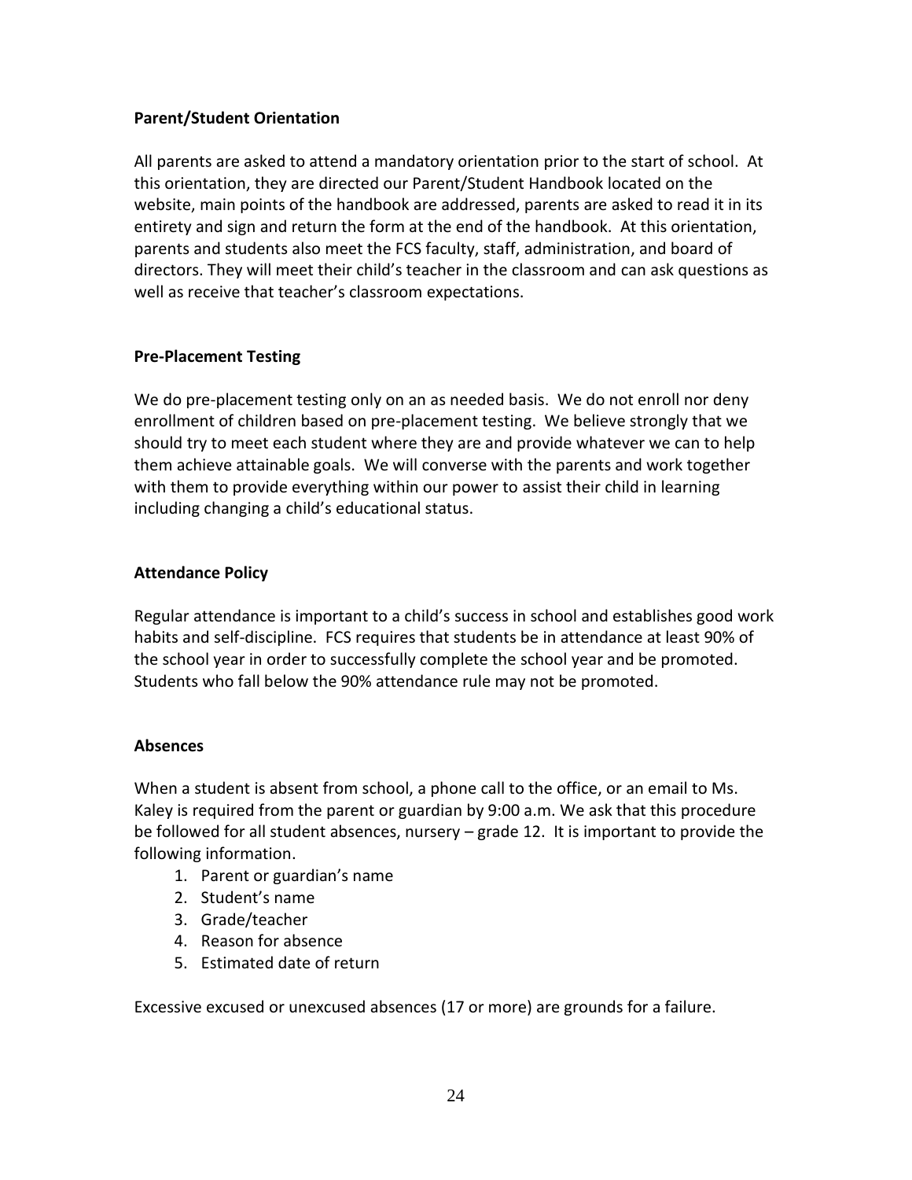**Parent/Student Orientation**

All parents are asked to attend a mandatory orientation prior to the start of school. At this orientation, they are directed our Parent/Student Handbook located on the website, main points of the handbook are addressed, parents are asked to read it in its entirety and sign and return the form at the end of the handbook. At this orientation, parents and students also meet the FCS faculty, staff, administration, and board of directors. They will meet their child's teacher in the classroom and can ask questions as well as receive that teacher's classroom expectations.

**Pre-Placement Testing**

We do pre-placement testing only on an as needed basis. We do not enroll nor deny enrollment of children based on pre-placement testing. We believe strongly that we should try to meet each student where they are and provide whatever we can to help them achieve attainable goals. We will converse with the parents and work together with them to provide everything within our power to assist their child in learning including changing a child's educational status.

**Attendance Policy**

Regular attendance is important to a child's success in school and establishes good work habits and self-discipline. FCS requires that students be in attendance at least 90% of the school year in order to successfully complete the school year and be promoted. Students who fall below the 90% attendance rule may not be promoted.

**Absences**

When a student is absent from school, a phone call to the office, or an email to Ms. Kaley is required from the parent or guardian by 9:00 a.m. We ask that this procedure be followed for all student absences, nursery – grade 12. It is important to provide the following information.

1. Parent or guardian's name
2. Student's name
3. Grade/teacher
4. Reason for absence
5. Estimated date of return

Excessive excused or unexcused absences (17 or more) are grounds for a failure.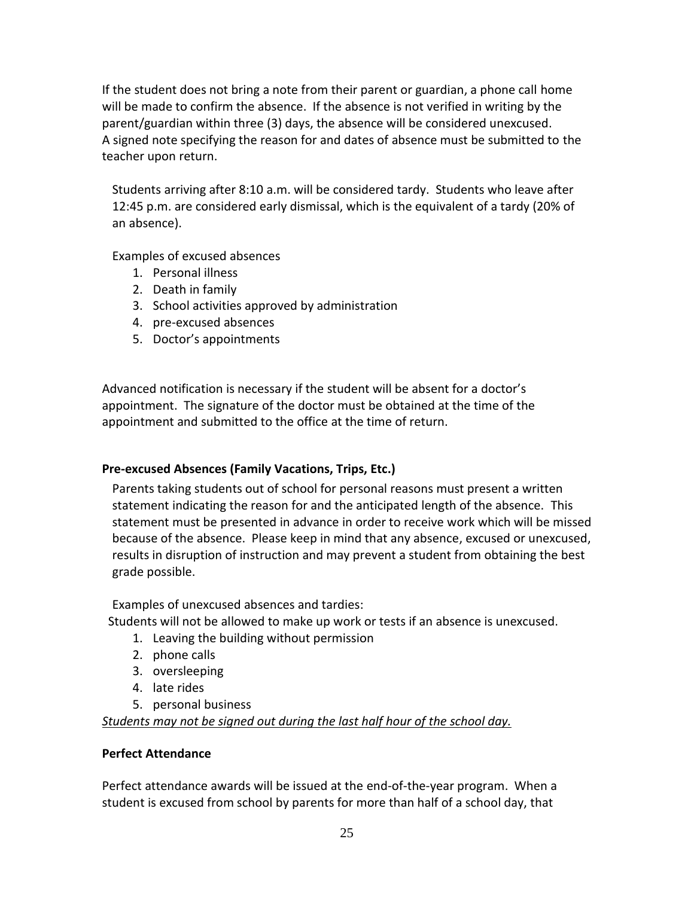If the student does not bring a note from their parent or guardian, a phone call home will be made to confirm the absence. If the absence is not verified in writing by the parent/guardian within three (3) days, the absence will be considered unexcused. A signed note specifying the reason for and dates of absence must be submitted to the teacher upon return.

Students arriving after 8:10 a.m. will be considered tardy. Students who leave after 12:45 p.m. are considered early dismissal, which is the equivalent of a tardy (20% of an absence).

Examples of excused absences

1. Personal illness
2. Death in family
3. School activities approved by administration
4. pre-excused absences
5. Doctor's appointments

Advanced notification is necessary if the student will be absent for a doctor's appointment. The signature of the doctor must be obtained at the time of the appointment and submitted to the office at the time of return.

**Pre-excused Absences (Family Vacations, Trips, Etc.)**

Parents taking students out of school for personal reasons must present a written statement indicating the reason for and the anticipated length of the absence. This statement must be presented in advance in order to receive work which will be missed because of the absence. Please keep in mind that any absence, excused or unexcused, results in disruption of instruction and may prevent a student from obtaining the best grade possible.

Examples of unexcused absences and tardies:

Students will not be allowed to make up work or tests if an absence is unexcused.

1. Leaving the building without permission
2. phone calls
3. oversleeping
4. late rides
5. personal business

*Students may not be signed out during the last half hour of the school day.*

**Perfect Attendance**

Perfect attendance awards will be issued at the end-of-the-year program. When a student is excused from school by parents for more than half of a school day, that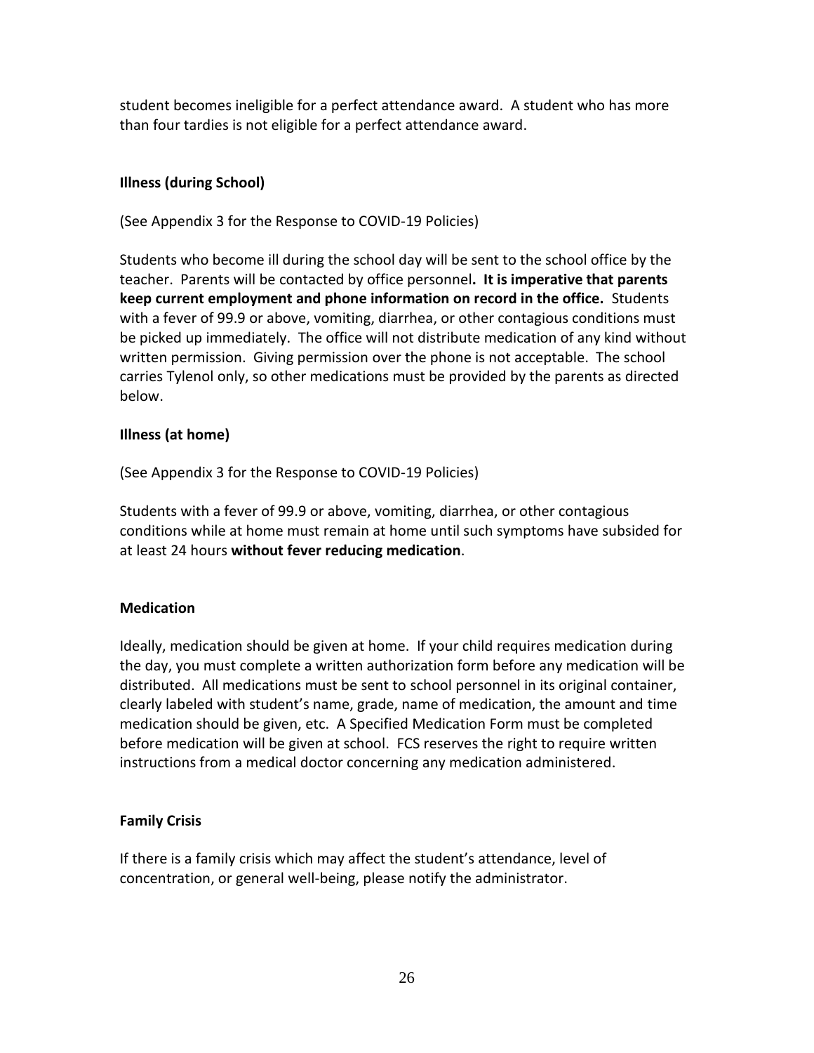student becomes ineligible for a perfect attendance award. A student who has more than four tardies is not eligible for a perfect attendance award.

### Illness (during School)

(See Appendix 3 for the Response to COVID-19 Policies)

Students who become ill during the school day will be sent to the school office by the teacher. Parents will be contacted by office personnel**. It is imperative that parents keep current employment and phone information on record in the office.** Students with a fever of 99.9 or above, vomiting, diarrhea, or other contagious conditions must be picked up immediately. The office will not distribute medication of any kind without written permission. Giving permission over the phone is not acceptable. The school carries Tylenol only, so other medications must be provided by the parents as directed below.

### Illness (at home)

(See Appendix 3 for the Response to COVID-19 Policies)

Students with a fever of 99.9 or above, vomiting, diarrhea, or other contagious conditions while at home must remain at home until such symptoms have subsided for at least 24 hours **without fever reducing medication**.

### Medication

Ideally, medication should be given at home. If your child requires medication during the day, you must complete a written authorization form before any medication will be distributed. All medications must be sent to school personnel in its original container, clearly labeled with student's name, grade, name of medication, the amount and time medication should be given, etc. A Specified Medication Form must be completed before medication will be given at school. FCS reserves the right to require written instructions from a medical doctor concerning any medication administered.

### Family Crisis

If there is a family crisis which may affect the student's attendance, level of concentration, or general well-being, please notify the administrator.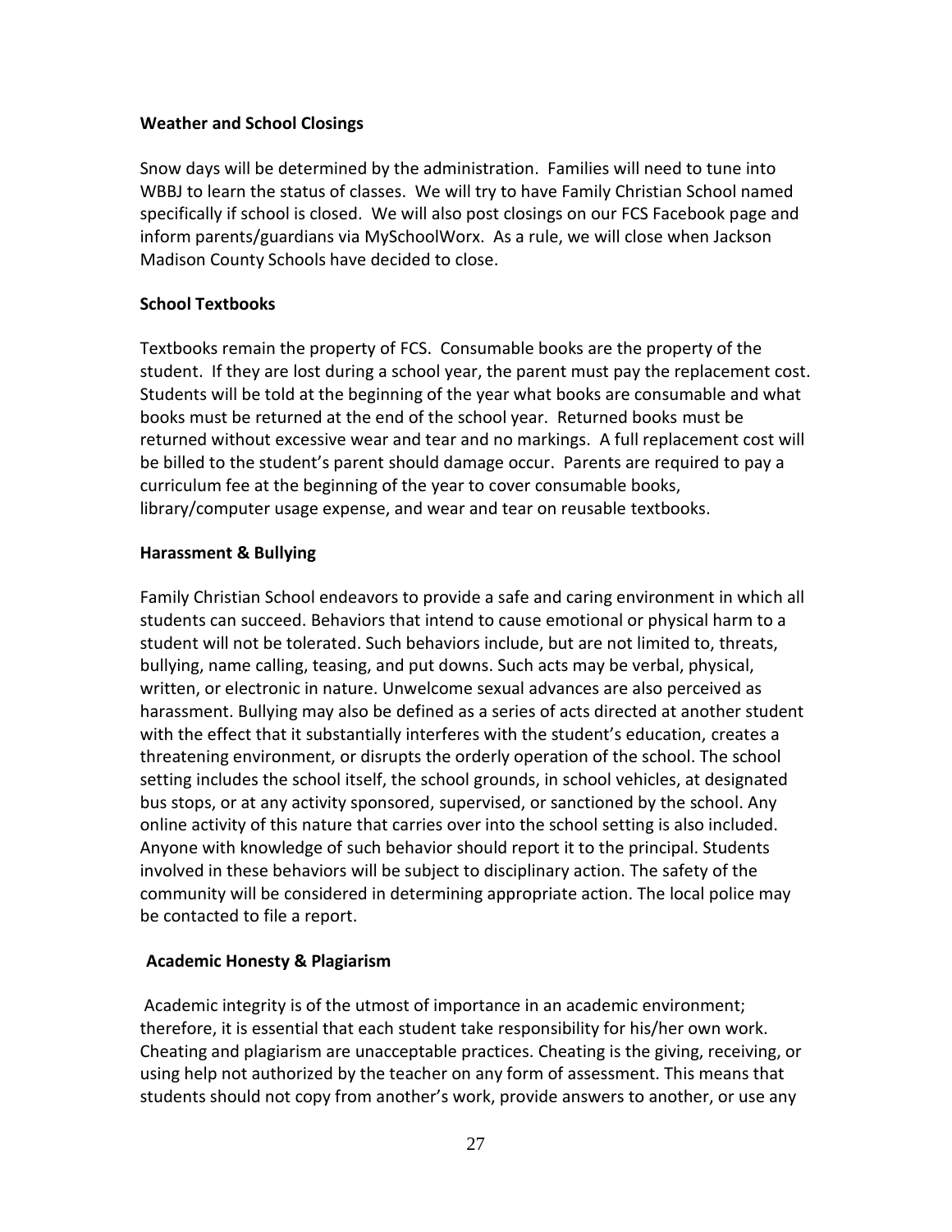**Weather and School Closings**

Snow days will be determined by the administration. Families will need to tune into WBBJ to learn the status of classes. We will try to have Family Christian School named specifically if school is closed. We will also post closings on our FCS Facebook page and inform parents/guardians via MySchoolWorx. As a rule, we will close when Jackson Madison County Schools have decided to close.

**School Textbooks**

Textbooks remain the property of FCS. Consumable books are the property of the student. If they are lost during a school year, the parent must pay the replacement cost. Students will be told at the beginning of the year what books are consumable and what books must be returned at the end of the school year. Returned books must be returned without excessive wear and tear and no markings. A full replacement cost will be billed to the student's parent should damage occur. Parents are required to pay a curriculum fee at the beginning of the year to cover consumable books, library/computer usage expense, and wear and tear on reusable textbooks.

**Harassment & Bullying**

Family Christian School endeavors to provide a safe and caring environment in which all students can succeed. Behaviors that intend to cause emotional or physical harm to a student will not be tolerated. Such behaviors include, but are not limited to, threats, bullying, name calling, teasing, and put downs. Such acts may be verbal, physical, written, or electronic in nature. Unwelcome sexual advances are also perceived as harassment. Bullying may also be defined as a series of acts directed at another student with the effect that it substantially interferes with the student's education, creates a threatening environment, or disrupts the orderly operation of the school. The school setting includes the school itself, the school grounds, in school vehicles, at designated bus stops, or at any activity sponsored, supervised, or sanctioned by the school. Any online activity of this nature that carries over into the school setting is also included. Anyone with knowledge of such behavior should report it to the principal. Students involved in these behaviors will be subject to disciplinary action. The safety of the community will be considered in determining appropriate action. The local police may be contacted to file a report.

**Academic Honesty & Plagiarism**

Academic integrity is of the utmost of importance in an academic environment; therefore, it is essential that each student take responsibility for his/her own work. Cheating and plagiarism are unacceptable practices. Cheating is the giving, receiving, or using help not authorized by the teacher on any form of assessment. This means that students should not copy from another's work, provide answers to another, or use any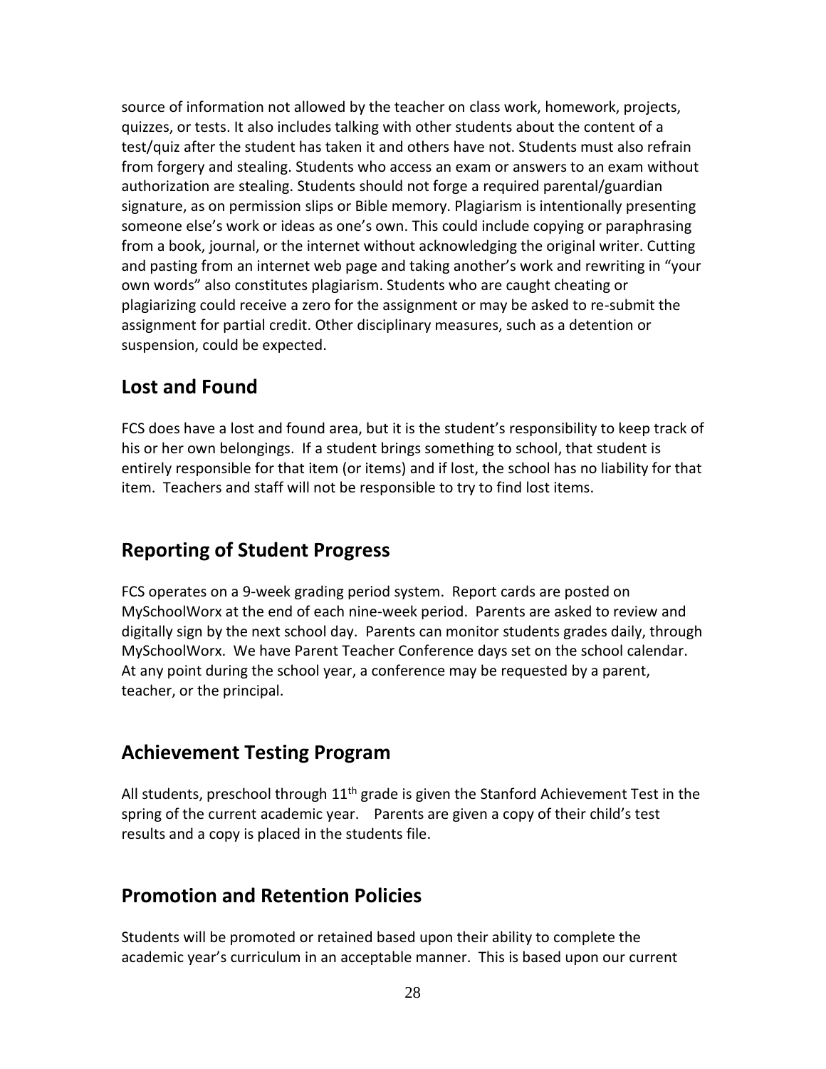source of information not allowed by the teacher on class work, homework, projects, quizzes, or tests. It also includes talking with other students about the content of a test/quiz after the student has taken it and others have not. Students must also refrain from forgery and stealing. Students who access an exam or answers to an exam without authorization are stealing. Students should not forge a required parental/guardian signature, as on permission slips or Bible memory. Plagiarism is intentionally presenting someone else's work or ideas as one's own. This could include copying or paraphrasing from a book, journal, or the internet without acknowledging the original writer. Cutting and pasting from an internet web page and taking another's work and rewriting in "your own words" also constitutes plagiarism. Students who are caught cheating or plagiarizing could receive a zero for the assignment or may be asked to re-submit the assignment for partial credit. Other disciplinary measures, such as a detention or suspension, could be expected.

## Lost and Found

FCS does have a lost and found area, but it is the student's responsibility to keep track of his or her own belongings. If a student brings something to school, that student is entirely responsible for that item (or items) and if lost, the school has no liability for that item. Teachers and staff will not be responsible to try to find lost items.

## Reporting of Student Progress

FCS operates on a 9-week grading period system. Report cards are posted on MySchoolWorx at the end of each nine-week period. Parents are asked to review and digitally sign by the next school day. Parents can monitor students grades daily, through MySchoolWorx. We have Parent Teacher Conference days set on the school calendar. At any point during the school year, a conference may be requested by a parent, teacher, or the principal.

## Achievement Testing Program

All students, preschool through 11th grade is given the Stanford Achievement Test in the spring of the current academic year. Parents are given a copy of their child's test results and a copy is placed in the students file.

## Promotion and Retention Policies

Students will be promoted or retained based upon their ability to complete the academic year's curriculum in an acceptable manner. This is based upon our current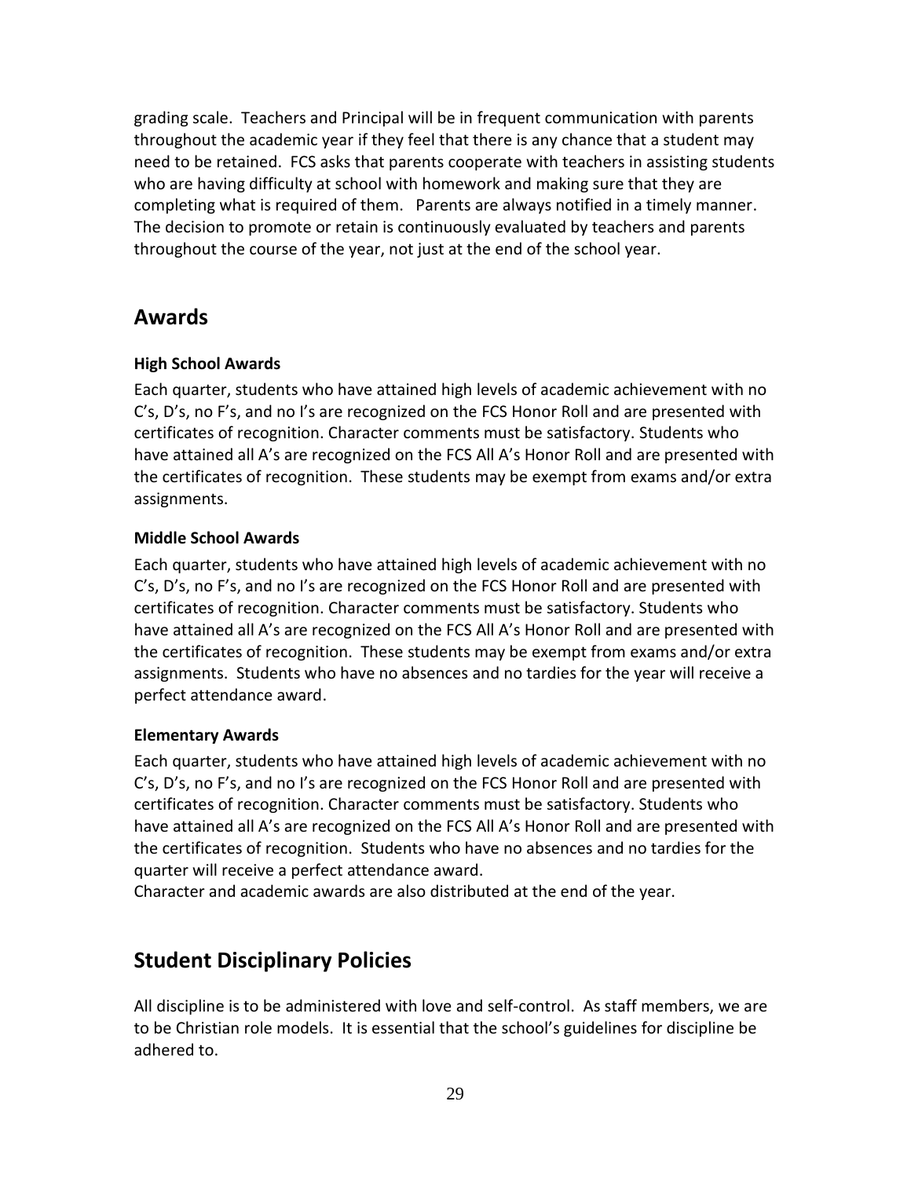grading scale. Teachers and Principal will be in frequent communication with parents throughout the academic year if they feel that there is any chance that a student may need to be retained. FCS asks that parents cooperate with teachers in assisting students who are having difficulty at school with homework and making sure that they are completing what is required of them. Parents are always notified in a timely manner. The decision to promote or retain is continuously evaluated by teachers and parents throughout the course of the year, not just at the end of the school year.

## Awards

### High School Awards

Each quarter, students who have attained high levels of academic achievement with no C's, D's, no F's, and no I's are recognized on the FCS Honor Roll and are presented with certificates of recognition. Character comments must be satisfactory. Students who have attained all A's are recognized on the FCS All A's Honor Roll and are presented with the certificates of recognition. These students may be exempt from exams and/or extra assignments.

### Middle School Awards

Each quarter, students who have attained high levels of academic achievement with no C's, D's, no F's, and no I's are recognized on the FCS Honor Roll and are presented with certificates of recognition. Character comments must be satisfactory. Students who have attained all A's are recognized on the FCS All A's Honor Roll and are presented with the certificates of recognition. These students may be exempt from exams and/or extra assignments. Students who have no absences and no tardies for the year will receive a perfect attendance award.

### Elementary Awards

Each quarter, students who have attained high levels of academic achievement with no C's, D's, no F's, and no I's are recognized on the FCS Honor Roll and are presented with certificates of recognition. Character comments must be satisfactory. Students who have attained all A's are recognized on the FCS All A's Honor Roll and are presented with the certificates of recognition. Students who have no absences and no tardies for the quarter will receive a perfect attendance award.
Character and academic awards are also distributed at the end of the year.

## Student Disciplinary Policies

All discipline is to be administered with love and self-control. As staff members, we are to be Christian role models. It is essential that the school's guidelines for discipline be adhered to.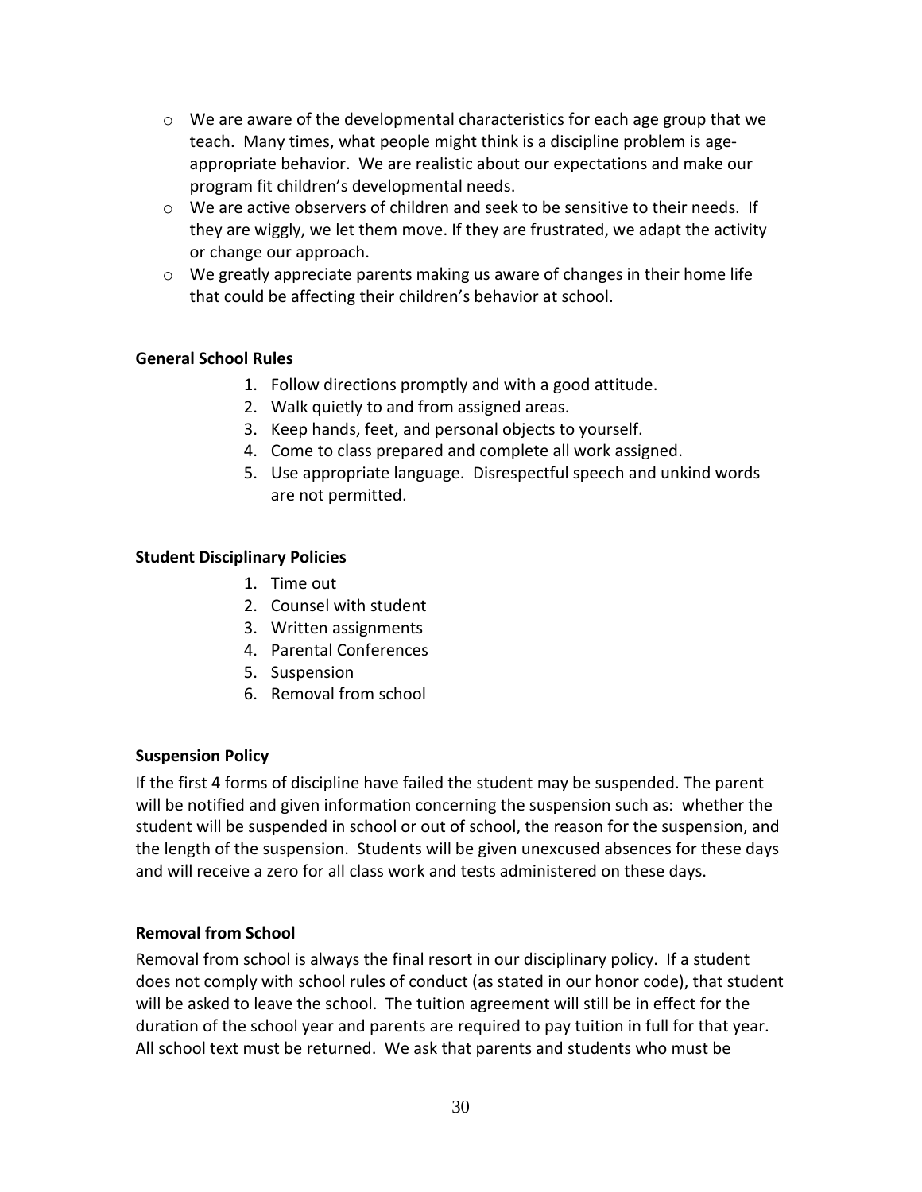- We are aware of the developmental characteristics for each age group that we teach. Many times, what people might think is a discipline problem is age-appropriate behavior. We are realistic about our expectations and make our program fit children's developmental needs.
- We are active observers of children and seek to be sensitive to their needs. If they are wiggly, we let them move. If they are frustrated, we adapt the activity or change our approach.
- We greatly appreciate parents making us aware of changes in their home life that could be affecting their children's behavior at school.

**General School Rules**

1. Follow directions promptly and with a good attitude.
2. Walk quietly to and from assigned areas.
3. Keep hands, feet, and personal objects to yourself.
4. Come to class prepared and complete all work assigned.
5. Use appropriate language. Disrespectful speech and unkind words are not permitted.

**Student Disciplinary Policies**

1. Time out
2. Counsel with student
3. Written assignments
4. Parental Conferences
5. Suspension
6. Removal from school

**Suspension Policy**

If the first 4 forms of discipline have failed the student may be suspended. The parent will be notified and given information concerning the suspension such as: whether the student will be suspended in school or out of school, the reason for the suspension, and the length of the suspension. Students will be given unexcused absences for these days and will receive a zero for all class work and tests administered on these days.

**Removal from School**

Removal from school is always the final resort in our disciplinary policy. If a student does not comply with school rules of conduct (as stated in our honor code), that student will be asked to leave the school. The tuition agreement will still be in effect for the duration of the school year and parents are required to pay tuition in full for that year. All school text must be returned. We ask that parents and students who must be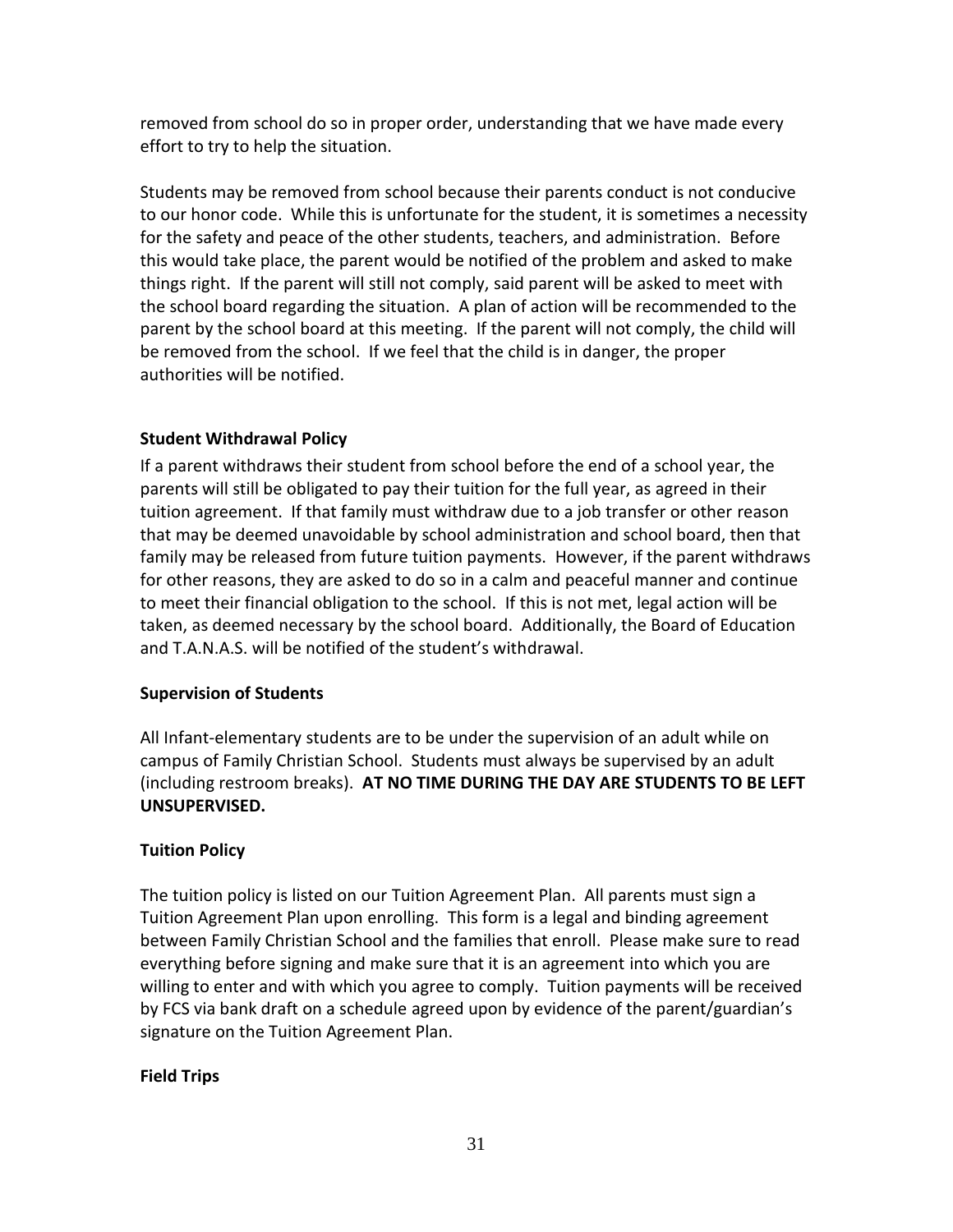removed from school do so in proper order, understanding that we have made every effort to try to help the situation.

Students may be removed from school because their parents conduct is not conducive to our honor code. While this is unfortunate for the student, it is sometimes a necessity for the safety and peace of the other students, teachers, and administration. Before this would take place, the parent would be notified of the problem and asked to make things right. If the parent will still not comply, said parent will be asked to meet with the school board regarding the situation. A plan of action will be recommended to the parent by the school board at this meeting. If the parent will not comply, the child will be removed from the school. If we feel that the child is in danger, the proper authorities will be notified.

**Student Withdrawal Policy**

If a parent withdraws their student from school before the end of a school year, the parents will still be obligated to pay their tuition for the full year, as agreed in their tuition agreement. If that family must withdraw due to a job transfer or other reason that may be deemed unavoidable by school administration and school board, then that family may be released from future tuition payments. However, if the parent withdraws for other reasons, they are asked to do so in a calm and peaceful manner and continue to meet their financial obligation to the school. If this is not met, legal action will be taken, as deemed necessary by the school board. Additionally, the Board of Education and T.A.N.A.S. will be notified of the student's withdrawal.

**Supervision of Students**

All Infant-elementary students are to be under the supervision of an adult while on campus of Family Christian School. Students must always be supervised by an adult (including restroom breaks). **AT NO TIME DURING THE DAY ARE STUDENTS TO BE LEFT UNSUPERVISED.**

**Tuition Policy**

The tuition policy is listed on our Tuition Agreement Plan. All parents must sign a Tuition Agreement Plan upon enrolling. This form is a legal and binding agreement between Family Christian School and the families that enroll. Please make sure to read everything before signing and make sure that it is an agreement into which you are willing to enter and with which you agree to comply. Tuition payments will be received by FCS via bank draft on a schedule agreed upon by evidence of the parent/guardian's signature on the Tuition Agreement Plan.

**Field Trips**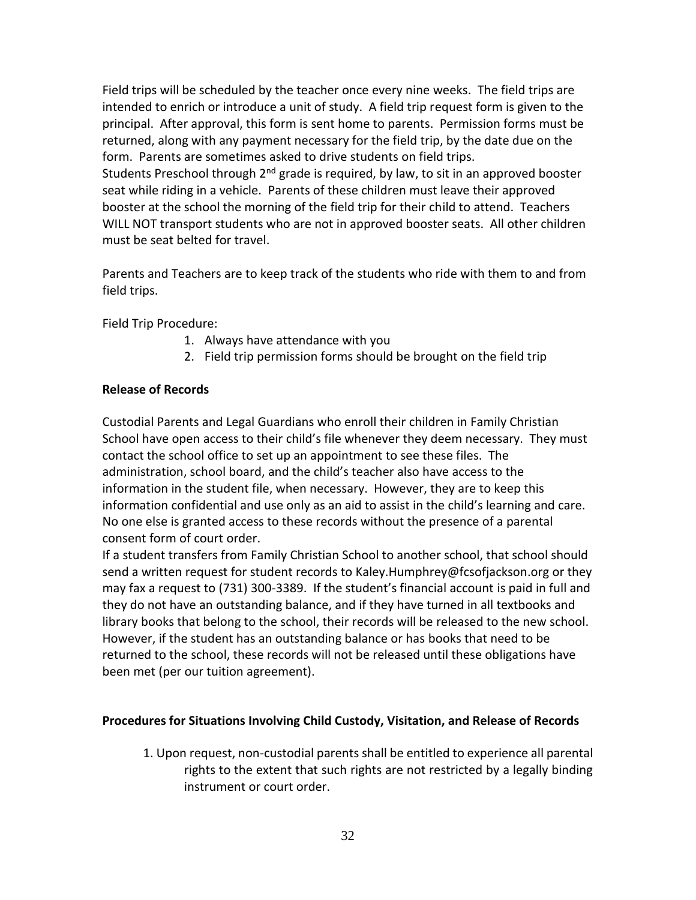Field trips will be scheduled by the teacher once every nine weeks. The field trips are intended to enrich or introduce a unit of study. A field trip request form is given to the principal. After approval, this form is sent home to parents. Permission forms must be returned, along with any payment necessary for the field trip, by the date due on the form. Parents are sometimes asked to drive students on field trips.
Students Preschool through 2nd grade is required, by law, to sit in an approved booster seat while riding in a vehicle. Parents of these children must leave their approved booster at the school the morning of the field trip for their child to attend. Teachers WILL NOT transport students who are not in approved booster seats. All other children must be seat belted for travel.

Parents and Teachers are to keep track of the students who ride with them to and from field trips.

Field Trip Procedure:

1. Always have attendance with you
2. Field trip permission forms should be brought on the field trip

**Release of Records**

Custodial Parents and Legal Guardians who enroll their children in Family Christian School have open access to their child's file whenever they deem necessary. They must contact the school office to set up an appointment to see these files. The administration, school board, and the child's teacher also have access to the information in the student file, when necessary. However, they are to keep this information confidential and use only as an aid to assist in the child's learning and care. No one else is granted access to these records without the presence of a parental consent form of court order.
If a student transfers from Family Christian School to another school, that school should send a written request for student records to Kaley.Humphrey@fcsofjackson.org or they may fax a request to (731) 300-3389. If the student's financial account is paid in full and they do not have an outstanding balance, and if they have turned in all textbooks and library books that belong to the school, their records will be released to the new school. However, if the student has an outstanding balance or has books that need to be returned to the school, these records will not be released until these obligations have been met (per our tuition agreement).

**Procedures for Situations Involving Child Custody, Visitation, and Release of Records**

1. Upon request, non-custodial parents shall be entitled to experience all parental rights to the extent that such rights are not restricted by a legally binding instrument or court order.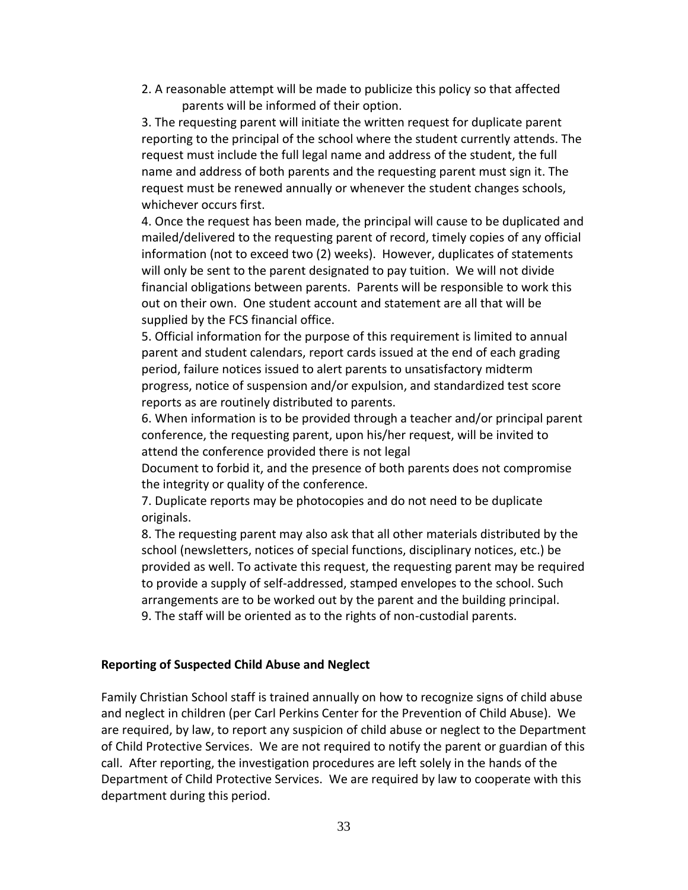2. A reasonable attempt will be made to publicize this policy so that affected parents will be informed of their option.

3. The requesting parent will initiate the written request for duplicate parent reporting to the principal of the school where the student currently attends. The request must include the full legal name and address of the student, the full name and address of both parents and the requesting parent must sign it. The request must be renewed annually or whenever the student changes schools, whichever occurs first.

4. Once the request has been made, the principal will cause to be duplicated and mailed/delivered to the requesting parent of record, timely copies of any official information (not to exceed two (2) weeks). However, duplicates of statements will only be sent to the parent designated to pay tuition. We will not divide financial obligations between parents. Parents will be responsible to work this out on their own. One student account and statement are all that will be supplied by the FCS financial office.

5. Official information for the purpose of this requirement is limited to annual parent and student calendars, report cards issued at the end of each grading period, failure notices issued to alert parents to unsatisfactory midterm progress, notice of suspension and/or expulsion, and standardized test score reports as are routinely distributed to parents.

6. When information is to be provided through a teacher and/or principal parent conference, the requesting parent, upon his/her request, will be invited to attend the conference provided there is not legal Document to forbid it, and the presence of both parents does not compromise the integrity or quality of the conference.

7. Duplicate reports may be photocopies and do not need to be duplicate originals.

8. The requesting parent may also ask that all other materials distributed by the school (newsletters, notices of special functions, disciplinary notices, etc.) be provided as well. To activate this request, the requesting parent may be required to provide a supply of self-addressed, stamped envelopes to the school. Such arrangements are to be worked out by the parent and the building principal.

9. The staff will be oriented as to the rights of non-custodial parents.

**Reporting of Suspected Child Abuse and Neglect**

Family Christian School staff is trained annually on how to recognize signs of child abuse and neglect in children (per Carl Perkins Center for the Prevention of Child Abuse). We are required, by law, to report any suspicion of child abuse or neglect to the Department of Child Protective Services. We are not required to notify the parent or guardian of this call. After reporting, the investigation procedures are left solely in the hands of the Department of Child Protective Services. We are required by law to cooperate with this department during this period.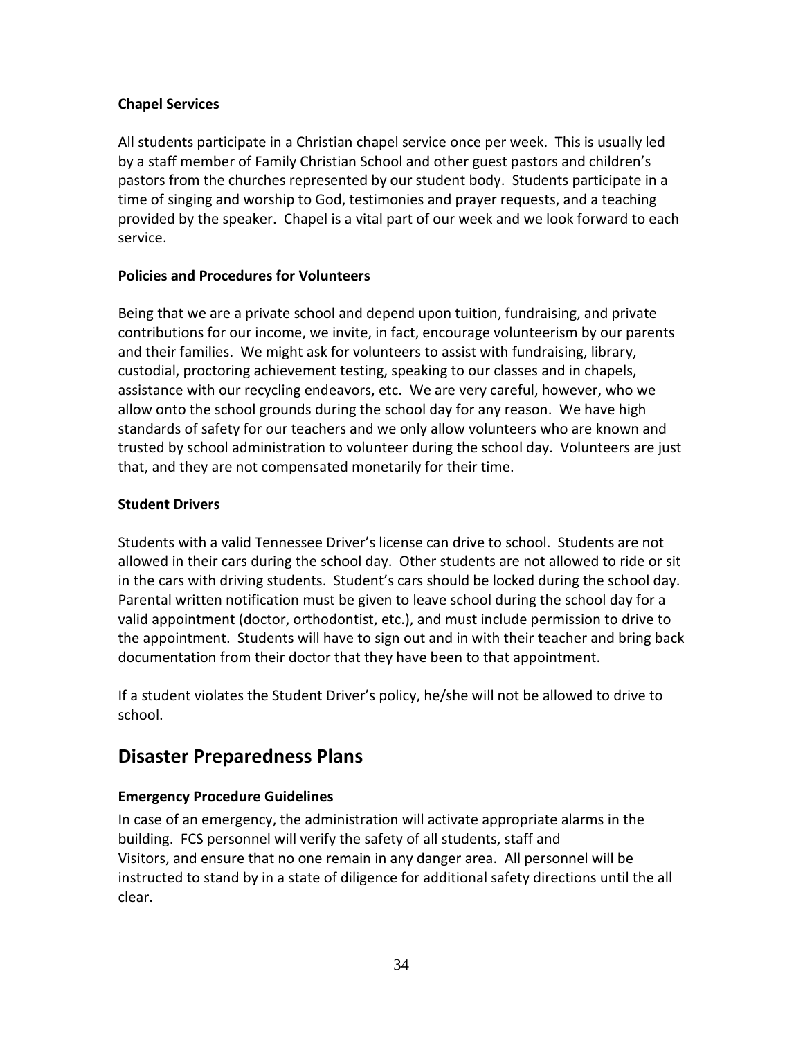**Chapel Services**

All students participate in a Christian chapel service once per week. This is usually led by a staff member of Family Christian School and other guest pastors and children's pastors from the churches represented by our student body. Students participate in a time of singing and worship to God, testimonies and prayer requests, and a teaching provided by the speaker. Chapel is a vital part of our week and we look forward to each service.

**Policies and Procedures for Volunteers**

Being that we are a private school and depend upon tuition, fundraising, and private contributions for our income, we invite, in fact, encourage volunteerism by our parents and their families. We might ask for volunteers to assist with fundraising, library, custodial, proctoring achievement testing, speaking to our classes and in chapels, assistance with our recycling endeavors, etc. We are very careful, however, who we allow onto the school grounds during the school day for any reason. We have high standards of safety for our teachers and we only allow volunteers who are known and trusted by school administration to volunteer during the school day. Volunteers are just that, and they are not compensated monetarily for their time.

**Student Drivers**

Students with a valid Tennessee Driver's license can drive to school. Students are not allowed in their cars during the school day. Other students are not allowed to ride or sit in the cars with driving students. Student's cars should be locked during the school day. Parental written notification must be given to leave school during the school day for a valid appointment (doctor, orthodontist, etc.), and must include permission to drive to the appointment. Students will have to sign out and in with their teacher and bring back documentation from their doctor that they have been to that appointment.

If a student violates the Student Driver's policy, he/she will not be allowed to drive to school.

## Disaster Preparedness Plans

**Emergency Procedure Guidelines**

In case of an emergency, the administration will activate appropriate alarms in the building. FCS personnel will verify the safety of all students, staff and Visitors, and ensure that no one remain in any danger area. All personnel will be instructed to stand by in a state of diligence for additional safety directions until the all clear.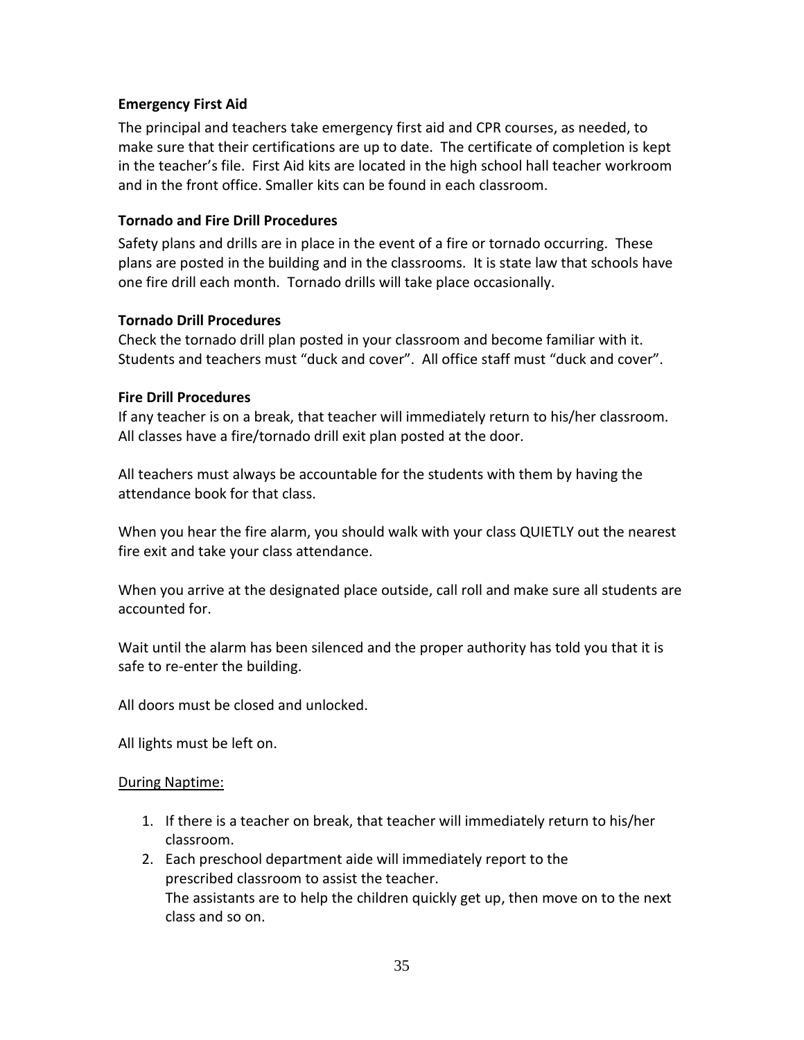**Emergency First Aid**

The principal and teachers take emergency first aid and CPR courses, as needed, to make sure that their certifications are up to date. The certificate of completion is kept in the teacher's file. First Aid kits are located in the high school hall teacher workroom and in the front office. Smaller kits can be found in each classroom.

**Tornado and Fire Drill Procedures**

Safety plans and drills are in place in the event of a fire or tornado occurring. These plans are posted in the building and in the classrooms. It is state law that schools have one fire drill each month. Tornado drills will take place occasionally.

**Tornado Drill Procedures**

Check the tornado drill plan posted in your classroom and become familiar with it. Students and teachers must "duck and cover". All office staff must "duck and cover".

**Fire Drill Procedures**

If any teacher is on a break, that teacher will immediately return to his/her classroom. All classes have a fire/tornado drill exit plan posted at the door.

All teachers must always be accountable for the students with them by having the attendance book for that class.

When you hear the fire alarm, you should walk with your class QUIETLY out the nearest fire exit and take your class attendance.

When you arrive at the designated place outside, call roll and make sure all students are accounted for.

Wait until the alarm has been silenced and the proper authority has told you that it is safe to re-enter the building.

All doors must be closed and unlocked.

All lights must be left on.

<u>During Naptime:</u>

1. If there is a teacher on break, that teacher will immediately return to his/her classroom.
2. Each preschool department aide will immediately report to the prescribed classroom to assist the teacher.
   The assistants are to help the children quickly get up, then move on to the next class and so on.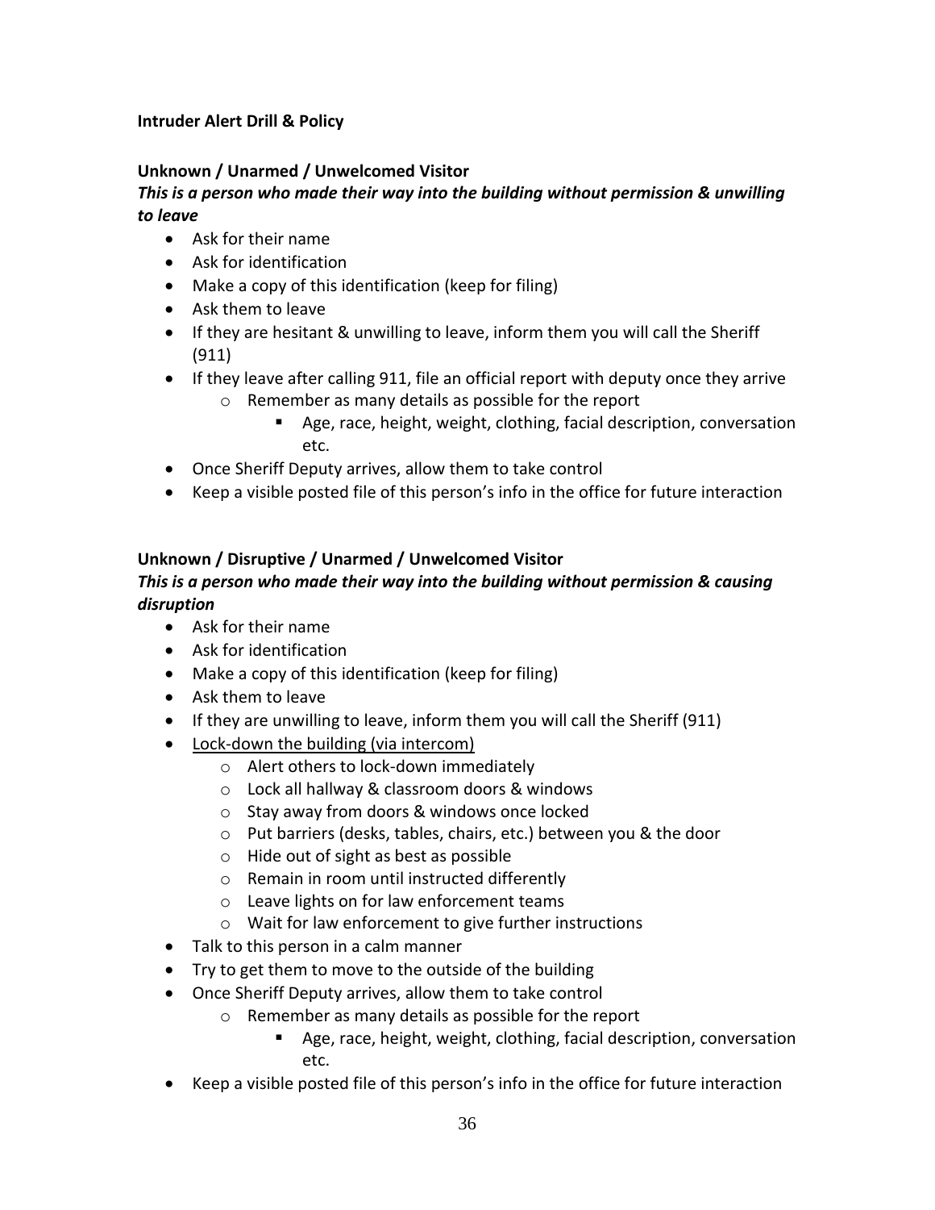**Intruder Alert Drill & Policy**

**Unknown / Unarmed / Unwelcomed Visitor**

***This is a person who made their way into the building without permission & unwilling to leave***

- Ask for their name
- Ask for identification
- Make a copy of this identification (keep for filing)
- Ask them to leave
- If they are hesitant & unwilling to leave, inform them you will call the Sheriff (911)
- If they leave after calling 911, file an official report with deputy once they arrive
    - Remember as many details as possible for the report
        - Age, race, height, weight, clothing, facial description, conversation etc.
- Once Sheriff Deputy arrives, allow them to take control
- Keep a visible posted file of this person's info in the office for future interaction

**Unknown / Disruptive / Unarmed / Unwelcomed Visitor**

***This is a person who made their way into the building without permission & causing disruption***

- Ask for their name
- Ask for identification
- Make a copy of this identification (keep for filing)
- Ask them to leave
- If they are unwilling to leave, inform them you will call the Sheriff (911)
- <u>Lock-down the building (via intercom)</u>
    - Alert others to lock-down immediately
    - Lock all hallway & classroom doors & windows
    - Stay away from doors & windows once locked
    - Put barriers (desks, tables, chairs, etc.) between you & the door
    - Hide out of sight as best as possible
    - Remain in room until instructed differently
    - Leave lights on for law enforcement teams
    - Wait for law enforcement to give further instructions
- Talk to this person in a calm manner
- Try to get them to move to the outside of the building
- Once Sheriff Deputy arrives, allow them to take control
    - Remember as many details as possible for the report
        - Age, race, height, weight, clothing, facial description, conversation etc.
- Keep a visible posted file of this person's info in the office for future interaction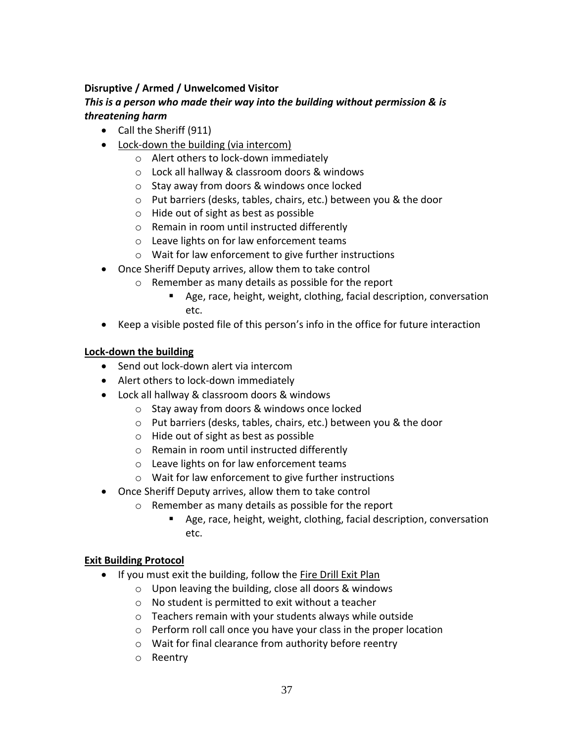**Disruptive / Armed / Unwelcomed Visitor**

***This is a person who made their way into the building without permission & is threatening harm***

- Call the Sheriff (911)
- <u>Lock-down the building (via intercom)</u>
    - Alert others to lock-down immediately
    - Lock all hallway & classroom doors & windows
    - Stay away from doors & windows once locked
    - Put barriers (desks, tables, chairs, etc.) between you & the door
    - Hide out of sight as best as possible
    - Remain in room until instructed differently
    - Leave lights on for law enforcement teams
    - Wait for law enforcement to give further instructions
- Once Sheriff Deputy arrives, allow them to take control
    - Remember as many details as possible for the report
        - Age, race, height, weight, clothing, facial description, conversation etc.
- Keep a visible posted file of this person's info in the office for future interaction

**<u>Lock-down the building</u>**

- Send out lock-down alert via intercom
- Alert others to lock-down immediately
- Lock all hallway & classroom doors & windows
    - Stay away from doors & windows once locked
    - Put barriers (desks, tables, chairs, etc.) between you & the door
    - Hide out of sight as best as possible
    - Remain in room until instructed differently
    - Leave lights on for law enforcement teams
    - Wait for law enforcement to give further instructions
- Once Sheriff Deputy arrives, allow them to take control
    - Remember as many details as possible for the report
        - Age, race, height, weight, clothing, facial description, conversation etc.

**<u>Exit Building Protocol</u>**

- If you must exit the building, follow the <u>Fire Drill Exit Plan</u>
    - Upon leaving the building, close all doors & windows
    - No student is permitted to exit without a teacher
    - Teachers remain with your students always while outside
    - Perform roll call once you have your class in the proper location
    - Wait for final clearance from authority before reentry
    - Reentry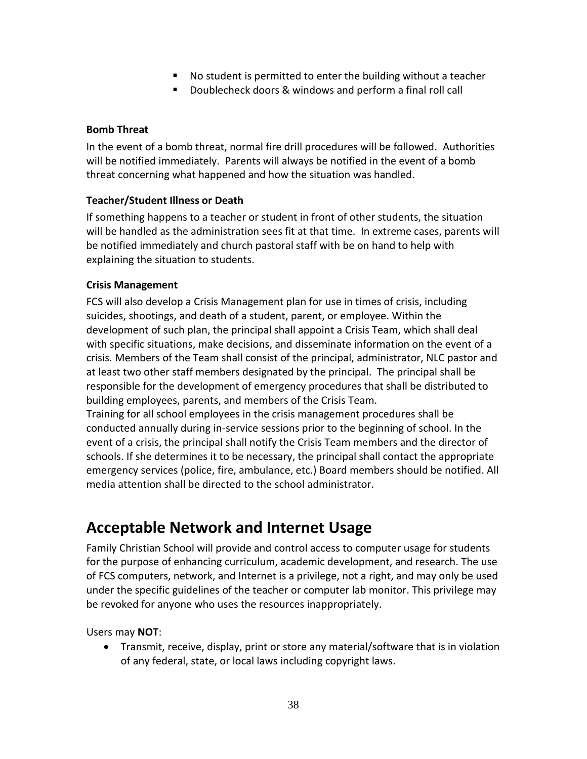- No student is permitted to enter the building without a teacher
- Doublecheck doors & windows and perform a final roll call

**Bomb Threat**

In the event of a bomb threat, normal fire drill procedures will be followed. Authorities will be notified immediately. Parents will always be notified in the event of a bomb threat concerning what happened and how the situation was handled.

**Teacher/Student Illness or Death**

If something happens to a teacher or student in front of other students, the situation will be handled as the administration sees fit at that time. In extreme cases, parents will be notified immediately and church pastoral staff with be on hand to help with explaining the situation to students.

**Crisis Management**

FCS will also develop a Crisis Management plan for use in times of crisis, including suicides, shootings, and death of a student, parent, or employee. Within the development of such plan, the principal shall appoint a Crisis Team, which shall deal with specific situations, make decisions, and disseminate information on the event of a crisis. Members of the Team shall consist of the principal, administrator, NLC pastor and at least two other staff members designated by the principal. The principal shall be responsible for the development of emergency procedures that shall be distributed to building employees, parents, and members of the Crisis Team.
Training for all school employees in the crisis management procedures shall be conducted annually during in-service sessions prior to the beginning of school. In the event of a crisis, the principal shall notify the Crisis Team members and the director of schools. If she determines it to be necessary, the principal shall contact the appropriate emergency services (police, fire, ambulance, etc.) Board members should be notified. All media attention shall be directed to the school administrator.

## Acceptable Network and Internet Usage

Family Christian School will provide and control access to computer usage for students for the purpose of enhancing curriculum, academic development, and research. The use of FCS computers, network, and Internet is a privilege, not a right, and may only be used under the specific guidelines of the teacher or computer lab monitor. This privilege may be revoked for anyone who uses the resources inappropriately.

Users may **NOT**:

- Transmit, receive, display, print or store any material/software that is in violation of any federal, state, or local laws including copyright laws.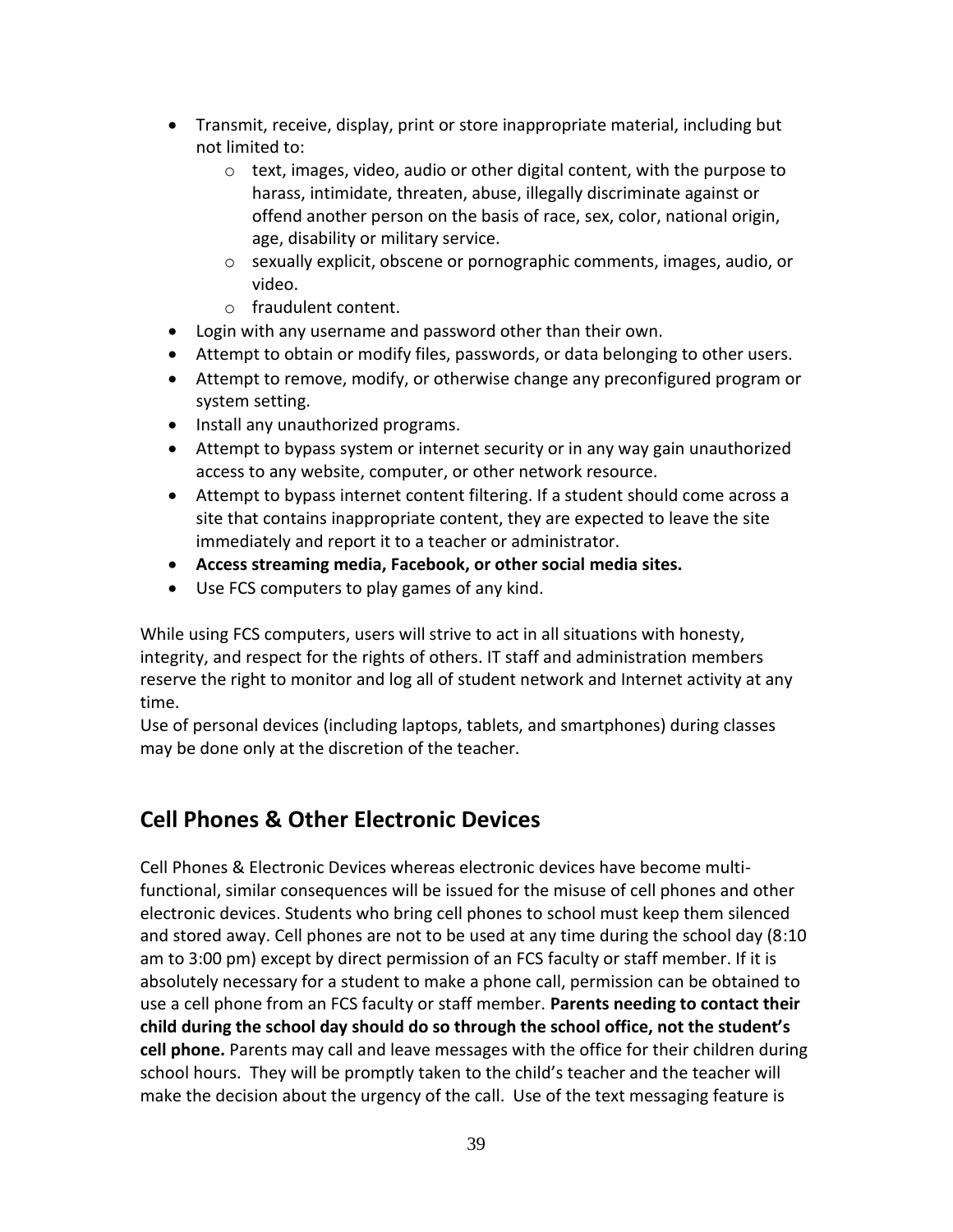- Transmit, receive, display, print or store inappropriate material, including but not limited to:
  - text, images, video, audio or other digital content, with the purpose to harass, intimidate, threaten, abuse, illegally discriminate against or offend another person on the basis of race, sex, color, national origin, age, disability or military service.
  - sexually explicit, obscene or pornographic comments, images, audio, or video.
  - fraudulent content.
- Login with any username and password other than their own.
- Attempt to obtain or modify files, passwords, or data belonging to other users.
- Attempt to remove, modify, or otherwise change any preconfigured program or system setting.
- Install any unauthorized programs.
- Attempt to bypass system or internet security or in any way gain unauthorized access to any website, computer, or other network resource.
- Attempt to bypass internet content filtering. If a student should come across a site that contains inappropriate content, they are expected to leave the site immediately and report it to a teacher or administrator.
- **Access streaming media, Facebook, or other social media sites.**
- Use FCS computers to play games of any kind.

While using FCS computers, users will strive to act in all situations with honesty, integrity, and respect for the rights of others. IT staff and administration members reserve the right to monitor and log all of student network and Internet activity at any time.
Use of personal devices (including laptops, tablets, and smartphones) during classes may be done only at the discretion of the teacher.

## Cell Phones & Other Electronic Devices

Cell Phones & Electronic Devices whereas electronic devices have become multi-functional, similar consequences will be issued for the misuse of cell phones and other electronic devices. Students who bring cell phones to school must keep them silenced and stored away. Cell phones are not to be used at any time during the school day (8:10 am to 3:00 pm) except by direct permission of an FCS faculty or staff member. If it is absolutely necessary for a student to make a phone call, permission can be obtained to use a cell phone from an FCS faculty or staff member. **Parents needing to contact their child during the school day should do so through the school office, not the student's cell phone.** Parents may call and leave messages with the office for their children during school hours. They will be promptly taken to the child's teacher and the teacher will make the decision about the urgency of the call. Use of the text messaging feature is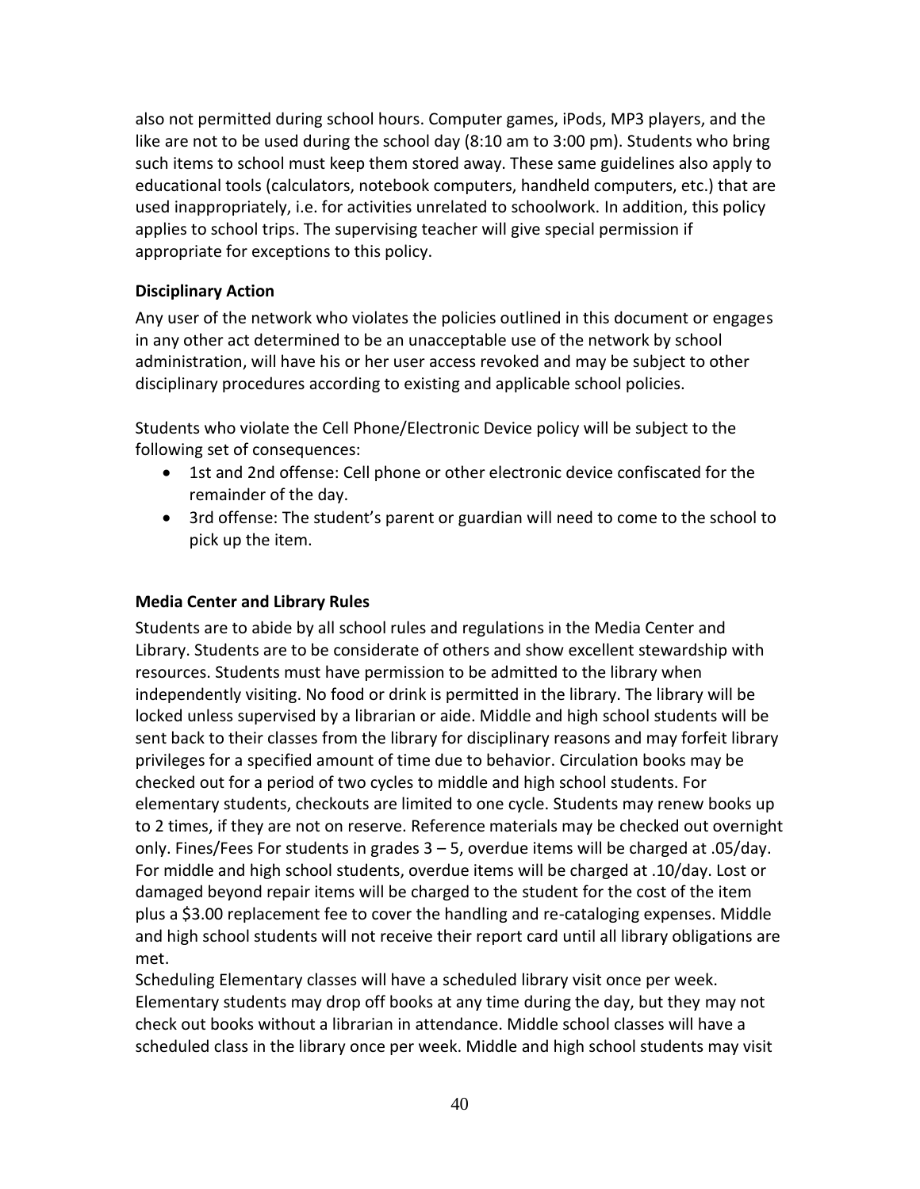also not permitted during school hours. Computer games, iPods, MP3 players, and the like are not to be used during the school day (8:10 am to 3:00 pm). Students who bring such items to school must keep them stored away. These same guidelines also apply to educational tools (calculators, notebook computers, handheld computers, etc.) that are used inappropriately, i.e. for activities unrelated to schoolwork. In addition, this policy applies to school trips. The supervising teacher will give special permission if appropriate for exceptions to this policy.

**Disciplinary Action**

Any user of the network who violates the policies outlined in this document or engages in any other act determined to be an unacceptable use of the network by school administration, will have his or her user access revoked and may be subject to other disciplinary procedures according to existing and applicable school policies.

Students who violate the Cell Phone/Electronic Device policy will be subject to the following set of consequences:

- 1st and 2nd offense: Cell phone or other electronic device confiscated for the remainder of the day.
- 3rd offense: The student's parent or guardian will need to come to the school to pick up the item.

**Media Center and Library Rules**

Students are to abide by all school rules and regulations in the Media Center and Library. Students are to be considerate of others and show excellent stewardship with resources. Students must have permission to be admitted to the library when independently visiting. No food or drink is permitted in the library. The library will be locked unless supervised by a librarian or aide. Middle and high school students will be sent back to their classes from the library for disciplinary reasons and may forfeit library privileges for a specified amount of time due to behavior. Circulation books may be checked out for a period of two cycles to middle and high school students. For elementary students, checkouts are limited to one cycle. Students may renew books up to 2 times, if they are not on reserve. Reference materials may be checked out overnight only. Fines/Fees For students in grades 3 – 5, overdue items will be charged at .05/day. For middle and high school students, overdue items will be charged at .10/day. Lost or damaged beyond repair items will be charged to the student for the cost of the item plus a $3.00 replacement fee to cover the handling and re-cataloging expenses. Middle and high school students will not receive their report card until all library obligations are met.

Scheduling Elementary classes will have a scheduled library visit once per week. Elementary students may drop off books at any time during the day, but they may not check out books without a librarian in attendance. Middle school classes will have a scheduled class in the library once per week. Middle and high school students may visit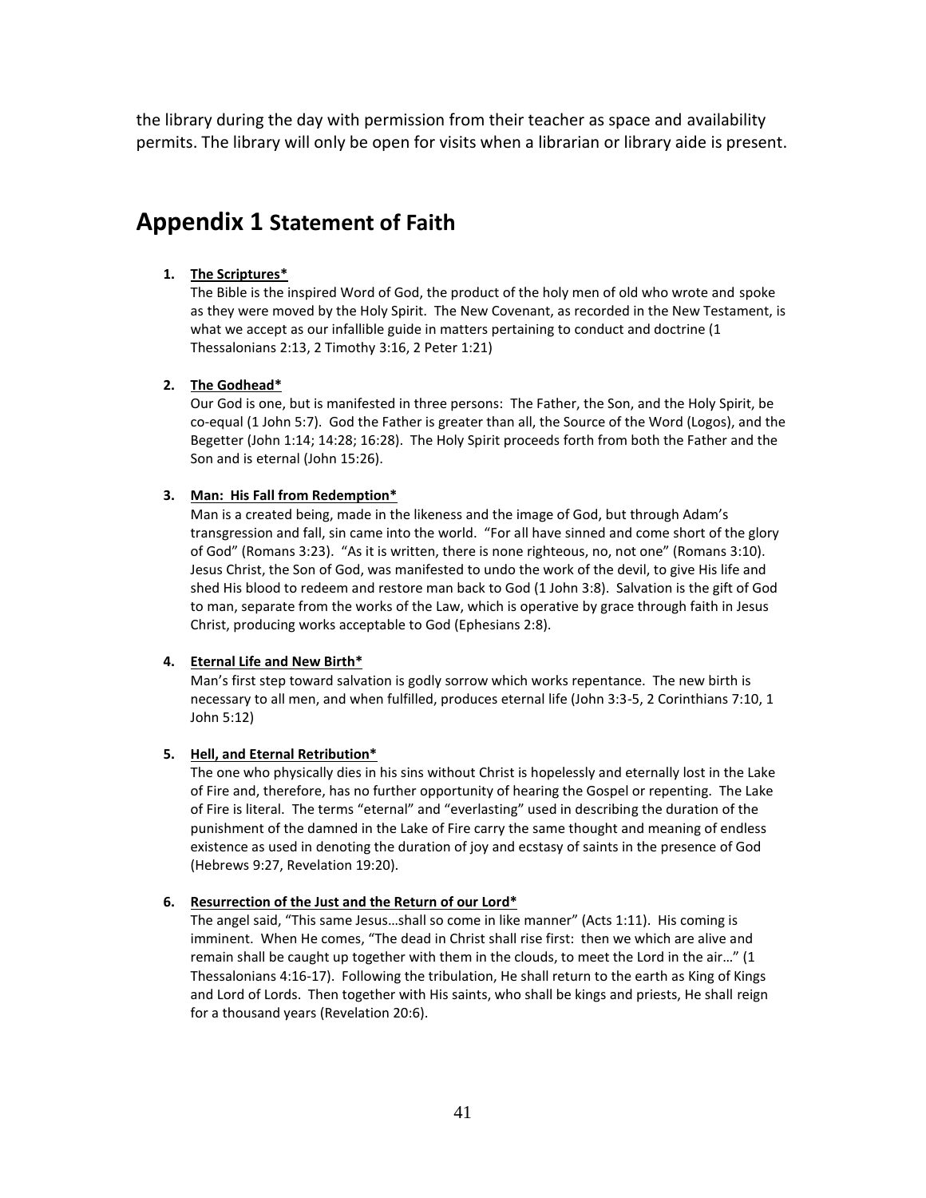the library during the day with permission from their teacher as space and availability permits. The library will only be open for visits when a librarian or library aide is present.

# Appendix 1 Statement of Faith

1. **The Scriptures***
   The Bible is the inspired Word of God, the product of the holy men of old who wrote and spoke as they were moved by the Holy Spirit. The New Covenant, as recorded in the New Testament, is what we accept as our infallible guide in matters pertaining to conduct and doctrine (1 Thessalonians 2:13, 2 Timothy 3:16, 2 Peter 1:21)

2. **The Godhead***
   Our God is one, but is manifested in three persons: The Father, the Son, and the Holy Spirit, be co-equal (1 John 5:7). God the Father is greater than all, the Source of the Word (Logos), and the Begetter (John 1:14; 14:28; 16:28). The Holy Spirit proceeds forth from both the Father and the Son and is eternal (John 15:26).

3. **Man: His Fall from Redemption***
   Man is a created being, made in the likeness and the image of God, but through Adam's transgression and fall, sin came into the world. "For all have sinned and come short of the glory of God" (Romans 3:23). "As it is written, there is none righteous, no, not one" (Romans 3:10). Jesus Christ, the Son of God, was manifested to undo the work of the devil, to give His life and shed His blood to redeem and restore man back to God (1 John 3:8). Salvation is the gift of God to man, separate from the works of the Law, which is operative by grace through faith in Jesus Christ, producing works acceptable to God (Ephesians 2:8).

4. **Eternal Life and New Birth***
   Man's first step toward salvation is godly sorrow which works repentance. The new birth is necessary to all men, and when fulfilled, produces eternal life (John 3:3-5, 2 Corinthians 7:10, 1 John 5:12)

5. **Hell, and Eternal Retribution***
   The one who physically dies in his sins without Christ is hopelessly and eternally lost in the Lake of Fire and, therefore, has no further opportunity of hearing the Gospel or repenting. The Lake of Fire is literal. The terms "eternal" and "everlasting" used in describing the duration of the punishment of the damned in the Lake of Fire carry the same thought and meaning of endless existence as used in denoting the duration of joy and ecstasy of saints in the presence of God (Hebrews 9:27, Revelation 19:20).

6. **Resurrection of the Just and the Return of our Lord***
   The angel said, "This same Jesus…shall so come in like manner" (Acts 1:11). His coming is imminent. When He comes, "The dead in Christ shall rise first: then we which are alive and remain shall be caught up together with them in the clouds, to meet the Lord in the air…" (1 Thessalonians 4:16-17). Following the tribulation, He shall return to the earth as King of Kings and Lord of Lords. Then together with His saints, who shall be kings and priests, He shall reign for a thousand years (Revelation 20:6).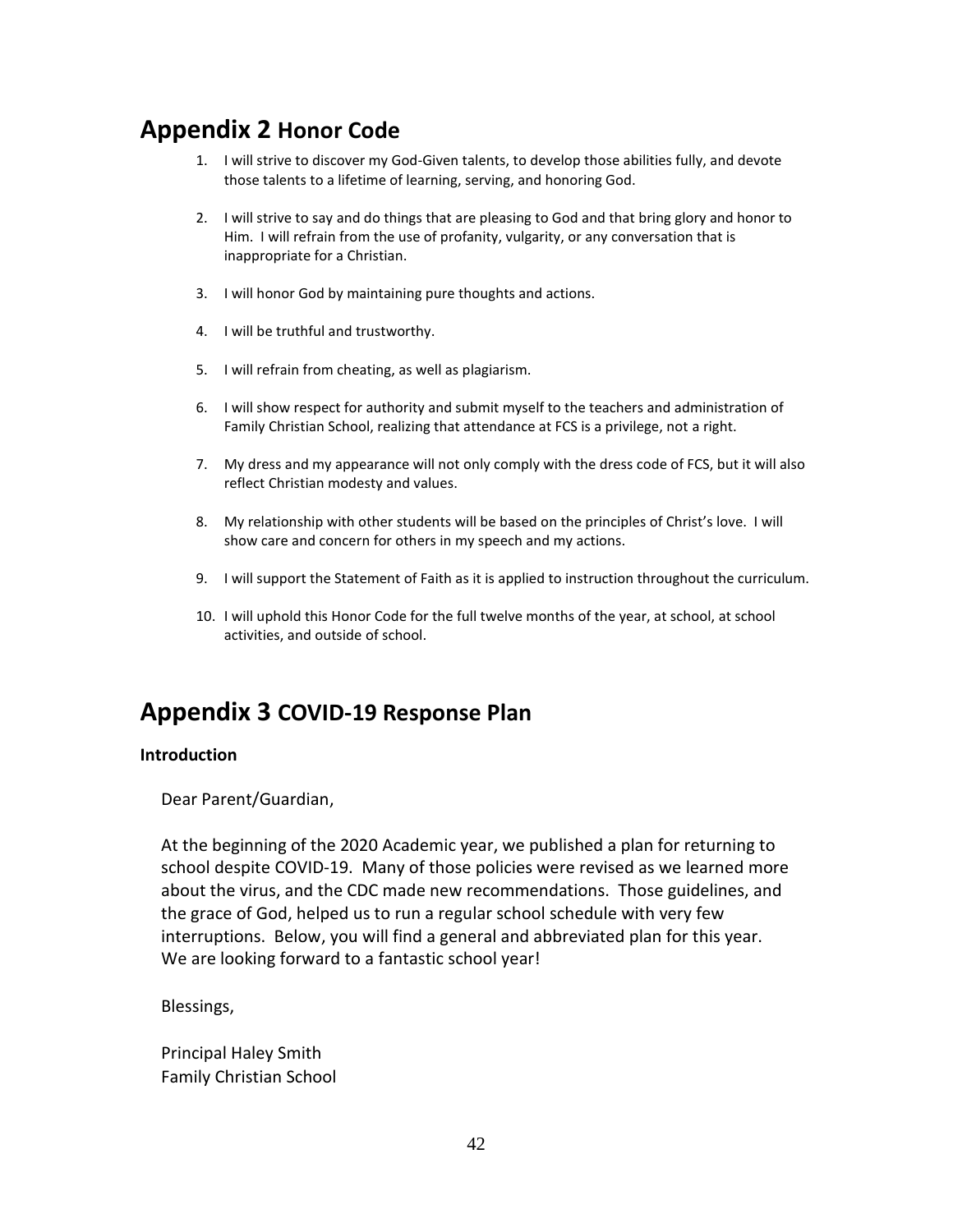## Appendix 2 Honor Code

1. I will strive to discover my God-Given talents, to develop those abilities fully, and devote those talents to a lifetime of learning, serving, and honoring God.

2. I will strive to say and do things that are pleasing to God and that bring glory and honor to Him. I will refrain from the use of profanity, vulgarity, or any conversation that is inappropriate for a Christian.

3. I will honor God by maintaining pure thoughts and actions.

4. I will be truthful and trustworthy.

5. I will refrain from cheating, as well as plagiarism.

6. I will show respect for authority and submit myself to the teachers and administration of Family Christian School, realizing that attendance at FCS is a privilege, not a right.

7. My dress and my appearance will not only comply with the dress code of FCS, but it will also reflect Christian modesty and values.

8. My relationship with other students will be based on the principles of Christ's love. I will show care and concern for others in my speech and my actions.

9. I will support the Statement of Faith as it is applied to instruction throughout the curriculum.

10. I will uphold this Honor Code for the full twelve months of the year, at school, at school activities, and outside of school.

## Appendix 3 COVID-19 Response Plan

**Introduction**

Dear Parent/Guardian,

At the beginning of the 2020 Academic year, we published a plan for returning to school despite COVID-19. Many of those policies were revised as we learned more about the virus, and the CDC made new recommendations. Those guidelines, and the grace of God, helped us to run a regular school schedule with very few interruptions. Below, you will find a general and abbreviated plan for this year. We are looking forward to a fantastic school year!

Blessings,

Principal Haley Smith
Family Christian School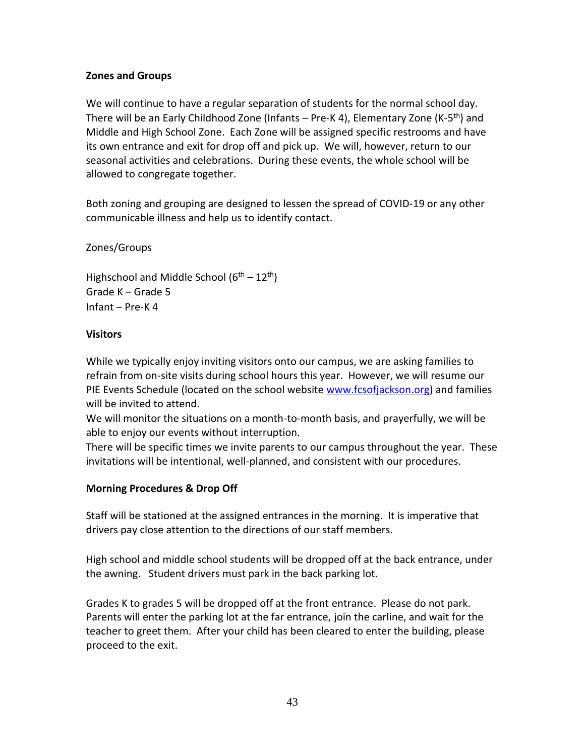**Zones and Groups**

We will continue to have a regular separation of students for the normal school day. There will be an Early Childhood Zone (Infants – Pre-K 4), Elementary Zone (K-5th) and Middle and High School Zone. Each Zone will be assigned specific restrooms and have its own entrance and exit for drop off and pick up. We will, however, return to our seasonal activities and celebrations. During these events, the whole school will be allowed to congregate together.

Both zoning and grouping are designed to lessen the spread of COVID-19 or any other communicable illness and help us to identify contact.

Zones/Groups

Highschool and Middle School (6th – 12th)
Grade K – Grade 5
Infant – Pre-K 4

**Visitors**

While we typically enjoy inviting visitors onto our campus, we are asking families to refrain from on-site visits during school hours this year. However, we will resume our PIE Events Schedule (located on the school website [www.fcsofjackson.org](www.fcsofjackson.org)) and families will be invited to attend.
We will monitor the situations on a month-to-month basis, and prayerfully, we will be able to enjoy our events without interruption.
There will be specific times we invite parents to our campus throughout the year. These invitations will be intentional, well-planned, and consistent with our procedures.

**Morning Procedures & Drop Off**

Staff will be stationed at the assigned entrances in the morning. It is imperative that drivers pay close attention to the directions of our staff members.

High school and middle school students will be dropped off at the back entrance, under the awning. Student drivers must park in the back parking lot.

Grades K to grades 5 will be dropped off at the front entrance. Please do not park. Parents will enter the parking lot at the far entrance, join the carline, and wait for the teacher to greet them. After your child has been cleared to enter the building, please proceed to the exit.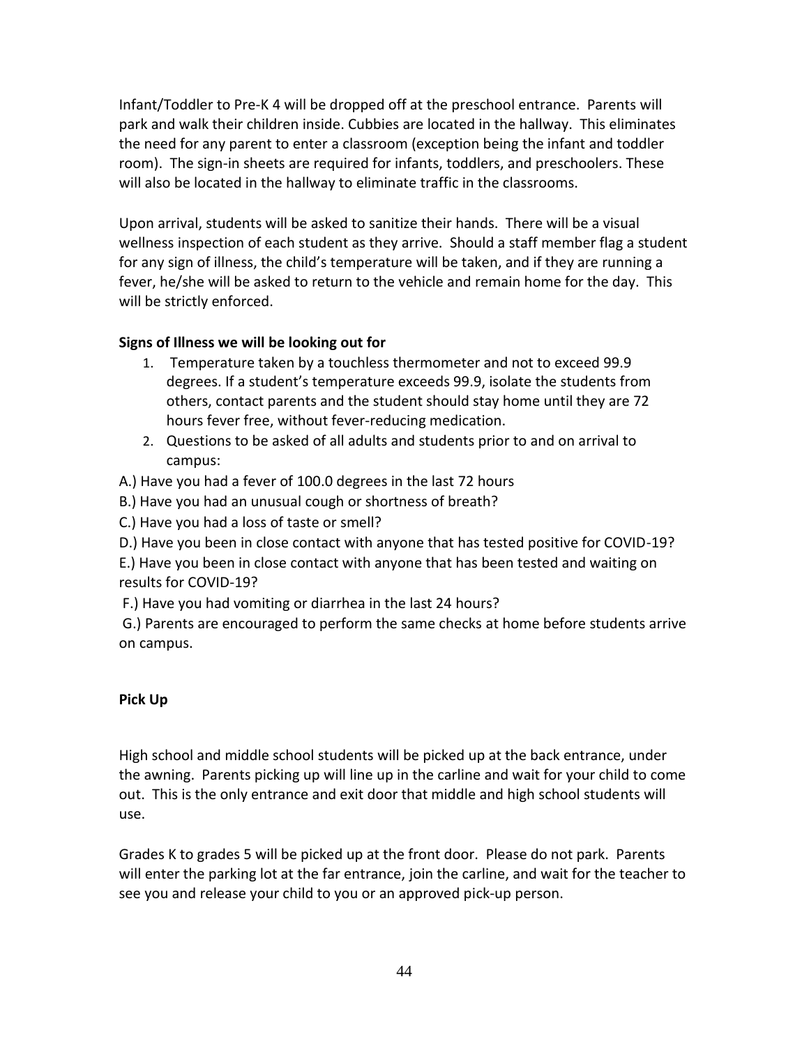Infant/Toddler to Pre-K 4 will be dropped off at the preschool entrance. Parents will park and walk their children inside. Cubbies are located in the hallway. This eliminates the need for any parent to enter a classroom (exception being the infant and toddler room). The sign-in sheets are required for infants, toddlers, and preschoolers. These will also be located in the hallway to eliminate traffic in the classrooms.

Upon arrival, students will be asked to sanitize their hands. There will be a visual wellness inspection of each student as they arrive. Should a staff member flag a student for any sign of illness, the child's temperature will be taken, and if they are running a fever, he/she will be asked to return to the vehicle and remain home for the day. This will be strictly enforced.

**Signs of Illness we will be looking out for**

1. Temperature taken by a touchless thermometer and not to exceed 99.9 degrees. If a student's temperature exceeds 99.9, isolate the students from others, contact parents and the student should stay home until they are 72 hours fever free, without fever-reducing medication.
2. Questions to be asked of all adults and students prior to and on arrival to campus:

A.) Have you had a fever of 100.0 degrees in the last 72 hours

B.) Have you had an unusual cough or shortness of breath?

C.) Have you had a loss of taste or smell?

D.) Have you been in close contact with anyone that has tested positive for COVID-19?

E.) Have you been in close contact with anyone that has been tested and waiting on results for COVID-19?

F.) Have you had vomiting or diarrhea in the last 24 hours?

G.) Parents are encouraged to perform the same checks at home before students arrive on campus.

**Pick Up**

High school and middle school students will be picked up at the back entrance, under the awning. Parents picking up will line up in the carline and wait for your child to come out. This is the only entrance and exit door that middle and high school students will use.

Grades K to grades 5 will be picked up at the front door. Please do not park. Parents will enter the parking lot at the far entrance, join the carline, and wait for the teacher to see you and release your child to you or an approved pick-up person.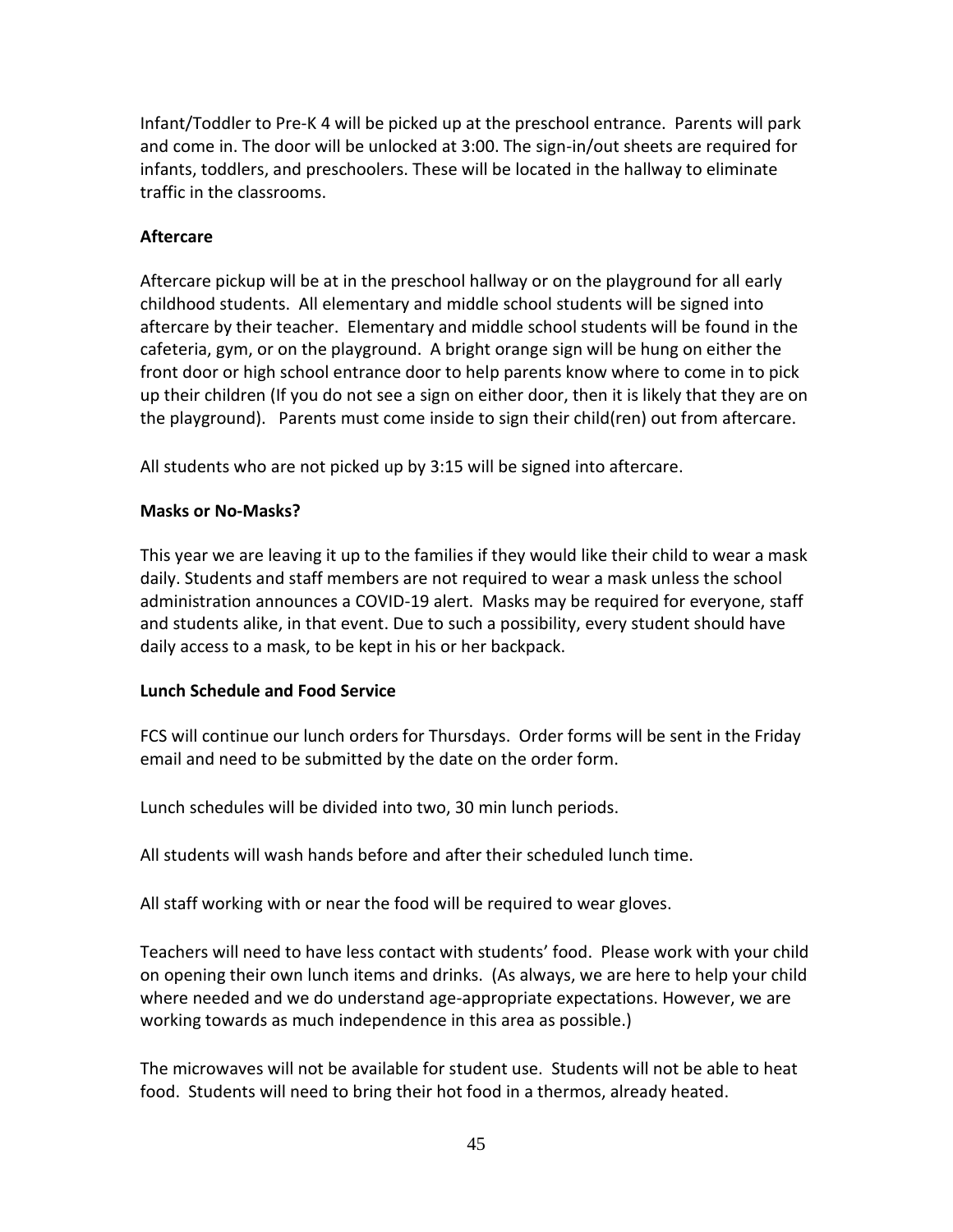Infant/Toddler to Pre-K 4 will be picked up at the preschool entrance. Parents will park and come in. The door will be unlocked at 3:00. The sign-in/out sheets are required for infants, toddlers, and preschoolers. These will be located in the hallway to eliminate traffic in the classrooms.

**Aftercare**

Aftercare pickup will be at in the preschool hallway or on the playground for all early childhood students. All elementary and middle school students will be signed into aftercare by their teacher. Elementary and middle school students will be found in the cafeteria, gym, or on the playground. A bright orange sign will be hung on either the front door or high school entrance door to help parents know where to come in to pick up their children (If you do not see a sign on either door, then it is likely that they are on the playground). Parents must come inside to sign their child(ren) out from aftercare.

All students who are not picked up by 3:15 will be signed into aftercare.

**Masks or No-Masks?**

This year we are leaving it up to the families if they would like their child to wear a mask daily. Students and staff members are not required to wear a mask unless the school administration announces a COVID-19 alert. Masks may be required for everyone, staff and students alike, in that event. Due to such a possibility, every student should have daily access to a mask, to be kept in his or her backpack.

**Lunch Schedule and Food Service**

FCS will continue our lunch orders for Thursdays. Order forms will be sent in the Friday email and need to be submitted by the date on the order form.

Lunch schedules will be divided into two, 30 min lunch periods.

All students will wash hands before and after their scheduled lunch time.

All staff working with or near the food will be required to wear gloves.

Teachers will need to have less contact with students' food. Please work with your child on opening their own lunch items and drinks. (As always, we are here to help your child where needed and we do understand age-appropriate expectations. However, we are working towards as much independence in this area as possible.)

The microwaves will not be available for student use. Students will not be able to heat food. Students will need to bring their hot food in a thermos, already heated.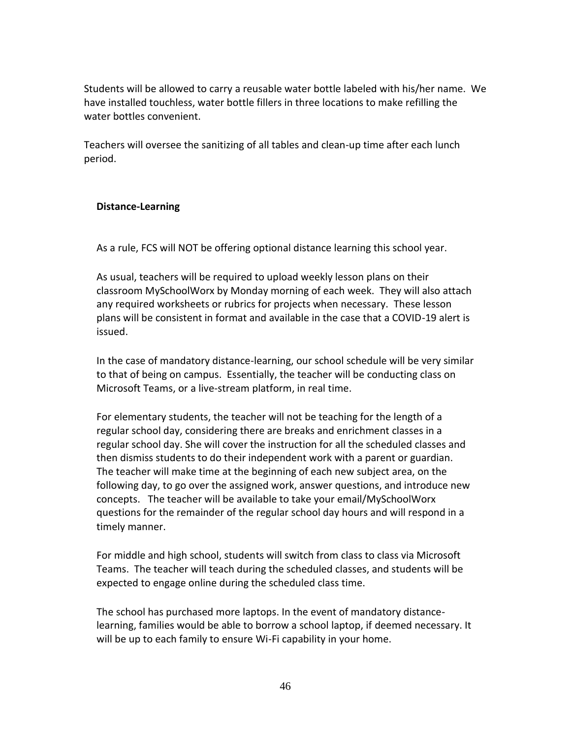Students will be allowed to carry a reusable water bottle labeled with his/her name. We have installed touchless, water bottle fillers in three locations to make refilling the water bottles convenient.

Teachers will oversee the sanitizing of all tables and clean-up time after each lunch period.

**Distance-Learning**

As a rule, FCS will NOT be offering optional distance learning this school year.

As usual, teachers will be required to upload weekly lesson plans on their classroom MySchoolWorx by Monday morning of each week. They will also attach any required worksheets or rubrics for projects when necessary. These lesson plans will be consistent in format and available in the case that a COVID-19 alert is issued.

In the case of mandatory distance-learning, our school schedule will be very similar to that of being on campus. Essentially, the teacher will be conducting class on Microsoft Teams, or a live-stream platform, in real time.

For elementary students, the teacher will not be teaching for the length of a regular school day, considering there are breaks and enrichment classes in a regular school day. She will cover the instruction for all the scheduled classes and then dismiss students to do their independent work with a parent or guardian. The teacher will make time at the beginning of each new subject area, on the following day, to go over the assigned work, answer questions, and introduce new concepts. The teacher will be available to take your email/MySchoolWorx questions for the remainder of the regular school day hours and will respond in a timely manner.

For middle and high school, students will switch from class to class via Microsoft Teams. The teacher will teach during the scheduled classes, and students will be expected to engage online during the scheduled class time.

The school has purchased more laptops. In the event of mandatory distance-learning, families would be able to borrow a school laptop, if deemed necessary. It will be up to each family to ensure Wi-Fi capability in your home.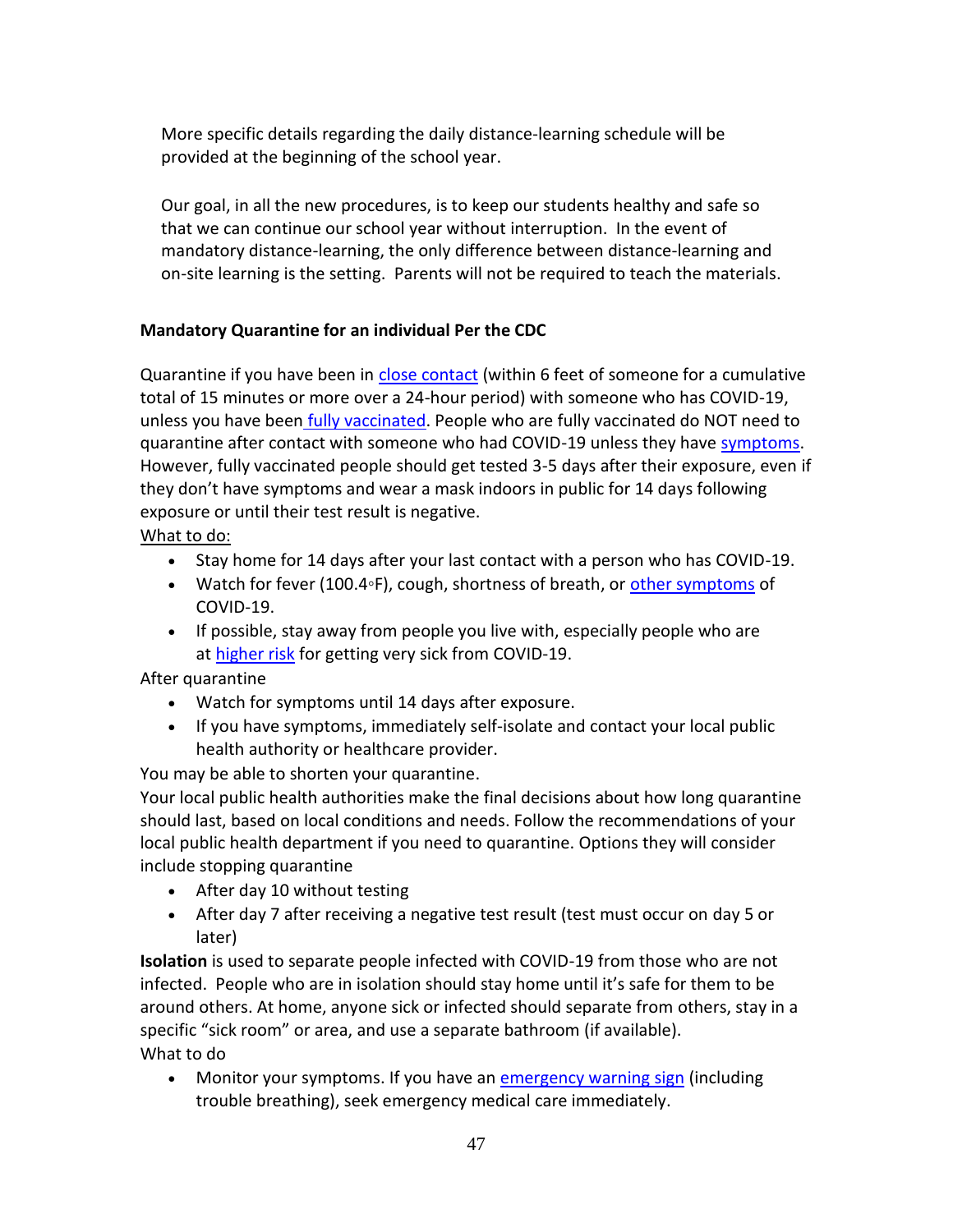More specific details regarding the daily distance-learning schedule will be provided at the beginning of the school year.

Our goal, in all the new procedures, is to keep our students healthy and safe so that we can continue our school year without interruption. In the event of mandatory distance-learning, the only difference between distance-learning and on-site learning is the setting. Parents will not be required to teach the materials.

**Mandatory Quarantine for an individual Per the CDC**

Quarantine if you have been in close contact (within 6 feet of someone for a cumulative total of 15 minutes or more over a 24-hour period) with someone who has COVID-19, unless you have been fully vaccinated. People who are fully vaccinated do NOT need to quarantine after contact with someone who had COVID-19 unless they have symptoms. However, fully vaccinated people should get tested 3-5 days after their exposure, even if they don't have symptoms and wear a mask indoors in public for 14 days following exposure or until their test result is negative.

What to do:

- Stay home for 14 days after your last contact with a person who has COVID-19.
- Watch for fever (100.4◦F), cough, shortness of breath, or other symptoms of COVID-19.
- If possible, stay away from people you live with, especially people who are at higher risk for getting very sick from COVID-19.

After quarantine

- Watch for symptoms until 14 days after exposure.
- If you have symptoms, immediately self-isolate and contact your local public health authority or healthcare provider.

You may be able to shorten your quarantine.

Your local public health authorities make the final decisions about how long quarantine should last, based on local conditions and needs. Follow the recommendations of your local public health department if you need to quarantine. Options they will consider include stopping quarantine

- After day 10 without testing
- After day 7 after receiving a negative test result (test must occur on day 5 or later)

**Isolation** is used to separate people infected with COVID-19 from those who are not infected. People who are in isolation should stay home until it's safe for them to be around others. At home, anyone sick or infected should separate from others, stay in a specific "sick room" or area, and use a separate bathroom (if available).

What to do

- Monitor your symptoms. If you have an emergency warning sign (including trouble breathing), seek emergency medical care immediately.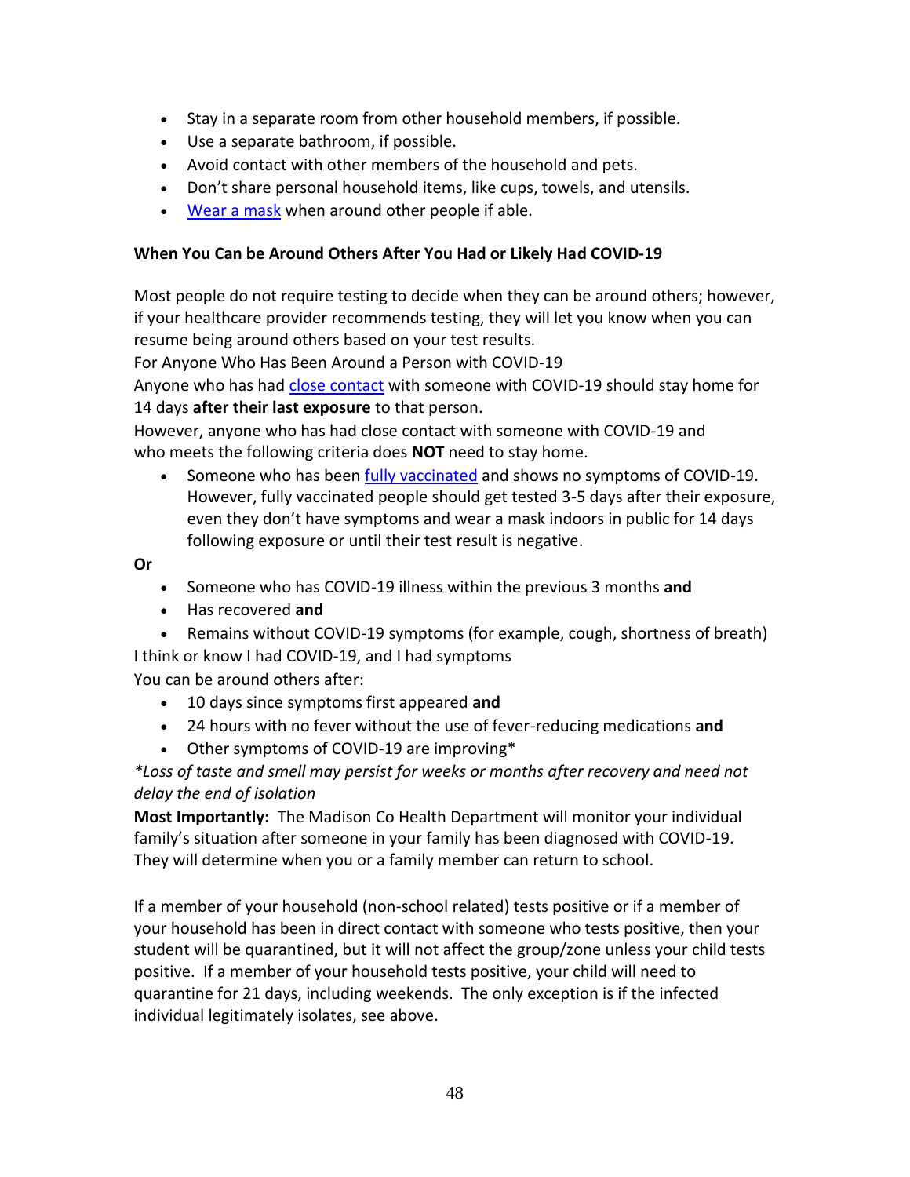- Stay in a separate room from other household members, if possible.
- Use a separate bathroom, if possible.
- Avoid contact with other members of the household and pets.
- Don't share personal household items, like cups, towels, and utensils.
- Wear a mask when around other people if able.

**When You Can be Around Others After You Had or Likely Had COVID-19**

Most people do not require testing to decide when they can be around others; however, if your healthcare provider recommends testing, they will let you know when you can resume being around others based on your test results.

For Anyone Who Has Been Around a Person with COVID-19

Anyone who has had close contact with someone with COVID-19 should stay home for 14 days **after their last exposure** to that person.

However, anyone who has had close contact with someone with COVID-19 and who meets the following criteria does **NOT** need to stay home.

- Someone who has been fully vaccinated and shows no symptoms of COVID-19. However, fully vaccinated people should get tested 3-5 days after their exposure, even they don't have symptoms and wear a mask indoors in public for 14 days following exposure or until their test result is negative.

**Or**

- Someone who has COVID-19 illness within the previous 3 months **and**
- Has recovered **and**
- Remains without COVID-19 symptoms (for example, cough, shortness of breath)

I think or know I had COVID-19, and I had symptoms

You can be around others after:

- 10 days since symptoms first appeared **and**
- 24 hours with no fever without the use of fever-reducing medications **and**
- Other symptoms of COVID-19 are improving*

*\*Loss of taste and smell may persist for weeks or months after recovery and need not delay the end of isolation*

**Most Importantly:** The Madison Co Health Department will monitor your individual family's situation after someone in your family has been diagnosed with COVID-19. They will determine when you or a family member can return to school.

If a member of your household (non-school related) tests positive or if a member of your household has been in direct contact with someone who tests positive, then your student will be quarantined, but it will not affect the group/zone unless your child tests positive. If a member of your household tests positive, your child will need to quarantine for 21 days, including weekends. The only exception is if the infected individual legitimately isolates, see above.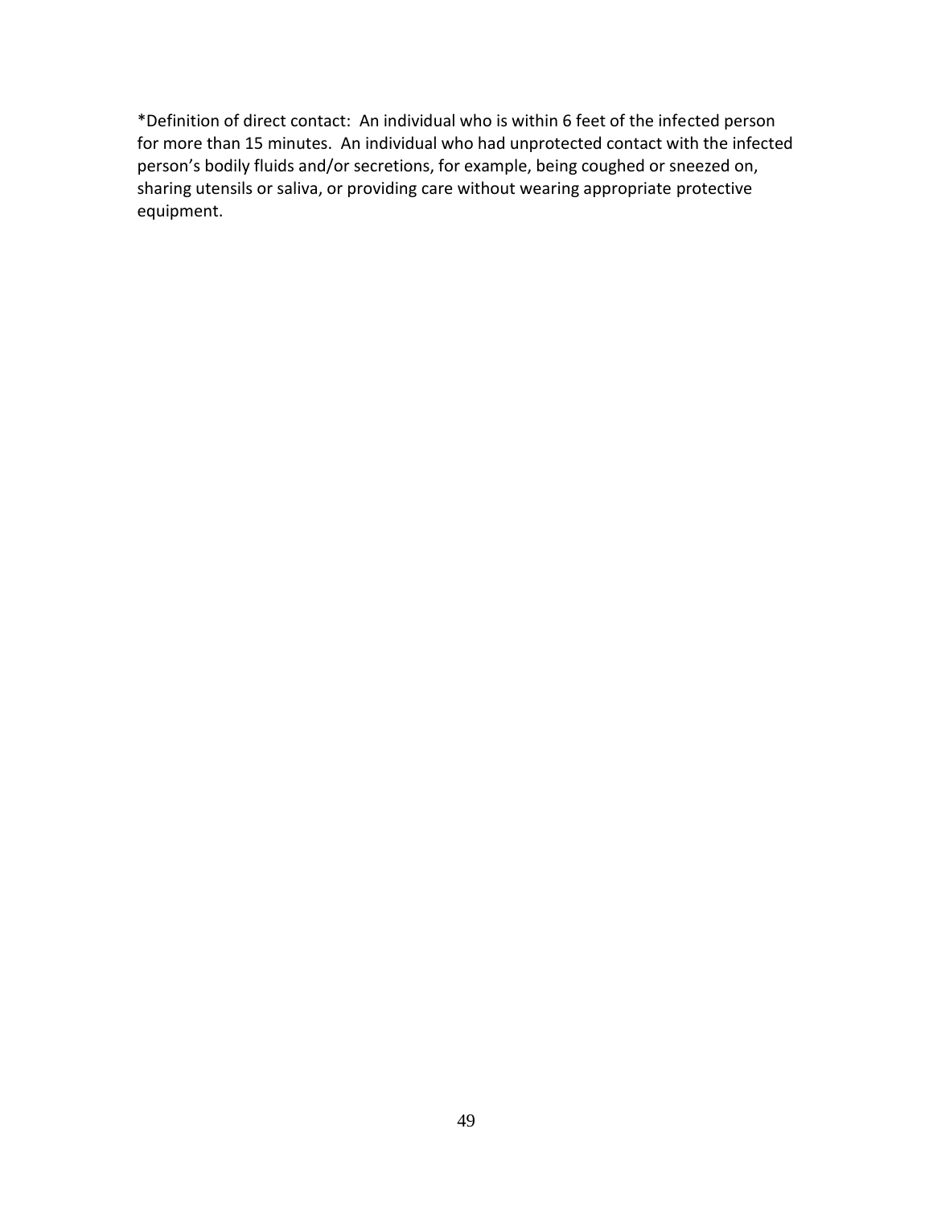*Definition of direct contact: An individual who is within 6 feet of the infected person for more than 15 minutes. An individual who had unprotected contact with the infected person's bodily fluids and/or secretions, for example, being coughed or sneezed on, sharing utensils or saliva, or providing care without wearing appropriate protective equipment.